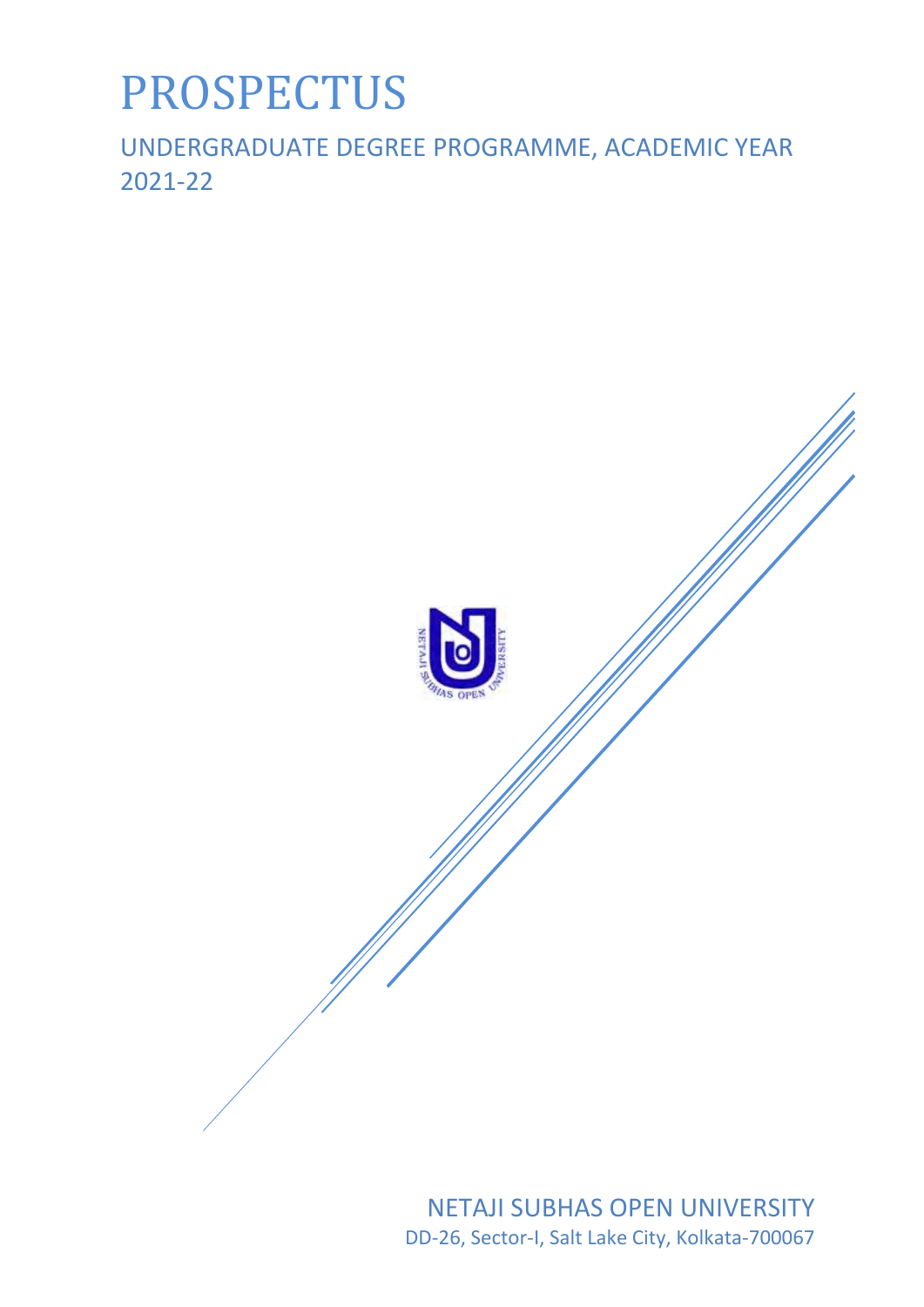# PROSPECTUS

## UNDERGRADUATE DEGREE PROGRAMME, ACADEMIC YEAR 2021-22

NETAJI SUBHAS OPEN UNIVERSITY

DD-26, Sector-I, Salt Lake City, Kolkata-700067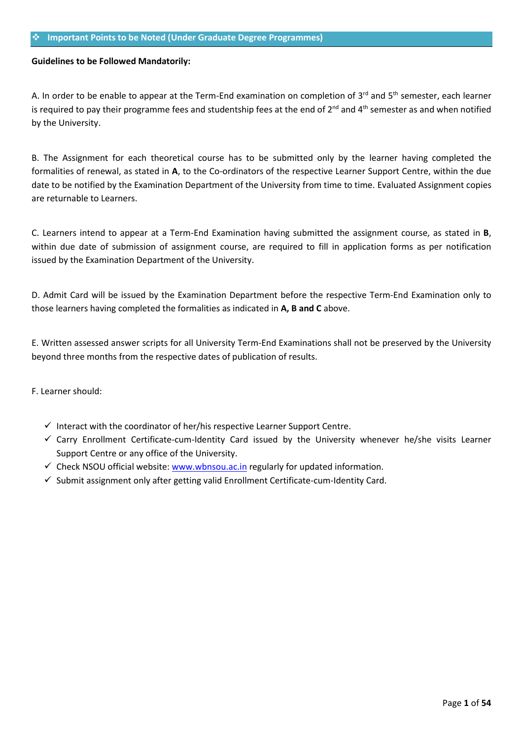## ❖ Important Points to be Noted (Under Graduate Degree Programmes)

**Guidelines to be Followed Mandatorily:**

A. In order to be enable to appear at the Term-End examination on completion of 3rd and 5th semester, each learner is required to pay their programme fees and studentship fees at the end of 2nd and 4th semester as and when notified by the University.

B. The Assignment for each theoretical course has to be submitted only by the learner having completed the formalities of renewal, as stated in **A**, to the Co-ordinators of the respective Learner Support Centre, within the due date to be notified by the Examination Department of the University from time to time. Evaluated Assignment copies are returnable to Learners.

C. Learners intend to appear at a Term-End Examination having submitted the assignment course, as stated in **B**, within due date of submission of assignment course, are required to fill in application forms as per notification issued by the Examination Department of the University.

D. Admit Card will be issued by the Examination Department before the respective Term-End Examination only to those learners having completed the formalities as indicated in **A, B and C** above.

E. Written assessed answer scripts for all University Term-End Examinations shall not be preserved by the University beyond three months from the respective dates of publication of results.

F. Learner should:

- ✓ Interact with the coordinator of her/his respective Learner Support Centre.
- ✓ Carry Enrollment Certificate-cum-Identity Card issued by the University whenever he/she visits Learner Support Centre or any office of the University.
- ✓ Check NSOU official website: [www.wbnsou.ac.in](http://www.wbnsou.ac.in) regularly for updated information.
- ✓ Submit assignment only after getting valid Enrollment Certificate-cum-Identity Card.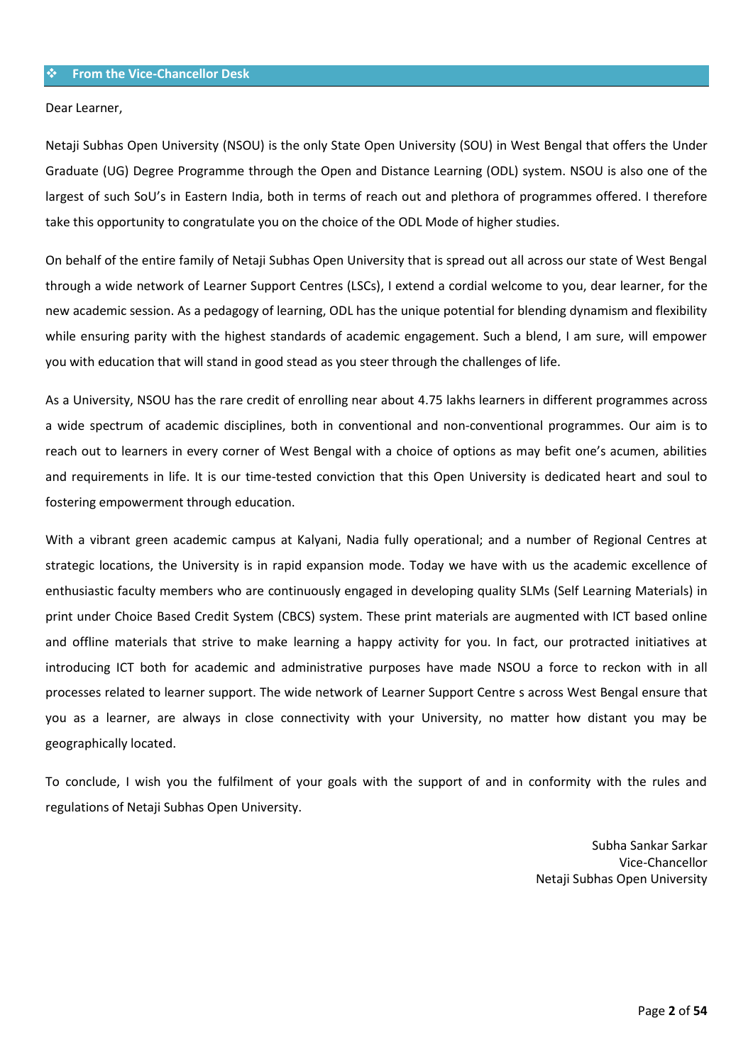## ❖ From the Vice-Chancellor Desk

Dear Learner,

Netaji Subhas Open University (NSOU) is the only State Open University (SOU) in West Bengal that offers the Under Graduate (UG) Degree Programme through the Open and Distance Learning (ODL) system. NSOU is also one of the largest of such SoU's in Eastern India, both in terms of reach out and plethora of programmes offered. I therefore take this opportunity to congratulate you on the choice of the ODL Mode of higher studies.

On behalf of the entire family of Netaji Subhas Open University that is spread out all across our state of West Bengal through a wide network of Learner Support Centres (LSCs), I extend a cordial welcome to you, dear learner, for the new academic session. As a pedagogy of learning, ODL has the unique potential for blending dynamism and flexibility while ensuring parity with the highest standards of academic engagement. Such a blend, I am sure, will empower you with education that will stand in good stead as you steer through the challenges of life.

As a University, NSOU has the rare credit of enrolling near about 4.75 lakhs learners in different programmes across a wide spectrum of academic disciplines, both in conventional and non-conventional programmes. Our aim is to reach out to learners in every corner of West Bengal with a choice of options as may befit one's acumen, abilities and requirements in life. It is our time-tested conviction that this Open University is dedicated heart and soul to fostering empowerment through education.

With a vibrant green academic campus at Kalyani, Nadia fully operational; and a number of Regional Centres at strategic locations, the University is in rapid expansion mode. Today we have with us the academic excellence of enthusiastic faculty members who are continuously engaged in developing quality SLMs (Self Learning Materials) in print under Choice Based Credit System (CBCS) system. These print materials are augmented with ICT based online and offline materials that strive to make learning a happy activity for you. In fact, our protracted initiatives at introducing ICT both for academic and administrative purposes have made NSOU a force to reckon with in all processes related to learner support. The wide network of Learner Support Centre s across West Bengal ensure that you as a learner, are always in close connectivity with your University, no matter how distant you may be geographically located.

To conclude, I wish you the fulfilment of your goals with the support of and in conformity with the rules and regulations of Netaji Subhas Open University.

Subha Sankar Sarkar
Vice-Chancellor
Netaji Subhas Open University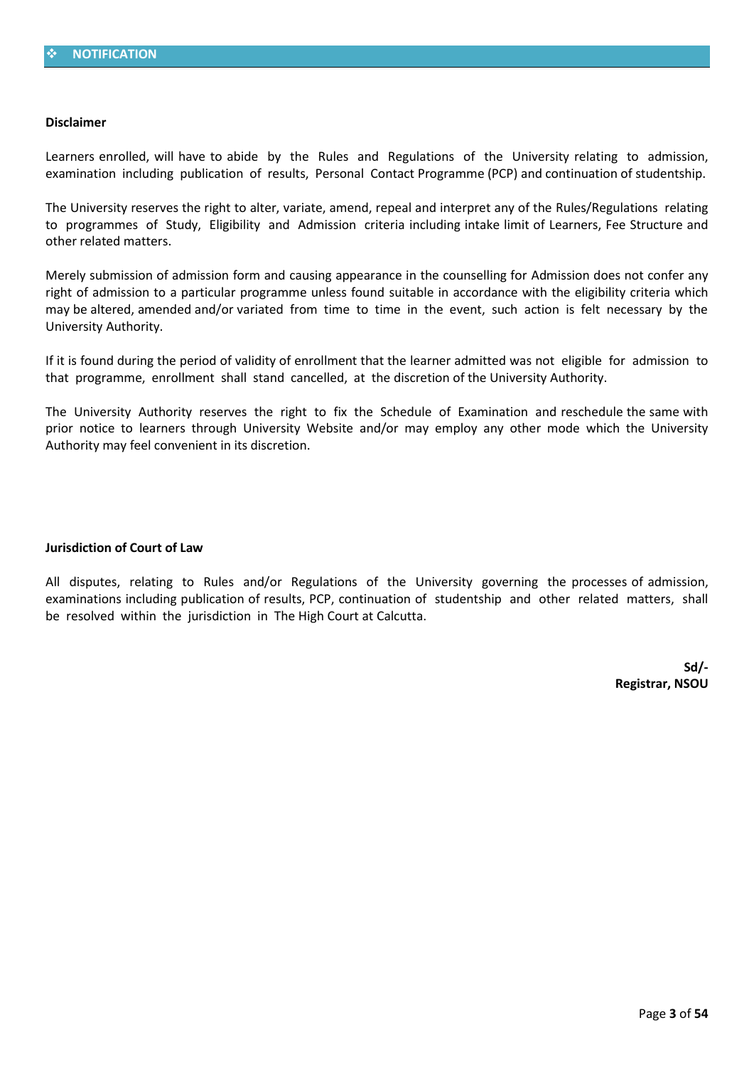## ❖ NOTIFICATION

**Disclaimer**

Learners enrolled, will have to abide by the Rules and Regulations of the University relating to admission, examination including publication of results, Personal Contact Programme (PCP) and continuation of studentship.

The University reserves the right to alter, variate, amend, repeal and interpret any of the Rules/Regulations relating to programmes of Study, Eligibility and Admission criteria including intake limit of Learners, Fee Structure and other related matters.

Merely submission of admission form and causing appearance in the counselling for Admission does not confer any right of admission to a particular programme unless found suitable in accordance with the eligibility criteria which may be altered, amended and/or variated from time to time in the event, such action is felt necessary by the University Authority.

If it is found during the period of validity of enrollment that the learner admitted was not eligible for admission to that programme, enrollment shall stand cancelled, at the discretion of the University Authority.

The University Authority reserves the right to fix the Schedule of Examination and reschedule the same with prior notice to learners through University Website and/or may employ any other mode which the University Authority may feel convenient in its discretion.

**Jurisdiction of Court of Law**

All disputes, relating to Rules and/or Regulations of the University governing the processes of admission, examinations including publication of results, PCP, continuation of studentship and other related matters, shall be resolved within the jurisdiction in The High Court at Calcutta.

**Sd/-**
**Registrar, NSOU**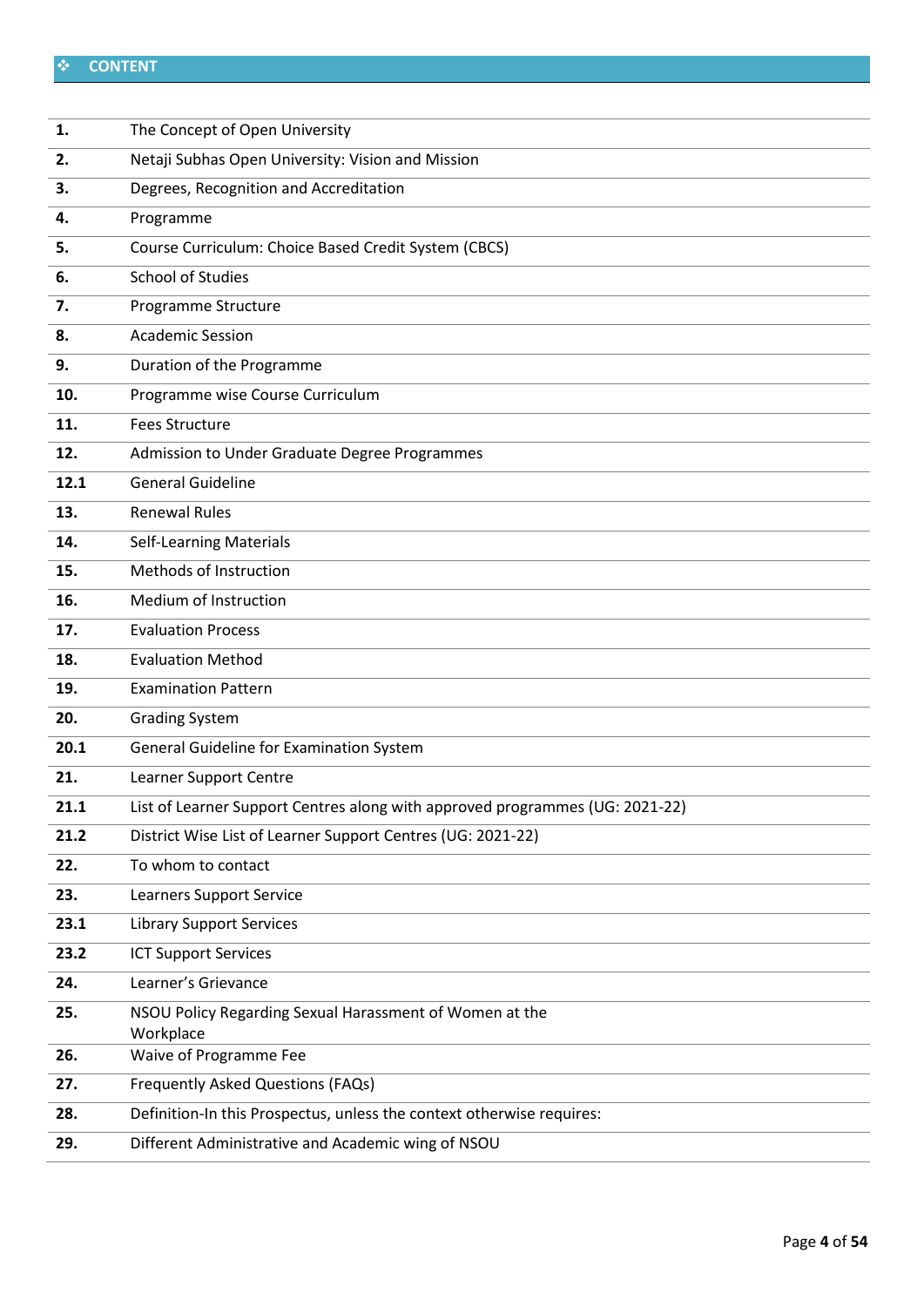## ❖ CONTENT

| | |
|---|---|
| **1.** | The Concept of Open University |
| **2.** | Netaji Subhas Open University: Vision and Mission |
| **3.** | Degrees, Recognition and Accreditation |
| **4.** | Programme |
| **5.** | Course Curriculum: Choice Based Credit System (CBCS) |
| **6.** | School of Studies |
| **7.** | Programme Structure |
| **8.** | Academic Session |
| **9.** | Duration of the Programme |
| **10.** | Programme wise Course Curriculum |
| **11.** | Fees Structure |
| **12.** | Admission to Under Graduate Degree Programmes |
| **12.1** | General Guideline |
| **13.** | Renewal Rules |
| **14.** | Self-Learning Materials |
| **15.** | Methods of Instruction |
| **16.** | Medium of Instruction |
| **17.** | Evaluation Process |
| **18.** | Evaluation Method |
| **19.** | Examination Pattern |
| **20.** | Grading System |
| **20.1** | General Guideline for Examination System |
| **21.** | Learner Support Centre |
| **21.1** | List of Learner Support Centres along with approved programmes (UG: 2021-22) |
| **21.2** | District Wise List of Learner Support Centres (UG: 2021-22) |
| **22.** | To whom to contact |
| **23.** | Learners Support Service |
| **23.1** | Library Support Services |
| **23.2** | ICT Support Services |
| **24.** | Learner's Grievance |
| **25.** | NSOU Policy Regarding Sexual Harassment of Women at the Workplace |
| **26.** | Waive of Programme Fee |
| **27.** | Frequently Asked Questions (FAQs) |
| **28.** | Definition-In this Prospectus, unless the context otherwise requires: |
| **29.** | Different Administrative and Academic wing of NSOU |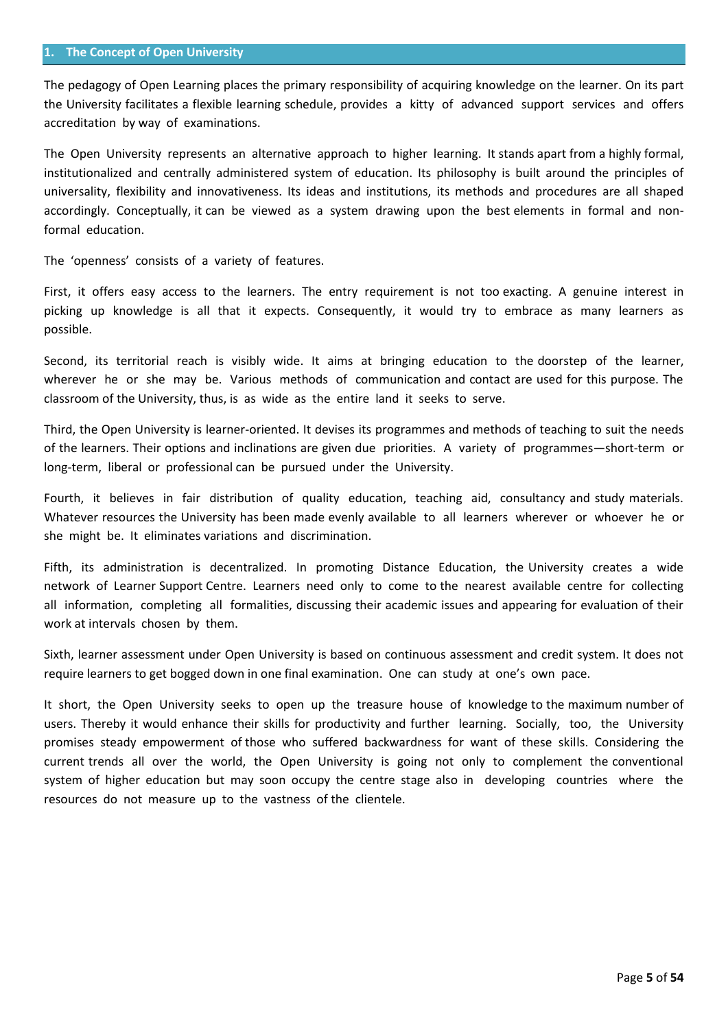## 1. The Concept of Open University

The pedagogy of Open Learning places the primary responsibility of acquiring knowledge on the learner. On its part the University facilitates a flexible learning schedule, provides a kitty of advanced support services and offers accreditation by way of examinations.

The Open University represents an alternative approach to higher learning. It stands apart from a highly formal, institutionalized and centrally administered system of education. Its philosophy is built around the principles of universality, flexibility and innovativeness. Its ideas and institutions, its methods and procedures are all shaped accordingly. Conceptually, it can be viewed as a system drawing upon the best elements in formal and non-formal education.

The 'openness' consists of a variety of features.

First, it offers easy access to the learners. The entry requirement is not too exacting. A genuine interest in picking up knowledge is all that it expects. Consequently, it would try to embrace as many learners as possible.

Second, its territorial reach is visibly wide. It aims at bringing education to the doorstep of the learner, wherever he or she may be. Various methods of communication and contact are used for this purpose. The classroom of the University, thus, is as wide as the entire land it seeks to serve.

Third, the Open University is learner-oriented. It devises its programmes and methods of teaching to suit the needs of the learners. Their options and inclinations are given due priorities. A variety of programmes—short-term or long-term, liberal or professional can be pursued under the University.

Fourth, it believes in fair distribution of quality education, teaching aid, consultancy and study materials. Whatever resources the University has been made evenly available to all learners wherever or whoever he or she might be. It eliminates variations and discrimination.

Fifth, its administration is decentralized. In promoting Distance Education, the University creates a wide network of Learner Support Centre. Learners need only to come to the nearest available centre for collecting all information, completing all formalities, discussing their academic issues and appearing for evaluation of their work at intervals chosen by them.

Sixth, learner assessment under Open University is based on continuous assessment and credit system. It does not require learners to get bogged down in one final examination. One can study at one's own pace.

It short, the Open University seeks to open up the treasure house of knowledge to the maximum number of users. Thereby it would enhance their skills for productivity and further learning. Socially, too, the University promises steady empowerment of those who suffered backwardness for want of these skills. Considering the current trends all over the world, the Open University is going not only to complement the conventional system of higher education but may soon occupy the centre stage also in developing countries where the resources do not measure up to the vastness of the clientele.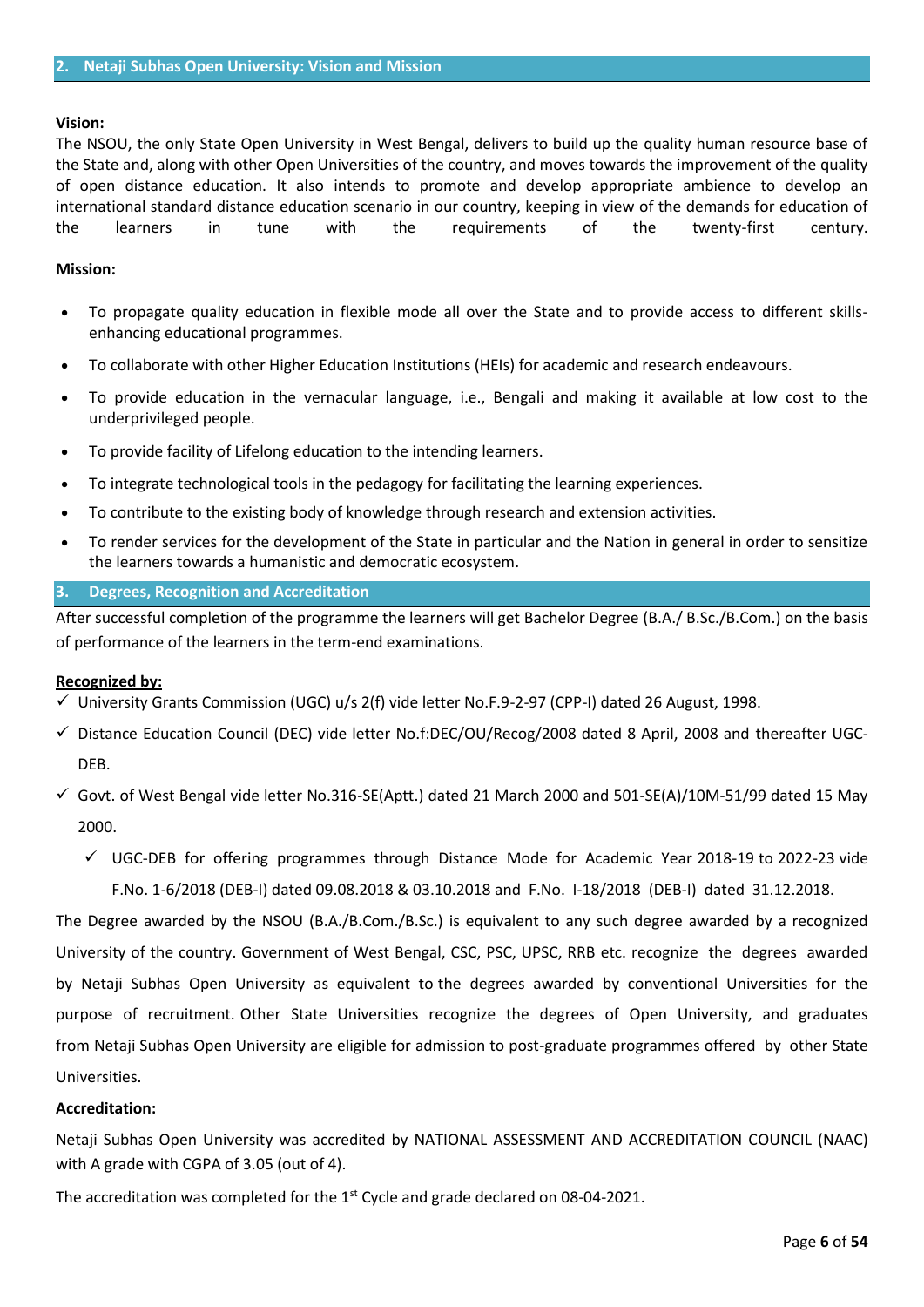## 2. Netaji Subhas Open University: Vision and Mission

**Vision:**

The NSOU, the only State Open University in West Bengal, delivers to build up the quality human resource base of the State and, along with other Open Universities of the country, and moves towards the improvement of the quality of open distance education. It also intends to promote and develop appropriate ambience to develop an international standard distance education scenario in our country, keeping in view of the demands for education of the learners in tune with the requirements of the twenty-first century.

**Mission:**

- To propagate quality education in flexible mode all over the State and to provide access to different skills-enhancing educational programmes.
- To collaborate with other Higher Education Institutions (HEIs) for academic and research endeavours.
- To provide education in the vernacular language, i.e., Bengali and making it available at low cost to the underprivileged people.
- To provide facility of Lifelong education to the intending learners.
- To integrate technological tools in the pedagogy for facilitating the learning experiences.
- To contribute to the existing body of knowledge through research and extension activities.
- To render services for the development of the State in particular and the Nation in general in order to sensitize the learners towards a humanistic and democratic ecosystem.

## 3. Degrees, Recognition and Accreditation

After successful completion of the programme the learners will get Bachelor Degree (B.A./ B.Sc./B.Com.) on the basis of performance of the learners in the term-end examinations.

**Recognized by:**

- ✓ University Grants Commission (UGC) u/s 2(f) vide letter No.F.9-2-97 (CPP-I) dated 26 August, 1998.
- ✓ Distance Education Council (DEC) vide letter No.f:DEC/OU/Recog/2008 dated 8 April, 2008 and thereafter UGC-DEB.
- ✓ Govt. of West Bengal vide letter No.316-SE(Aptt.) dated 21 March 2000 and 501-SE(A)/10M-51/99 dated 15 May 2000.
  - ✓ UGC-DEB for offering programmes through Distance Mode for Academic Year 2018-19 to 2022-23 vide F.No. 1-6/2018 (DEB-I) dated 09.08.2018 & 03.10.2018 and F.No. I-18/2018 (DEB-I) dated 31.12.2018.

The Degree awarded by the NSOU (B.A./B.Com./B.Sc.) is equivalent to any such degree awarded by a recognized University of the country. Government of West Bengal, CSC, PSC, UPSC, RRB etc. recognize the degrees awarded by Netaji Subhas Open University as equivalent to the degrees awarded by conventional Universities for the purpose of recruitment. Other State Universities recognize the degrees of Open University, and graduates from Netaji Subhas Open University are eligible for admission to post-graduate programmes offered by other State Universities.

**Accreditation:**

Netaji Subhas Open University was accredited by NATIONAL ASSESSMENT AND ACCREDITATION COUNCIL (NAAC) with A grade with CGPA of 3.05 (out of 4).

The accreditation was completed for the 1st Cycle and grade declared on 08-04-2021.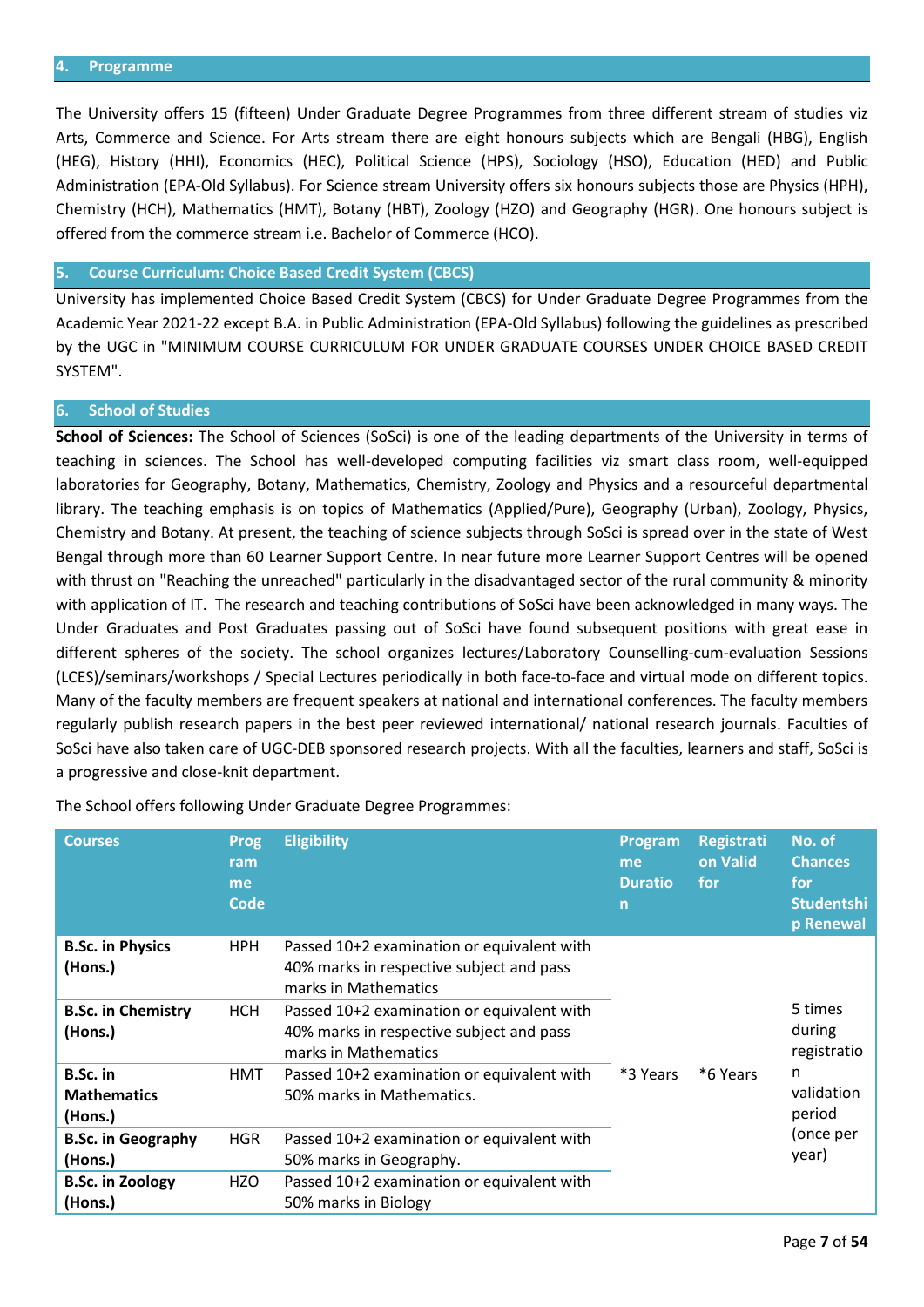## 4. Programme

The University offers 15 (fifteen) Under Graduate Degree Programmes from three different stream of studies viz Arts, Commerce and Science. For Arts stream there are eight honours subjects which are Bengali (HBG), English (HEG), History (HHI), Economics (HEC), Political Science (HPS), Sociology (HSO), Education (HED) and Public Administration (EPA-Old Syllabus). For Science stream University offers six honours subjects those are Physics (HPH), Chemistry (HCH), Mathematics (HMT), Botany (HBT), Zoology (HZO) and Geography (HGR). One honours subject is offered from the commerce stream i.e. Bachelor of Commerce (HCO).

## 5. Course Curriculum: Choice Based Credit System (CBCS)

University has implemented Choice Based Credit System (CBCS) for Under Graduate Degree Programmes from the Academic Year 2021-22 except B.A. in Public Administration (EPA-Old Syllabus) following the guidelines as prescribed by the UGC in "MINIMUM COURSE CURRICULUM FOR UNDER GRADUATE COURSES UNDER CHOICE BASED CREDIT SYSTEM".

## 6. School of Studies

**School of Sciences:** The School of Sciences (SoSci) is one of the leading departments of the University in terms of teaching in sciences. The School has well-developed computing facilities viz smart class room, well-equipped laboratories for Geography, Botany, Mathematics, Chemistry, Zoology and Physics and a resourceful departmental library. The teaching emphasis is on topics of Mathematics (Applied/Pure), Geography (Urban), Zoology, Physics, Chemistry and Botany. At present, the teaching of science subjects through SoSci is spread over in the state of West Bengal through more than 60 Learner Support Centre. In near future more Learner Support Centres will be opened with thrust on "Reaching the unreached" particularly in the disadvantaged sector of the rural community & minority with application of IT. The research and teaching contributions of SoSci have been acknowledged in many ways. The Under Graduates and Post Graduates passing out of SoSci have found subsequent positions with great ease in different spheres of the society. The school organizes lectures/Laboratory Counselling-cum-evaluation Sessions (LCES)/seminars/workshops / Special Lectures periodically in both face-to-face and virtual mode on different topics. Many of the faculty members are frequent speakers at national and international conferences. The faculty members regularly publish research papers in the best peer reviewed international/ national research journals. Faculties of SoSci have also taken care of UGC-DEB sponsored research projects. With all the faculties, learners and staff, SoSci is a progressive and close-knit department.

The School offers following Under Graduate Degree Programmes:

| Courses | Programme Code | Eligibility | Programme Duration | Registration Valid for | No. of Chances for Studentship Renewal |
|---|---|---|---|---|---|
| **B.Sc. in Physics (Hons.)** | HPH | Passed 10+2 examination or equivalent with 40% marks in respective subject and pass marks in Mathematics | *3 Years | *6 Years | 5 times during registration validation period (once per year) |
| **B.Sc. in Chemistry (Hons.)** | HCH | Passed 10+2 examination or equivalent with 40% marks in respective subject and pass marks in Mathematics | | | |
| **B.Sc. in Mathematics (Hons.)** | HMT | Passed 10+2 examination or equivalent with 50% marks in Mathematics. | | | |
| **B.Sc. in Geography (Hons.)** | HGR | Passed 10+2 examination or equivalent with 50% marks in Geography. | | | |
| **B.Sc. in Zoology (Hons.)** | HZO | Passed 10+2 examination or equivalent with 50% marks in Biology | | | |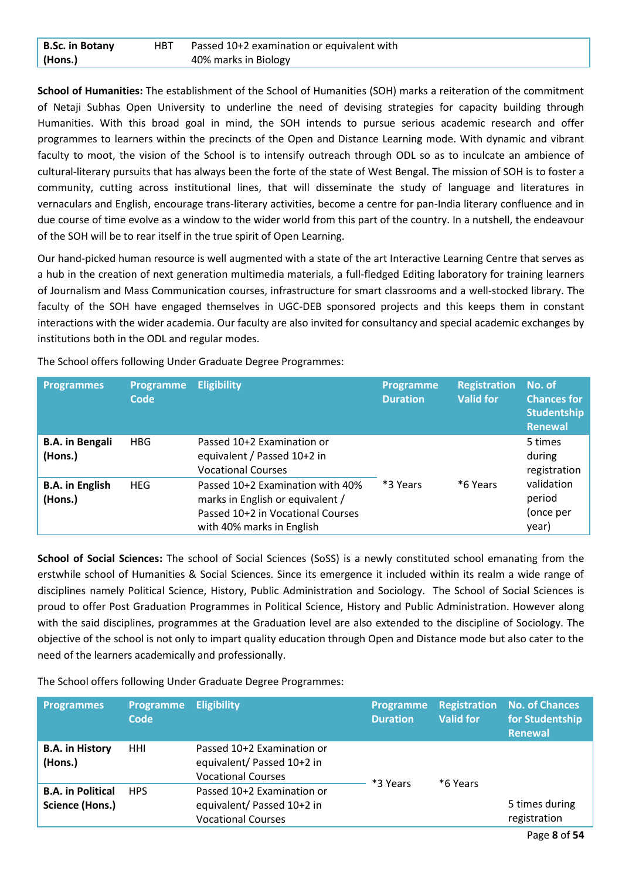| B.Sc. in Botany (Hons.) | HBT | Passed 10+2 examination or equivalent with 40% marks in Biology |
|---|---|---|

**School of Humanities:** The establishment of the School of Humanities (SOH) marks a reiteration of the commitment of Netaji Subhas Open University to underline the need of devising strategies for capacity building through Humanities. With this broad goal in mind, the SOH intends to pursue serious academic research and offer programmes to learners within the precincts of the Open and Distance Learning mode. With dynamic and vibrant faculty to moot, the vision of the School is to intensify outreach through ODL so as to inculcate an ambience of cultural-literary pursuits that has always been the forte of the state of West Bengal. The mission of SOH is to foster a community, cutting across institutional lines, that will disseminate the study of language and literatures in vernaculars and English, encourage trans-literary activities, become a centre for pan-India literary confluence and in due course of time evolve as a window to the wider world from this part of the country. In a nutshell, the endeavour of the SOH will be to rear itself in the true spirit of Open Learning.

Our hand-picked human resource is well augmented with a state of the art Interactive Learning Centre that serves as a hub in the creation of next generation multimedia materials, a full-fledged Editing laboratory for training learners of Journalism and Mass Communication courses, infrastructure for smart classrooms and a well-stocked library. The faculty of the SOH have engaged themselves in UGC-DEB sponsored projects and this keeps them in constant interactions with the wider academia. Our faculty are also invited for consultancy and special academic exchanges by institutions both in the ODL and regular modes.

The School offers following Under Graduate Degree Programmes:

| Programmes | Programme Code | Eligibility | Programme Duration | Registration Valid for | No. of Chances for Studentship Renewal |
|---|---|---|---|---|---|
| **B.A. in Bengali (Hons.)** | HBG | Passed 10+2 Examination or equivalent / Passed 10+2 in Vocational Courses | *3 Years | *6 Years | 5 times during registration validation period (once per year) |
| **B.A. in English (Hons.)** | HEG | Passed 10+2 Examination with 40% marks in English or equivalent / Passed 10+2 in Vocational Courses with 40% marks in English | | | |

**School of Social Sciences:** The school of Social Sciences (SoSS) is a newly constituted school emanating from the erstwhile school of Humanities & Social Sciences. Since its emergence it included within its realm a wide range of disciplines namely Political Science, History, Public Administration and Sociology. The School of Social Sciences is proud to offer Post Graduation Programmes in Political Science, History and Public Administration. However along with the said disciplines, programmes at the Graduation level are also extended to the discipline of Sociology. The objective of the school is not only to impart quality education through Open and Distance mode but also cater to the need of the learners academically and professionally.

The School offers following Under Graduate Degree Programmes:

| Programmes | Programme Code | Eligibility | Programme Duration | Registration Valid for | No. of Chances for Studentship Renewal |
|---|---|---|---|---|---|
| **B.A. in History (Hons.)** | HHI | Passed 10+2 Examination or equivalent/ Passed 10+2 in Vocational Courses | *3 Years | *6 Years | |
| **B.A. in Political Science (Hons.)** | HPS | Passed 10+2 Examination or equivalent/ Passed 10+2 in Vocational Courses | | | 5 times during registration |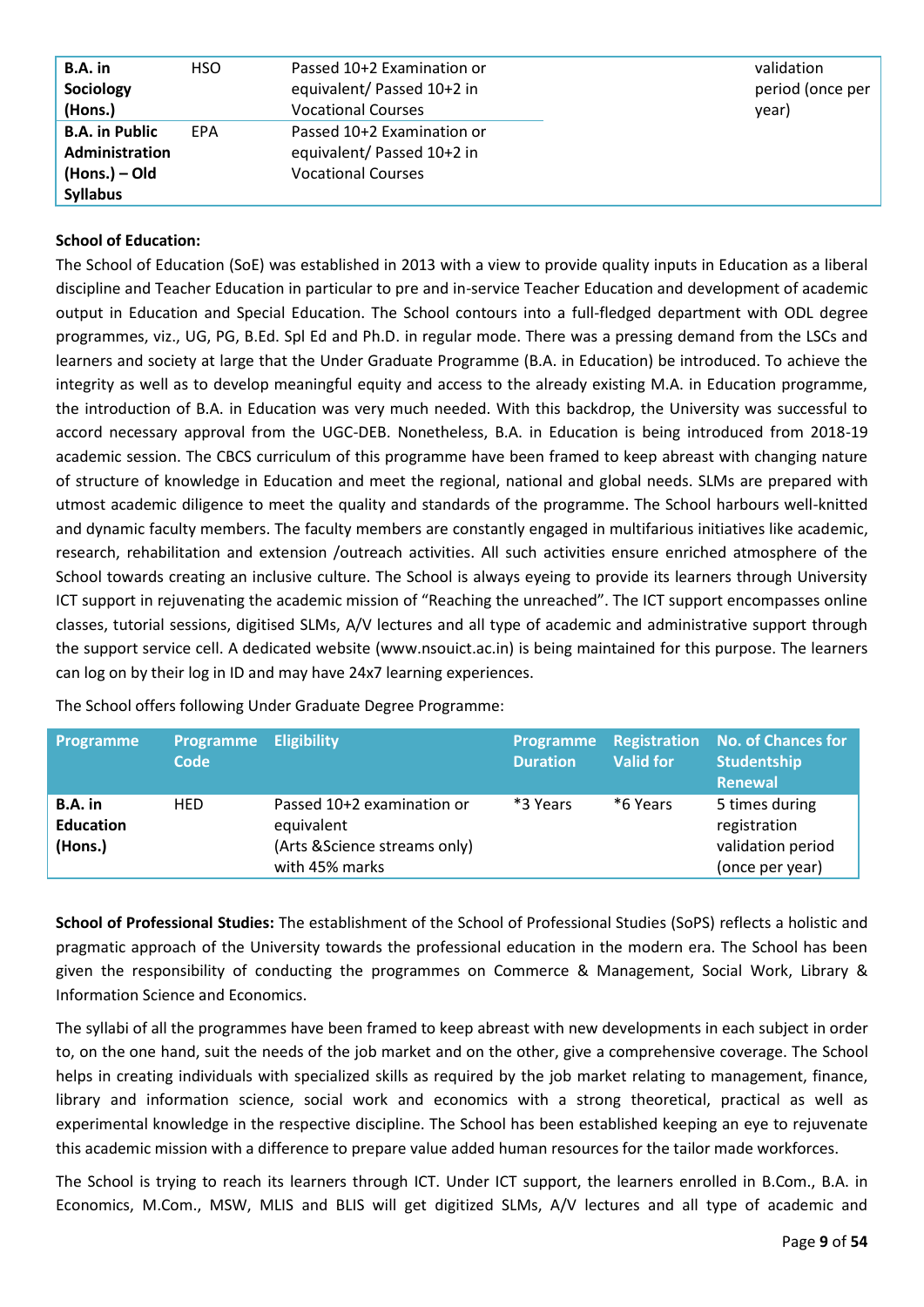| | | | | | |
|---|---|---|---|---|---|
| **B.A. in Sociology (Hons.)** | HSO | Passed 10+2 Examination or equivalent/ Passed 10+2 in Vocational Courses | | | validation period (once per year) |
| **B.A. in Public Administration (Hons.) – Old Syllabus** | EPA | Passed 10+2 Examination or equivalent/ Passed 10+2 in Vocational Courses | | | |

**School of Education:**

The School of Education (SoE) was established in 2013 with a view to provide quality inputs in Education as a liberal discipline and Teacher Education in particular to pre and in-service Teacher Education and development of academic output in Education and Special Education. The School contours into a full-fledged department with ODL degree programmes, viz., UG, PG, B.Ed. Spl Ed and Ph.D. in regular mode. There was a pressing demand from the LSCs and learners and society at large that the Under Graduate Programme (B.A. in Education) be introduced. To achieve the integrity as well as to develop meaningful equity and access to the already existing M.A. in Education programme, the introduction of B.A. in Education was very much needed. With this backdrop, the University was successful to accord necessary approval from the UGC-DEB. Nonetheless, B.A. in Education is being introduced from 2018-19 academic session. The CBCS curriculum of this programme have been framed to keep abreast with changing nature of structure of knowledge in Education and meet the regional, national and global needs. SLMs are prepared with utmost academic diligence to meet the quality and standards of the programme. The School harbours well-knitted and dynamic faculty members. The faculty members are constantly engaged in multifarious initiatives like academic, research, rehabilitation and extension /outreach activities. All such activities ensure enriched atmosphere of the School towards creating an inclusive culture. The School is always eyeing to provide its learners through University ICT support in rejuvenating the academic mission of "Reaching the unreached". The ICT support encompasses online classes, tutorial sessions, digitised SLMs, A/V lectures and all type of academic and administrative support through the support service cell. A dedicated website (www.nsouict.ac.in) is being maintained for this purpose. The learners can log on by their log in ID and may have 24x7 learning experiences.

The School offers following Under Graduate Degree Programme:

| Programme | Programme Code | Eligibility | Programme Duration | Registration Valid for | No. of Chances for Studentship Renewal |
|---|---|---|---|---|---|
| **B.A. in Education (Hons.)** | HED | Passed 10+2 examination or equivalent (Arts &Science streams only) with 45% marks | *3 Years | *6 Years | 5 times during registration validation period (once per year) |

**School of Professional Studies:** The establishment of the School of Professional Studies (SoPS) reflects a holistic and pragmatic approach of the University towards the professional education in the modern era. The School has been given the responsibility of conducting the programmes on Commerce & Management, Social Work, Library & Information Science and Economics.

The syllabi of all the programmes have been framed to keep abreast with new developments in each subject in order to, on the one hand, suit the needs of the job market and on the other, give a comprehensive coverage. The School helps in creating individuals with specialized skills as required by the job market relating to management, finance, library and information science, social work and economics with a strong theoretical, practical as well as experimental knowledge in the respective discipline. The School has been established keeping an eye to rejuvenate this academic mission with a difference to prepare value added human resources for the tailor made workforces.

The School is trying to reach its learners through ICT. Under ICT support, the learners enrolled in B.Com., B.A. in Economics, M.Com., MSW, MLIS and BLIS will get digitized SLMs, A/V lectures and all type of academic and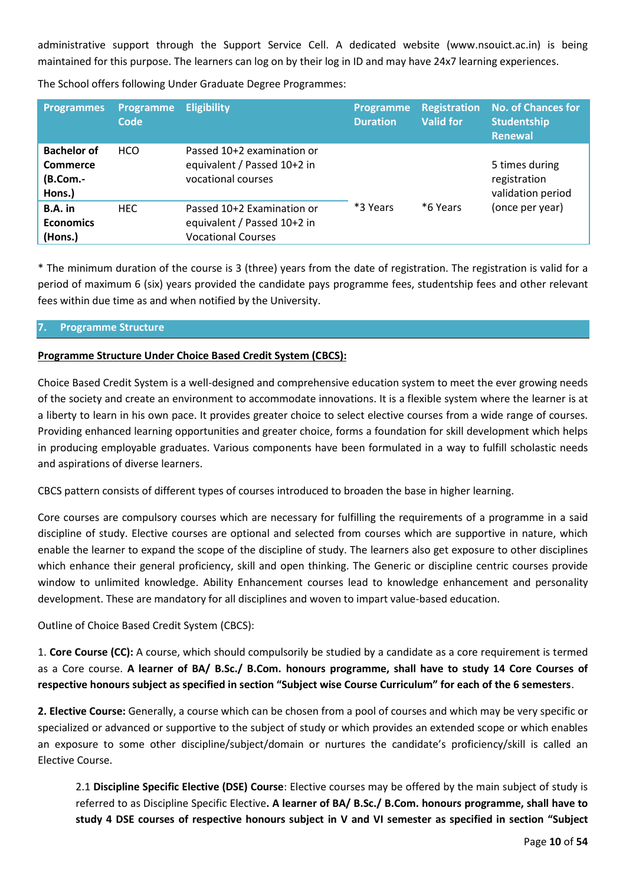administrative support through the Support Service Cell. A dedicated website (www.nsouict.ac.in) is being maintained for this purpose. The learners can log on by their log in ID and may have 24x7 learning experiences.

The School offers following Under Graduate Degree Programmes:

| Programmes | Programme Code | Eligibility | Programme Duration | Registration Valid for | No. of Chances for Studentship Renewal |
|---|---|---|---|---|---|
| **Bachelor of Commerce (B.Com.-Hons.)** | HCO | Passed 10+2 examination or equivalent / Passed 10+2 in vocational courses | *3 Years | *6 Years | 5 times during registration validation period (once per year) |
| **B.A. in Economics (Hons.)** | HEC | Passed 10+2 Examination or equivalent / Passed 10+2 in Vocational Courses | | | |

* The minimum duration of the course is 3 (three) years from the date of registration. The registration is valid for a period of maximum 6 (six) years provided the candidate pays programme fees, studentship fees and other relevant fees within due time as and when notified by the University.

## 7. Programme Structure

**Programme Structure Under Choice Based Credit System (CBCS):**

Choice Based Credit System is a well-designed and comprehensive education system to meet the ever growing needs of the society and create an environment to accommodate innovations. It is a flexible system where the learner is at a liberty to learn in his own pace. It provides greater choice to select elective courses from a wide range of courses. Providing enhanced learning opportunities and greater choice, forms a foundation for skill development which helps in producing employable graduates. Various components have been formulated in a way to fulfill scholastic needs and aspirations of diverse learners.

CBCS pattern consists of different types of courses introduced to broaden the base in higher learning.

Core courses are compulsory courses which are necessary for fulfilling the requirements of a programme in a said discipline of study. Elective courses are optional and selected from courses which are supportive in nature, which enable the learner to expand the scope of the discipline of study. The learners also get exposure to other disciplines which enhance their general proficiency, skill and open thinking. The Generic or discipline centric courses provide window to unlimited knowledge. Ability Enhancement courses lead to knowledge enhancement and personality development. These are mandatory for all disciplines and woven to impart value-based education.

Outline of Choice Based Credit System (CBCS):

1. **Core Course (CC):** A course, which should compulsorily be studied by a candidate as a core requirement is termed as a Core course. **A learner of BA/ B.Sc./ B.Com. honours programme, shall have to study 14 Core Courses of respective honours subject as specified in section "Subject wise Course Curriculum" for each of the 6 semesters**.

**2. Elective Course:** Generally, a course which can be chosen from a pool of courses and which may be very specific or specialized or advanced or supportive to the subject of study or which provides an extended scope or which enables an exposure to some other discipline/subject/domain or nurtures the candidate's proficiency/skill is called an Elective Course.

2.1 **Discipline Specific Elective (DSE) Course**: Elective courses may be offered by the main subject of study is referred to as Discipline Specific Elective**. A learner of BA/ B.Sc./ B.Com. honours programme, shall have to study 4 DSE courses of respective honours subject in V and VI semester as specified in section "Subject**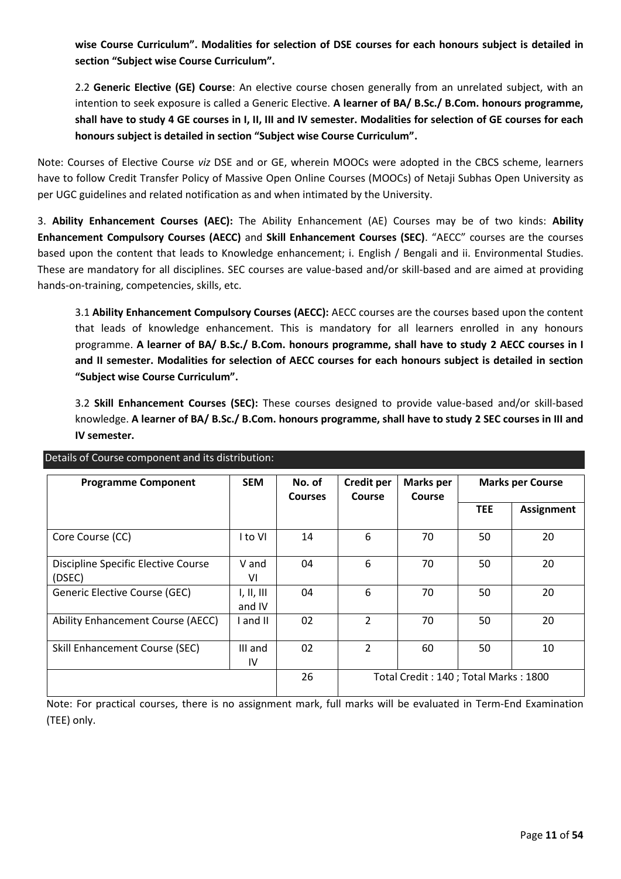**wise Course Curriculum". Modalities for selection of DSE courses for each honours subject is detailed in section "Subject wise Course Curriculum".**

2.2 **Generic Elective (GE) Course**: An elective course chosen generally from an unrelated subject, with an intention to seek exposure is called a Generic Elective. **A learner of BA/ B.Sc./ B.Com. honours programme, shall have to study 4 GE courses in I, II, III and IV semester. Modalities for selection of GE courses for each honours subject is detailed in section "Subject wise Course Curriculum".**

Note: Courses of Elective Course *viz* DSE and or GE, wherein MOOCs were adopted in the CBCS scheme, learners have to follow Credit Transfer Policy of Massive Open Online Courses (MOOCs) of Netaji Subhas Open University as per UGC guidelines and related notification as and when intimated by the University.

3. **Ability Enhancement Courses (AEC):** The Ability Enhancement (AE) Courses may be of two kinds: **Ability Enhancement Compulsory Courses (AECC)** and **Skill Enhancement Courses (SEC)**. "AECC" courses are the courses based upon the content that leads to Knowledge enhancement; i. English / Bengali and ii. Environmental Studies. These are mandatory for all disciplines. SEC courses are value-based and/or skill-based and are aimed at providing hands-on-training, competencies, skills, etc.

3.1 **Ability Enhancement Compulsory Courses (AECC):** AECC courses are the courses based upon the content that leads of knowledge enhancement. This is mandatory for all learners enrolled in any honours programme. **A learner of BA/ B.Sc./ B.Com. honours programme, shall have to study 2 AECC courses in I and II semester. Modalities for selection of AECC courses for each honours subject is detailed in section "Subject wise Course Curriculum".**

3.2 **Skill Enhancement Courses (SEC):** These courses designed to provide value-based and/or skill-based knowledge. **A learner of BA/ B.Sc./ B.Com. honours programme, shall have to study 2 SEC courses in III and IV semester.**

Details of Course component and its distribution:

| Programme Component | SEM | No. of Courses | Credit per Course | Marks per Course | Marks per Course | |
|---|---|---|---|---|---|---|
| | | | | | TEE | Assignment |
| Core Course (CC) | I to VI | 14 | 6 | 70 | 50 | 20 |
| Discipline Specific Elective Course (DSEC) | V and VI | 04 | 6 | 70 | 50 | 20 |
| Generic Elective Course (GEC) | I, II, III and IV | 04 | 6 | 70 | 50 | 20 |
| Ability Enhancement Course (AECC) | I and II | 02 | 2 | 70 | 50 | 20 |
| Skill Enhancement Course (SEC) | III and IV | 02 | 2 | 60 | 50 | 10 |
| | | 26 | Total Credit : 140 ; Total Marks : 1800 | | | |

Note: For practical courses, there is no assignment mark, full marks will be evaluated in Term-End Examination (TEE) only.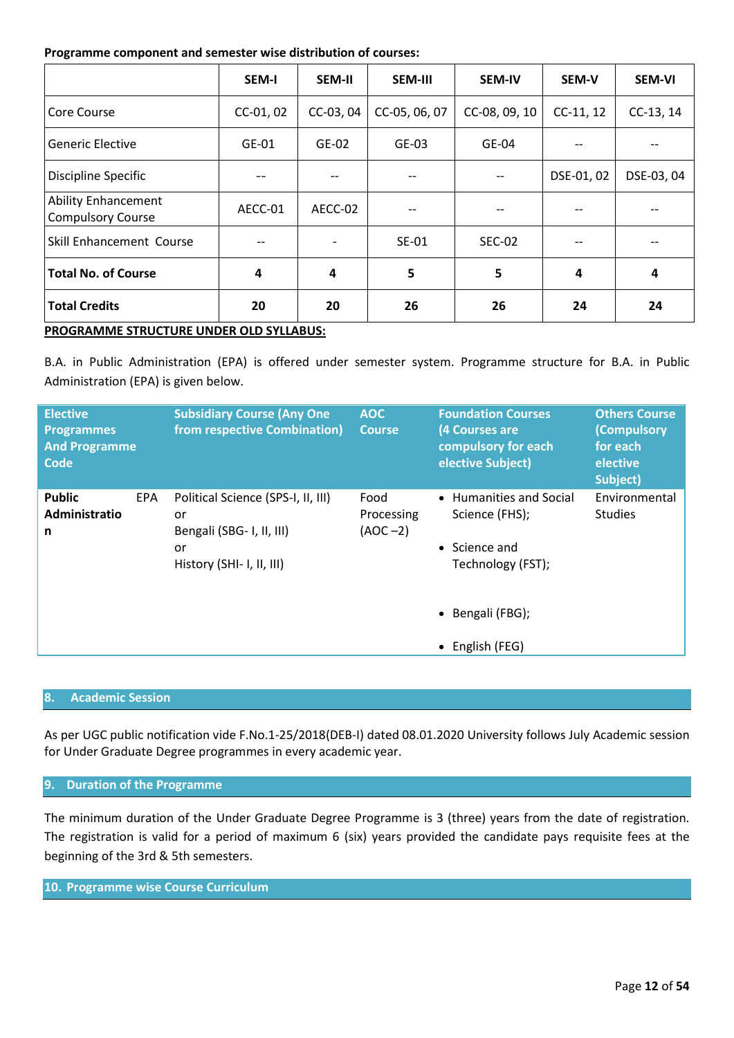**Programme component and semester wise distribution of courses:**

| | SEM-I | SEM-II | SEM-III | SEM-IV | SEM-V | SEM-VI |
|---|---|---|---|---|---|---|
| Core Course | CC-01, 02 | CC-03, 04 | CC-05, 06, 07 | CC-08, 09, 10 | CC-11, 12 | CC-13, 14 |
| Generic Elective | GE-01 | GE-02 | GE-03 | GE-04 | -- | -- |
| Discipline Specific | -- | -- | -- | -- | DSE-01, 02 | DSE-03, 04 |
| Ability Enhancement Compulsory Course | AECC-01 | AECC-02 | -- | -- | -- | -- |
| Skill Enhancement Course | -- | - | SE-01 | SEC-02 | -- | -- |
| **Total No. of Course** | **4** | **4** | **5** | **5** | **4** | **4** |
| **Total Credits** | **20** | **20** | **26** | **26** | **24** | **24** |

**PROGRAMME STRUCTURE UNDER OLD SYLLABUS:**

B.A. in Public Administration (EPA) is offered under semester system. Programme structure for B.A. in Public Administration (EPA) is given below.

| Elective Programmes And Programme Code | | Subsidiary Course (Any One from respective Combination) | AOC Course | Foundation Courses (4 Courses are compulsory for each elective Subject) | Others Course (Compulsory for each elective Subject) |
|---|---|---|---|---|---|
| **Public Administration** | EPA | Political Science (SPS-I, II, III) or Bengali (SBG- I, II, III) or History (SHI- I, II, III) | Food Processing (AOC –2) | • Humanities and Social Science (FHS); • Science and Technology (FST); • Bengali (FBG); • English (FEG) | Environmental Studies |

## 8. Academic Session

As per UGC public notification vide F.No.1-25/2018(DEB-I) dated 08.01.2020 University follows July Academic session for Under Graduate Degree programmes in every academic year.

## 9. Duration of the Programme

The minimum duration of the Under Graduate Degree Programme is 3 (three) years from the date of registration. The registration is valid for a period of maximum 6 (six) years provided the candidate pays requisite fees at the beginning of the 3rd & 5th semesters.

## 10. Programme wise Course Curriculum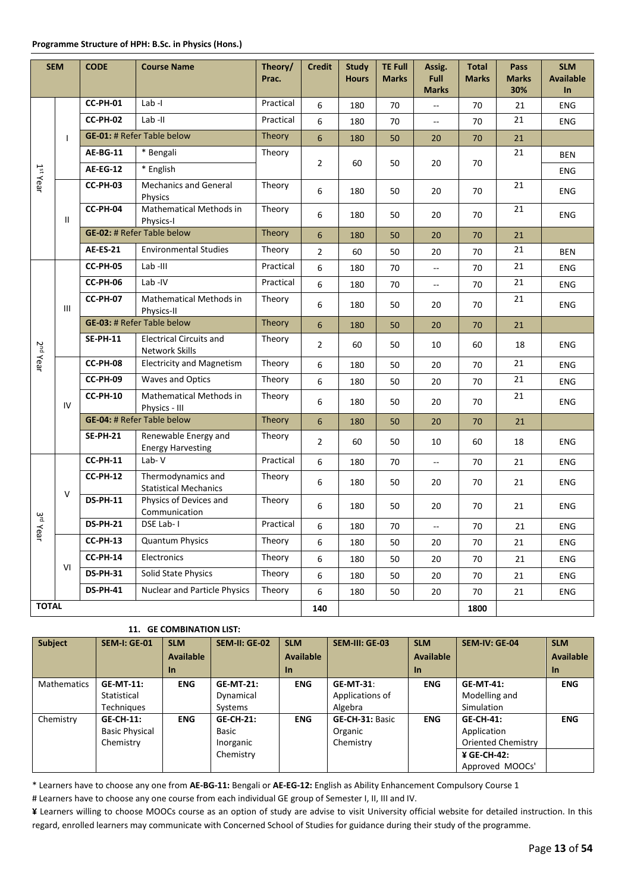**Programme Structure of HPH: B.Sc. in Physics (Hons.)**

| SEM | | CODE | Course Name | Theory/ Prac. | Credit | Study Hours | TE Full Marks | Assig. Full Marks | Total Marks | Pass Marks 30% | SLM Available In |
|---|---|---|---|---|---|---|---|---|---|---|---|
| 1st Year | I | CC-PH-01 | Lab -I | Practical | 6 | 180 | 70 | -- | 70 | 21 | ENG |
| | | CC-PH-02 | Lab -II | Practical | 6 | 180 | 70 | -- | 70 | 21 | ENG |
| | | GE-01: # Refer Table below | | Theory | 6 | 180 | 50 | 20 | 70 | 21 | |
| | | AE-BG-11 | * Bengali | Theory | 2 | 60 | 50 | 20 | 70 | 21 | BEN |
| | | AE-EG-12 | * English | | | | | | | | ENG |
| | II | CC-PH-03 | Mechanics and General Physics | Theory | 6 | 180 | 50 | 20 | 70 | 21 | ENG |
| | | CC-PH-04 | Mathematical Methods in Physics-I | Theory | 6 | 180 | 50 | 20 | 70 | 21 | ENG |
| | | GE-02: # Refer Table below | | Theory | 6 | 180 | 50 | 20 | 70 | 21 | |
| | | AE-ES-21 | Environmental Studies | Theory | 2 | 60 | 50 | 20 | 70 | 21 | BEN |
| 2nd Year | III | CC-PH-05 | Lab -III | Practical | 6 | 180 | 70 | -- | 70 | 21 | ENG |
| | | CC-PH-06 | Lab -IV | Practical | 6 | 180 | 70 | -- | 70 | 21 | ENG |
| | | CC-PH-07 | Mathematical Methods in Physics-II | Theory | 6 | 180 | 50 | 20 | 70 | 21 | ENG |
| | | GE-03: # Refer Table below | | Theory | 6 | 180 | 50 | 20 | 70 | 21 | |
| | | SE-PH-11 | Electrical Circuits and Network Skills | Theory | 2 | 60 | 50 | 10 | 60 | 18 | ENG |
| | IV | CC-PH-08 | Electricity and Magnetism | Theory | 6 | 180 | 50 | 20 | 70 | 21 | ENG |
| | | CC-PH-09 | Waves and Optics | Theory | 6 | 180 | 50 | 20 | 70 | 21 | ENG |
| | | CC-PH-10 | Mathematical Methods in Physics - III | Theory | 6 | 180 | 50 | 20 | 70 | 21 | ENG |
| | | GE-04: # Refer Table below | | Theory | 6 | 180 | 50 | 20 | 70 | 21 | |
| | | SE-PH-21 | Renewable Energy and Energy Harvesting | Theory | 2 | 60 | 50 | 10 | 60 | 18 | ENG |
| 3rd Year | V | CC-PH-11 | Lab- V | Practical | 6 | 180 | 70 | -- | 70 | 21 | ENG |
| | | CC-PH-12 | Thermodynamics and Statistical Mechanics | Theory | 6 | 180 | 50 | 20 | 70 | 21 | ENG |
| | | DS-PH-11 | Physics of Devices and Communication | Theory | 6 | 180 | 50 | 20 | 70 | 21 | ENG |
| | | DS-PH-21 | DSE Lab- I | Practical | 6 | 180 | 70 | -- | 70 | 21 | ENG |
| | VI | CC-PH-13 | Quantum Physics | Theory | 6 | 180 | 50 | 20 | 70 | 21 | ENG |
| | | CC-PH-14 | Electronics | Theory | 6 | 180 | 50 | 20 | 70 | 21 | ENG |
| | | DS-PH-31 | Solid State Physics | Theory | 6 | 180 | 50 | 20 | 70 | 21 | ENG |
| | | DS-PH-41 | Nuclear and Particle Physics | Theory | 6 | 180 | 50 | 20 | 70 | 21 | ENG |
| **TOTAL** | | | | | **140** | | | | **1800** | | |

### 11. GE COMBINATION LIST:

| Subject | SEM-I: GE-01 | SLM Available In | SEM-II: GE-02 | SLM Available In | SEM-III: GE-03 | SLM Available In | SEM-IV: GE-04 | SLM Available In |
|---|---|---|---|---|---|---|---|---|
| Mathematics | **GE-MT-11:** Statistical Techniques | **ENG** | **GE-MT-21:** Dynamical Systems | **ENG** | **GE-MT-31**: Applications of Algebra | **ENG** | **GE-MT-41:** Modelling and Simulation | **ENG** |
| Chemistry | **GE-CH-11:** Basic Physical Chemistry | **ENG** | **GE-CH-21:** Basic Inorganic Chemistry | **ENG** | **GE-CH-31:** Basic Organic Chemistry | **ENG** | **GE-CH-41:** Application Oriented Chemistry | **ENG** |
| | | | | | | | **¥ GE-CH-42:** Approved MOOCs' | |

\* Learners have to choose any one from **AE-BG-11:** Bengali or **AE-EG-12:** English as Ability Enhancement Compulsory Course 1

\# Learners have to choose any one course from each individual GE group of Semester I, II, III and IV.

**¥** Learners willing to choose MOOCs course as an option of study are advise to visit University official website for detailed instruction. In this regard, enrolled learners may communicate with Concerned School of Studies for guidance during their study of the programme.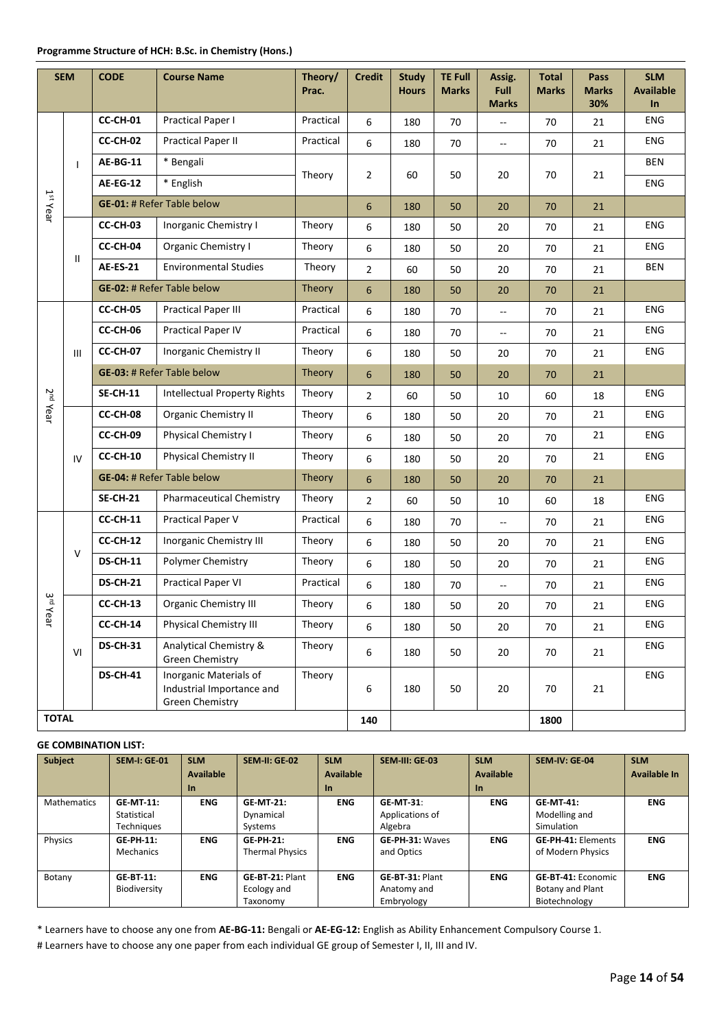**Programme Structure of HCH: B.Sc. in Chemistry (Hons.)**

| SEM | | CODE | Course Name | Theory/ Prac. | Credit | Study Hours | TE Full Marks | Assig. Full Marks | Total Marks | Pass Marks 30% | SLM Available In |
|---|---|---|---|---|---|---|---|---|---|---|---|
| 1st Year | I | CC-CH-01 | Practical Paper I | Practical | 6 | 180 | 70 | -- | 70 | 21 | ENG |
| | | CC-CH-02 | Practical Paper II | Practical | 6 | 180 | 70 | -- | 70 | 21 | ENG |
| | | AE-BG-11 | * Bengali | Theory | 2 | 60 | 50 | 20 | 70 | 21 | BEN |
| | | AE-EG-12 | * English | | | | | | | | ENG |
| | | GE-01: # Refer Table below | | | 6 | 180 | 50 | 20 | 70 | 21 | |
| | II | CC-CH-03 | Inorganic Chemistry I | Theory | 6 | 180 | 50 | 20 | 70 | 21 | ENG |
| | | CC-CH-04 | Organic Chemistry I | Theory | 6 | 180 | 50 | 20 | 70 | 21 | ENG |
| | | AE-ES-21 | Environmental Studies | Theory | 2 | 60 | 50 | 20 | 70 | 21 | BEN |
| | | GE-02: # Refer Table below | | Theory | 6 | 180 | 50 | 20 | 70 | 21 | |
| 2nd Year | III | CC-CH-05 | Practical Paper III | Practical | 6 | 180 | 70 | -- | 70 | 21 | ENG |
| | | CC-CH-06 | Practical Paper IV | Practical | 6 | 180 | 70 | -- | 70 | 21 | ENG |
| | | CC-CH-07 | Inorganic Chemistry II | Theory | 6 | 180 | 50 | 20 | 70 | 21 | ENG |
| | | GE-03: # Refer Table below | | Theory | 6 | 180 | 50 | 20 | 70 | 21 | |
| | | SE-CH-11 | Intellectual Property Rights | Theory | 2 | 60 | 50 | 10 | 60 | 18 | ENG |
| | IV | CC-CH-08 | Organic Chemistry II | Theory | 6 | 180 | 50 | 20 | 70 | 21 | ENG |
| | | CC-CH-09 | Physical Chemistry I | Theory | 6 | 180 | 50 | 20 | 70 | 21 | ENG |
| | | CC-CH-10 | Physical Chemistry II | Theory | 6 | 180 | 50 | 20 | 70 | 21 | ENG |
| | | GE-04: # Refer Table below | | Theory | 6 | 180 | 50 | 20 | 70 | 21 | |
| | | SE-CH-21 | Pharmaceutical Chemistry | Theory | 2 | 60 | 50 | 10 | 60 | 18 | ENG |
| 3rd Year | V | CC-CH-11 | Practical Paper V | Practical | 6 | 180 | 70 | -- | 70 | 21 | ENG |
| | | CC-CH-12 | Inorganic Chemistry III | Theory | 6 | 180 | 50 | 20 | 70 | 21 | ENG |
| | | DS-CH-11 | Polymer Chemistry | Theory | 6 | 180 | 50 | 20 | 70 | 21 | ENG |
| | | DS-CH-21 | Practical Paper VI | Practical | 6 | 180 | 70 | -- | 70 | 21 | ENG |
| | VI | CC-CH-13 | Organic Chemistry III | Theory | 6 | 180 | 50 | 20 | 70 | 21 | ENG |
| | | CC-CH-14 | Physical Chemistry III | Theory | 6 | 180 | 50 | 20 | 70 | 21 | ENG |
| | | DS-CH-31 | Analytical Chemistry & Green Chemistry | Theory | 6 | 180 | 50 | 20 | 70 | 21 | ENG |
| | | DS-CH-41 | Inorganic Materials of Industrial Importance and Green Chemistry | Theory | 6 | 180 | 50 | 20 | 70 | 21 | ENG |
| TOTAL | | | | | 140 | | | | 1800 | | |

**GE COMBINATION LIST:**

| Subject | SEM-I: GE-01 | SLM Available In | SEM-II: GE-02 | SLM Available In | SEM-III: GE-03 | SLM Available In | SEM-IV: GE-04 | SLM Available In |
|---|---|---|---|---|---|---|---|---|
| Mathematics | **GE-MT-11:** Statistical Techniques | **ENG** | **GE-MT-21:** Dynamical Systems | **ENG** | **GE-MT-31**: Applications of Algebra | **ENG** | **GE-MT-41:** Modelling and Simulation | **ENG** |
| Physics | **GE-PH-11:** Mechanics | **ENG** | **GE-PH-21:** Thermal Physics | **ENG** | **GE-PH-31:** Waves and Optics | **ENG** | **GE-PH-41:** Elements of Modern Physics | **ENG** |
| Botany | **GE-BT-11:** Biodiversity | **ENG** | **GE-BT-21:** Plant Ecology and Taxonomy | **ENG** | **GE-BT-31:** Plant Anatomy and Embryology | **ENG** | **GE-BT-41:** Economic Botany and Plant Biotechnology | **ENG** |

* Learners have to choose any one from **AE-BG-11:** Bengali or **AE-EG-12:** English as Ability Enhancement Compulsory Course 1.

# Learners have to choose any one paper from each individual GE group of Semester I, II, III and IV.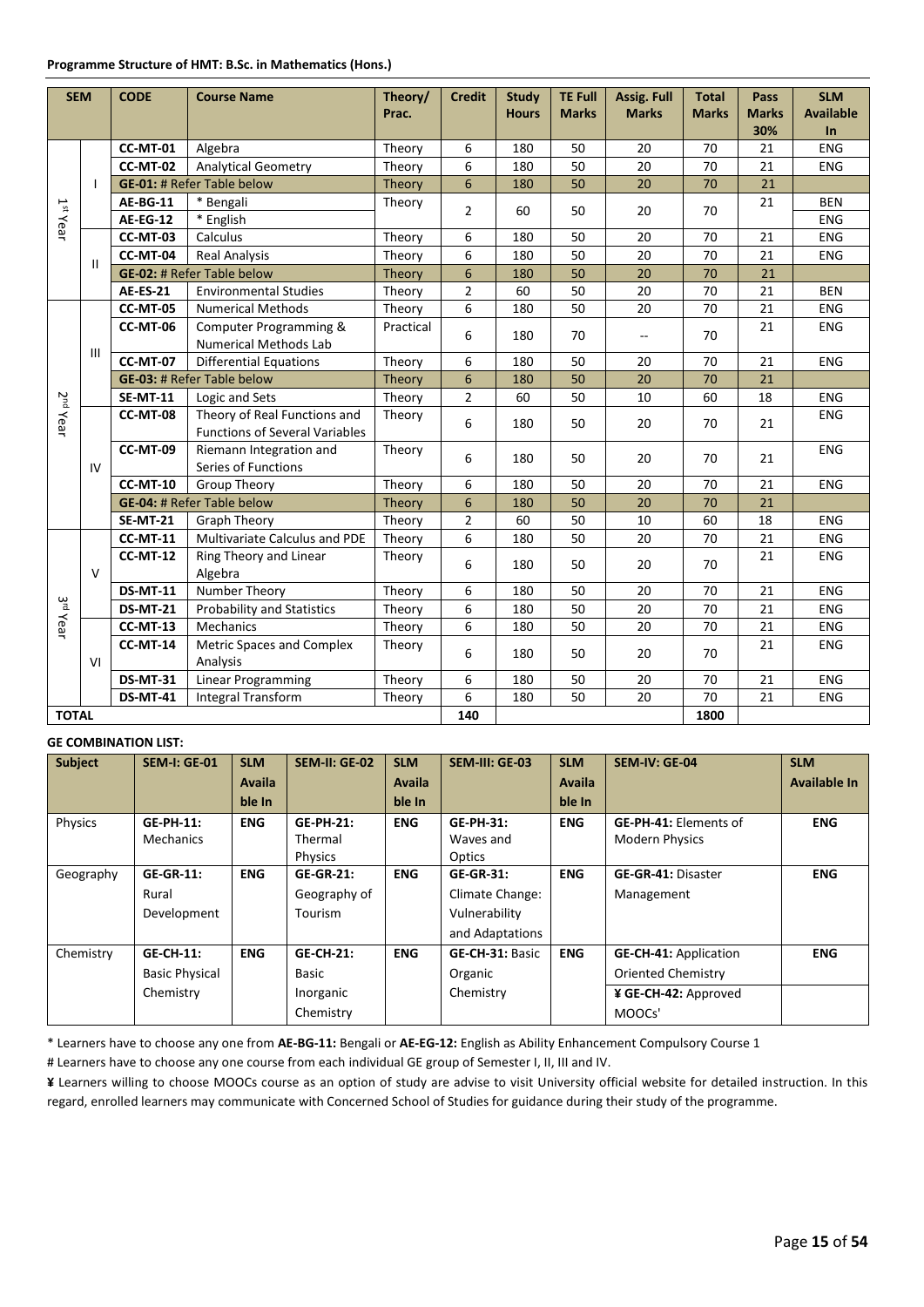**Programme Structure of HMT: B.Sc. in Mathematics (Hons.)**

| SEM | | CODE | Course Name | Theory/ Prac. | Credit | Study Hours | TE Full Marks | Assig. Full Marks | Total Marks | Pass Marks 30% | SLM Available In |
|---|---|---|---|---|---|---|---|---|---|---|---|
| 1st Year | I | CC-MT-01 | Algebra | Theory | 6 | 180 | 50 | 20 | 70 | 21 | ENG |
| | | CC-MT-02 | Analytical Geometry | Theory | 6 | 180 | 50 | 20 | 70 | 21 | ENG |
| | | GE-01: # Refer Table below | | Theory | 6 | 180 | 50 | 20 | 70 | 21 | |
| | | AE-BG-11 | * Bengali | Theory | 2 | 60 | 50 | 20 | 70 | 21 | BEN |
| | | AE-EG-12 | * English | | | | | | | | ENG |
| | II | CC-MT-03 | Calculus | Theory | 6 | 180 | 50 | 20 | 70 | 21 | ENG |
| | | CC-MT-04 | Real Analysis | Theory | 6 | 180 | 50 | 20 | 70 | 21 | ENG |
| | | GE-02: # Refer Table below | | Theory | 6 | 180 | 50 | 20 | 70 | 21 | |
| | | AE-ES-21 | Environmental Studies | Theory | 2 | 60 | 50 | 20 | 70 | 21 | BEN |
| 2nd Year | III | CC-MT-05 | Numerical Methods | Theory | 6 | 180 | 50 | 20 | 70 | 21 | ENG |
| | | CC-MT-06 | Computer Programming & Numerical Methods Lab | Practical | 6 | 180 | 70 | -- | 70 | 21 | ENG |
| | | CC-MT-07 | Differential Equations | Theory | 6 | 180 | 50 | 20 | 70 | 21 | ENG |
| | | GE-03: # Refer Table below | | Theory | 6 | 180 | 50 | 20 | 70 | 21 | |
| | | SE-MT-11 | Logic and Sets | Theory | 2 | 60 | 50 | 10 | 60 | 18 | ENG |
| | IV | CC-MT-08 | Theory of Real Functions and Functions of Several Variables | Theory | 6 | 180 | 50 | 20 | 70 | 21 | ENG |
| | | CC-MT-09 | Riemann Integration and Series of Functions | Theory | 6 | 180 | 50 | 20 | 70 | 21 | ENG |
| | | CC-MT-10 | Group Theory | Theory | 6 | 180 | 50 | 20 | 70 | 21 | ENG |
| | | GE-04: # Refer Table below | | Theory | 6 | 180 | 50 | 20 | 70 | 21 | |
| | | SE-MT-21 | Graph Theory | Theory | 2 | 60 | 50 | 10 | 60 | 18 | ENG |
| 3rd Year | V | CC-MT-11 | Multivariate Calculus and PDE | Theory | 6 | 180 | 50 | 20 | 70 | 21 | ENG |
| | | CC-MT-12 | Ring Theory and Linear Algebra | Theory | 6 | 180 | 50 | 20 | 70 | 21 | ENG |
| | | DS-MT-11 | Number Theory | Theory | 6 | 180 | 50 | 20 | 70 | 21 | ENG |
| | | DS-MT-21 | Probability and Statistics | Theory | 6 | 180 | 50 | 20 | 70 | 21 | ENG |
| | VI | CC-MT-13 | Mechanics | Theory | 6 | 180 | 50 | 20 | 70 | 21 | ENG |
| | | CC-MT-14 | Metric Spaces and Complex Analysis | Theory | 6 | 180 | 50 | 20 | 70 | 21 | ENG |
| | | DS-MT-31 | Linear Programming | Theory | 6 | 180 | 50 | 20 | 70 | 21 | ENG |
| | | DS-MT-41 | Integral Transform | Theory | 6 | 180 | 50 | 20 | 70 | 21 | ENG |
| TOTAL | | | | | 140 | | | | 1800 | | |

**GE COMBINATION LIST:**

| Subject | SEM-I: GE-01 | SLM Available In | SEM-II: GE-02 | SLM Available In | SEM-III: GE-03 | SLM Available In | SEM-IV: GE-04 | SLM Available In |
|---|---|---|---|---|---|---|---|---|
| Physics | GE-PH-11: Mechanics | ENG | GE-PH-21: Thermal Physics | ENG | GE-PH-31: Waves and Optics | ENG | GE-PH-41: Elements of Modern Physics | ENG |
| Geography | GE-GR-11: Rural Development | ENG | GE-GR-21: Geography of Tourism | ENG | GE-GR-31: Climate Change: Vulnerability and Adaptations | ENG | GE-GR-41: Disaster Management | ENG |
| Chemistry | GE-CH-11: Basic Physical Chemistry | ENG | GE-CH-21: Basic Inorganic Chemistry | ENG | GE-CH-31: Basic Organic Chemistry | ENG | GE-CH-41: Application Oriented Chemistry | ENG |
| | | | | | | | ¥ GE-CH-42: Approved MOOCs' | |

\* Learners have to choose any one from **AE-BG-11:** Bengali or **AE-EG-12:** English as Ability Enhancement Compulsory Course 1

\# Learners have to choose any one course from each individual GE group of Semester I, II, III and IV.

**¥** Learners willing to choose MOOCs course as an option of study are advise to visit University official website for detailed instruction. In this regard, enrolled learners may communicate with Concerned School of Studies for guidance during their study of the programme.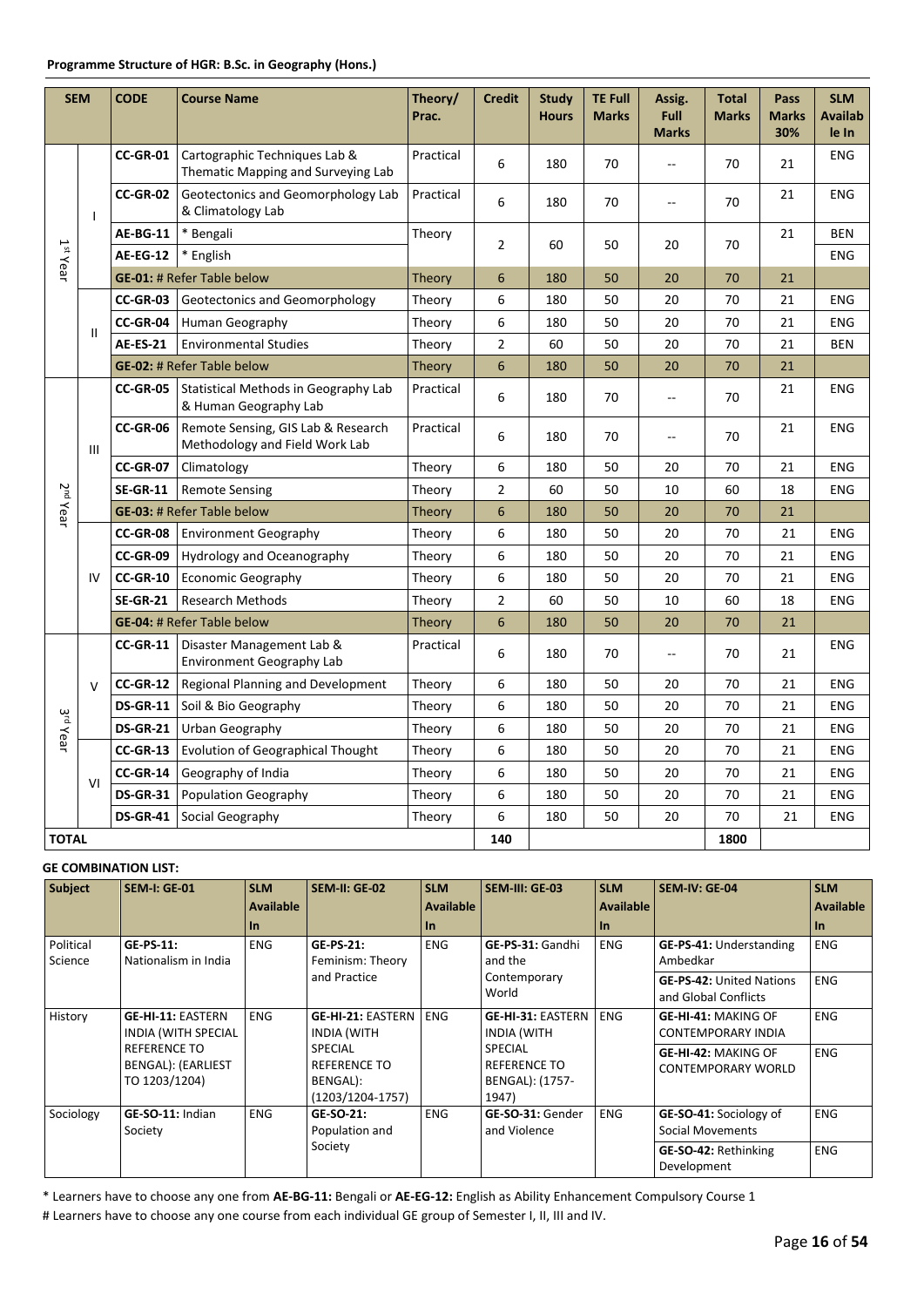**Programme Structure of HGR: B.Sc. in Geography (Hons.)**

| SEM | | CODE | Course Name | Theory/ Prac. | Credit | Study Hours | TE Full Marks | Assig. Full Marks | Total Marks | Pass Marks 30% | SLM Available In |
|---|---|---|---|---|---|---|---|---|---|---|---|
| 1st Year | I | CC-GR-01 | Cartographic Techniques Lab & Thematic Mapping and Surveying Lab | Practical | 6 | 180 | 70 | -- | 70 | 21 | ENG |
| | | CC-GR-02 | Geotectonics and Geomorphology Lab & Climatology Lab | Practical | 6 | 180 | 70 | -- | 70 | 21 | ENG |
| | | AE-BG-11 | * Bengali | Theory | 2 | 60 | 50 | 20 | 70 | 21 | BEN |
| | | AE-EG-12 | * English | | | | | | | | ENG |
| | | GE-01: # Refer Table below | | Theory | 6 | 180 | 50 | 20 | 70 | 21 | |
| | II | CC-GR-03 | Geotectonics and Geomorphology | Theory | 6 | 180 | 50 | 20 | 70 | 21 | ENG |
| | | CC-GR-04 | Human Geography | Theory | 6 | 180 | 50 | 20 | 70 | 21 | ENG |
| | | AE-ES-21 | Environmental Studies | Theory | 2 | 60 | 50 | 20 | 70 | 21 | BEN |
| | | GE-02: # Refer Table below | | Theory | 6 | 180 | 50 | 20 | 70 | 21 | |
| 2nd Year | III | CC-GR-05 | Statistical Methods in Geography Lab & Human Geography Lab | Practical | 6 | 180 | 70 | -- | 70 | 21 | ENG |
| | | CC-GR-06 | Remote Sensing, GIS Lab & Research Methodology and Field Work Lab | Practical | 6 | 180 | 70 | -- | 70 | 21 | ENG |
| | | CC-GR-07 | Climatology | Theory | 6 | 180 | 50 | 20 | 70 | 21 | ENG |
| | | SE-GR-11 | Remote Sensing | Theory | 2 | 60 | 50 | 10 | 60 | 18 | ENG |
| | | GE-03: # Refer Table below | | Theory | 6 | 180 | 50 | 20 | 70 | 21 | |
| | IV | CC-GR-08 | Environment Geography | Theory | 6 | 180 | 50 | 20 | 70 | 21 | ENG |
| | | CC-GR-09 | Hydrology and Oceanography | Theory | 6 | 180 | 50 | 20 | 70 | 21 | ENG |
| | | CC-GR-10 | Economic Geography | Theory | 6 | 180 | 50 | 20 | 70 | 21 | ENG |
| | | SE-GR-21 | Research Methods | Theory | 2 | 60 | 50 | 10 | 60 | 18 | ENG |
| | | GE-04: # Refer Table below | | Theory | 6 | 180 | 50 | 20 | 70 | 21 | |
| 3rd Year | V | CC-GR-11 | Disaster Management Lab & Environment Geography Lab | Practical | 6 | 180 | 70 | -- | 70 | 21 | ENG |
| | | CC-GR-12 | Regional Planning and Development | Theory | 6 | 180 | 50 | 20 | 70 | 21 | ENG |
| | | DS-GR-11 | Soil & Bio Geography | Theory | 6 | 180 | 50 | 20 | 70 | 21 | ENG |
| | | DS-GR-21 | Urban Geography | Theory | 6 | 180 | 50 | 20 | 70 | 21 | ENG |
| | VI | CC-GR-13 | Evolution of Geographical Thought | Theory | 6 | 180 | 50 | 20 | 70 | 21 | ENG |
| | | CC-GR-14 | Geography of India | Theory | 6 | 180 | 50 | 20 | 70 | 21 | ENG |
| | | DS-GR-31 | Population Geography | Theory | 6 | 180 | 50 | 20 | 70 | 21 | ENG |
| | | DS-GR-41 | Social Geography | Theory | 6 | 180 | 50 | 20 | 70 | 21 | ENG |
| TOTAL | | | | | 140 | | | | 1800 | | |

**GE COMBINATION LIST:**

| Subject | SEM-I: GE-01 | SLM Available In | SEM-II: GE-02 | SLM Available In | SEM-III: GE-03 | SLM Available In | SEM-IV: GE-04 | SLM Available In |
|---|---|---|---|---|---|---|---|---|
| Political Science | **GE-PS-11:** Nationalism in India | ENG | **GE-PS-21:** Feminism: Theory and Practice | ENG | **GE-PS-31:** Gandhi and the Contemporary World | ENG | **GE-PS-41:** Understanding Ambedkar | ENG |
| | | | | | | | **GE-PS-42:** United Nations and Global Conflicts | ENG |
| History | **GE-HI-11:** EASTERN INDIA (WITH SPECIAL REFERENCE TO BENGAL): (EARLIEST TO 1203/1204) | ENG | **GE-HI-21:** EASTERN INDIA (WITH SPECIAL REFERENCE TO BENGAL): (1203/1204-1757) | ENG | **GE-HI-31:** EASTERN INDIA (WITH SPECIAL REFERENCE TO BENGAL): (1757-1947) | ENG | **GE-HI-41:** MAKING OF CONTEMPORARY INDIA | ENG |
| | | | | | | | **GE-HI-42:** MAKING OF CONTEMPORARY WORLD | ENG |
| Sociology | **GE-SO-11:** Indian Society | ENG | **GE-SO-21:** Population and Society | ENG | **GE-SO-31:** Gender and Violence | ENG | **GE-SO-41:** Sociology of Social Movements | ENG |
| | | | | | | | **GE-SO-42:** Rethinking Development | ENG |

\* Learners have to choose any one from **AE-BG-11:** Bengali or **AE-EG-12:** English as Ability Enhancement Compulsory Course 1

\# Learners have to choose any one course from each individual GE group of Semester I, II, III and IV.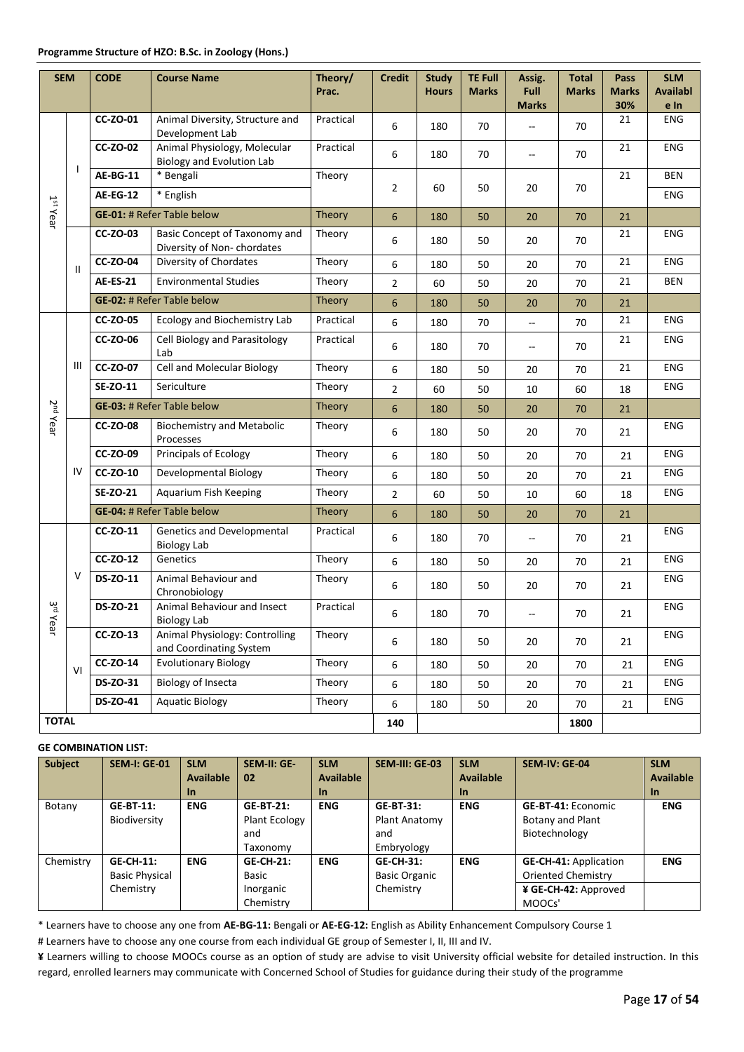**Programme Structure of HZO: B.Sc. in Zoology (Hons.)**

| SEM | | CODE | Course Name | Theory/ Prac. | Credit | Study Hours | TE Full Marks | Assig. Full Marks | Total Marks | Pass Marks 30% | SLM Available In |
|---|---|---|---|---|---|---|---|---|---|---|---|
| 1st Year | I | CC-ZO-01 | Animal Diversity, Structure and Development Lab | Practical | 6 | 180 | 70 | -- | 70 | 21 | ENG |
| | | CC-ZO-02 | Animal Physiology, Molecular Biology and Evolution Lab | Practical | 6 | 180 | 70 | -- | 70 | 21 | ENG |
| | | AE-BG-11 | * Bengali | Theory | 2 | 60 | 50 | 20 | 70 | 21 | BEN |
| | | AE-EG-12 | * English | | | | | | | | ENG |
| | | GE-01: # Refer Table below | | Theory | 6 | 180 | 50 | 20 | 70 | 21 | |
| | II | CC-ZO-03 | Basic Concept of Taxonomy and Diversity of Non- chordates | Theory | 6 | 180 | 50 | 20 | 70 | 21 | ENG |
| | | CC-ZO-04 | Diversity of Chordates | Theory | 6 | 180 | 50 | 20 | 70 | 21 | ENG |
| | | AE-ES-21 | Environmental Studies | Theory | 2 | 60 | 50 | 20 | 70 | 21 | BEN |
| | | GE-02: # Refer Table below | | Theory | 6 | 180 | 50 | 20 | 70 | 21 | |
| 2nd Year | III | CC-ZO-05 | Ecology and Biochemistry Lab | Practical | 6 | 180 | 70 | -- | 70 | 21 | ENG |
| | | CC-ZO-06 | Cell Biology and Parasitology Lab | Practical | 6 | 180 | 70 | -- | 70 | 21 | ENG |
| | | CC-ZO-07 | Cell and Molecular Biology | Theory | 6 | 180 | 50 | 20 | 70 | 21 | ENG |
| | | SE-ZO-11 | Sericulture | Theory | 2 | 60 | 50 | 10 | 60 | 18 | ENG |
| | | GE-03: # Refer Table below | | Theory | 6 | 180 | 50 | 20 | 70 | 21 | |
| | IV | CC-ZO-08 | Biochemistry and Metabolic Processes | Theory | 6 | 180 | 50 | 20 | 70 | 21 | ENG |
| | | CC-ZO-09 | Principals of Ecology | Theory | 6 | 180 | 50 | 20 | 70 | 21 | ENG |
| | | CC-ZO-10 | Developmental Biology | Theory | 6 | 180 | 50 | 20 | 70 | 21 | ENG |
| | | SE-ZO-21 | Aquarium Fish Keeping | Theory | 2 | 60 | 50 | 10 | 60 | 18 | ENG |
| | | GE-04: # Refer Table below | | Theory | 6 | 180 | 50 | 20 | 70 | 21 | |
| 3rd Year | V | CC-ZO-11 | Genetics and Developmental Biology Lab | Practical | 6 | 180 | 70 | -- | 70 | 21 | ENG |
| | | CC-ZO-12 | Genetics | Theory | 6 | 180 | 50 | 20 | 70 | 21 | ENG |
| | | DS-ZO-11 | Animal Behaviour and Chronobiology | Theory | 6 | 180 | 50 | 20 | 70 | 21 | ENG |
| | | DS-ZO-21 | Animal Behaviour and Insect Biology Lab | Practical | 6 | 180 | 70 | -- | 70 | 21 | ENG |
| | VI | CC-ZO-13 | Animal Physiology: Controlling and Coordinating System | Theory | 6 | 180 | 50 | 20 | 70 | 21 | ENG |
| | | CC-ZO-14 | Evolutionary Biology | Theory | 6 | 180 | 50 | 20 | 70 | 21 | ENG |
| | | DS-ZO-31 | Biology of Insecta | Theory | 6 | 180 | 50 | 20 | 70 | 21 | ENG |
| | | DS-ZO-41 | Aquatic Biology | Theory | 6 | 180 | 50 | 20 | 70 | 21 | ENG |
| TOTAL | | | | | 140 | | | | 1800 | | |

**GE COMBINATION LIST:**

| Subject | SEM-I: GE-01 | SLM Available In | SEM-II: GE-02 | SLM Available In | SEM-III: GE-03 | SLM Available In | SEM-IV: GE-04 | SLM Available In |
|---|---|---|---|---|---|---|---|---|
| Botany | **GE-BT-11:** Biodiversity | **ENG** | **GE-BT-21:** Plant Ecology and Taxonomy | **ENG** | **GE-BT-31:** Plant Anatomy and Embryology | **ENG** | **GE-BT-41:** Economic Botany and Plant Biotechnology | **ENG** |
| Chemistry | **GE-CH-11:** Basic Physical Chemistry | **ENG** | **GE-CH-21:** Basic Inorganic Chemistry | **ENG** | **GE-CH-31:** Basic Organic Chemistry | **ENG** | **GE-CH-41:** Application Oriented Chemistry | **ENG** |
| | | | | | | | **¥ GE-CH-42:** Approved MOOCs' | |

\* Learners have to choose any one from **AE-BG-11:** Bengali or **AE-EG-12:** English as Ability Enhancement Compulsory Course 1

\# Learners have to choose any one course from each individual GE group of Semester I, II, III and IV.

**¥** Learners willing to choose MOOCs course as an option of study are advise to visit University official website for detailed instruction. In this regard, enrolled learners may communicate with Concerned School of Studies for guidance during their study of the programme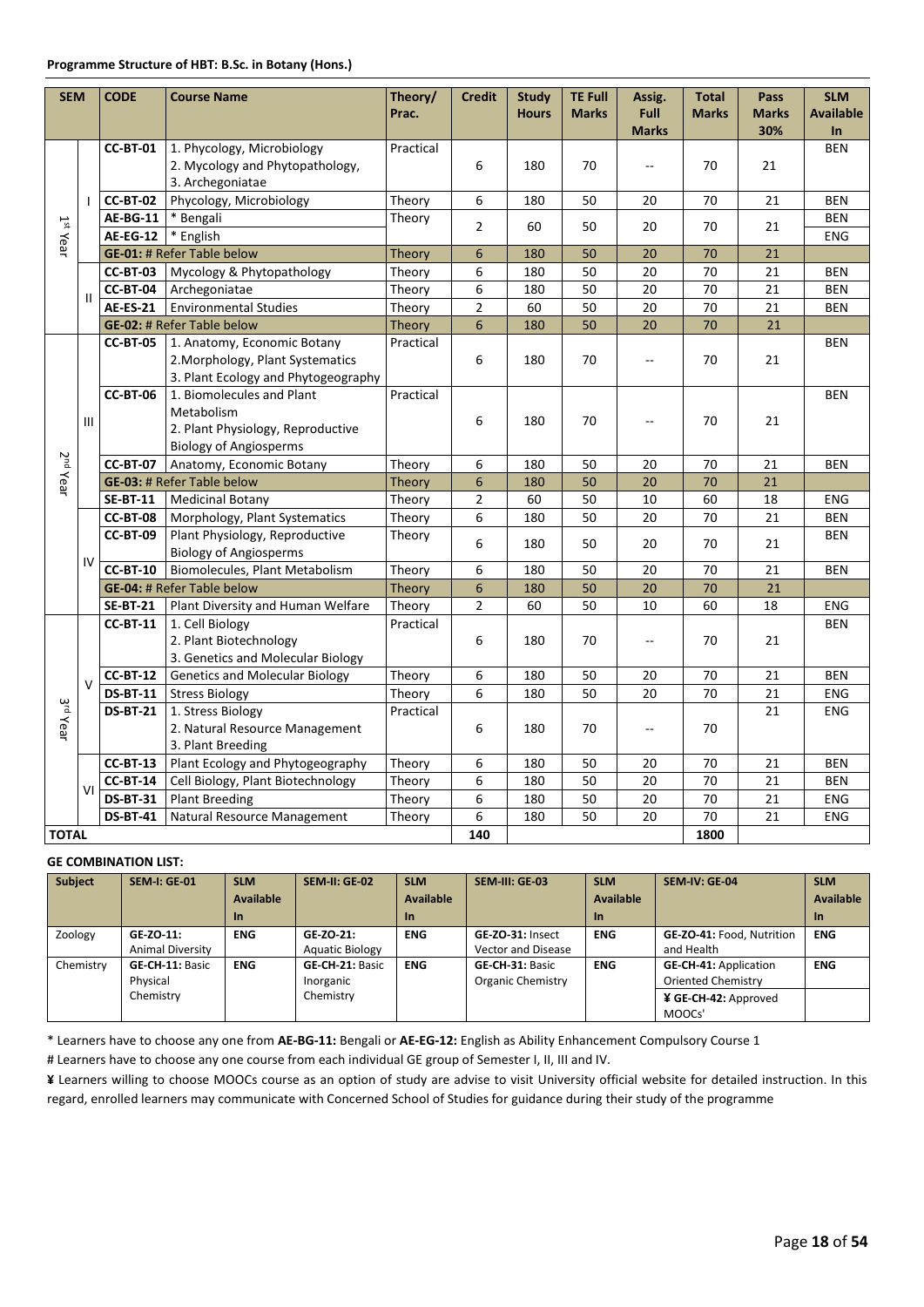**Programme Structure of HBT: B.Sc. in Botany (Hons.)**

| SEM | | CODE | Course Name | Theory/ Prac. | Credit | Study Hours | TE Full Marks | Assig. Full Marks | Total Marks | Pass Marks 30% | SLM Available In |
|---|---|---|---|---|---|---|---|---|---|---|---|
| 1st Year | I | CC-BT-01 | 1. Phycology, Microbiology 2. Mycology and Phytopathology, 3. Archegoniatae | Practical | 6 | 180 | 70 | -- | 70 | 21 | BEN |
| | | CC-BT-02 | Phycology, Microbiology | Theory | 6 | 180 | 50 | 20 | 70 | 21 | BEN |
| | | AE-BG-11 | * Bengali | Theory | 2 | 60 | 50 | 20 | 70 | 21 | BEN |
| | | AE-EG-12 | * English | | | | | | | | ENG |
| | | GE-01: # Refer Table below | | Theory | 6 | 180 | 50 | 20 | 70 | 21 | |
| | II | CC-BT-03 | Mycology & Phytopathology | Theory | 6 | 180 | 50 | 20 | 70 | 21 | BEN |
| | | CC-BT-04 | Archegoniatae | Theory | 6 | 180 | 50 | 20 | 70 | 21 | BEN |
| | | AE-ES-21 | Environmental Studies | Theory | 2 | 60 | 50 | 20 | 70 | 21 | BEN |
| | | GE-02: # Refer Table below | | Theory | 6 | 180 | 50 | 20 | 70 | 21 | |
| 2nd Year | III | CC-BT-05 | 1. Anatomy, Economic Botany 2.Morphology, Plant Systematics 3. Plant Ecology and Phytogeography | Practical | 6 | 180 | 70 | -- | 70 | 21 | BEN |
| | | CC-BT-06 | 1. Biomolecules and Plant Metabolism 2. Plant Physiology, Reproductive Biology of Angiosperms | Practical | 6 | 180 | 70 | -- | 70 | 21 | BEN |
| | | CC-BT-07 | Anatomy, Economic Botany | Theory | 6 | 180 | 50 | 20 | 70 | 21 | BEN |
| | | GE-03: # Refer Table below | | Theory | 6 | 180 | 50 | 20 | 70 | 21 | |
| | | SE-BT-11 | Medicinal Botany | Theory | 2 | 60 | 50 | 10 | 60 | 18 | ENG |
| | IV | CC-BT-08 | Morphology, Plant Systematics | Theory | 6 | 180 | 50 | 20 | 70 | 21 | BEN |
| | | CC-BT-09 | Plant Physiology, Reproductive Biology of Angiosperms | Theory | 6 | 180 | 50 | 20 | 70 | 21 | BEN |
| | | CC-BT-10 | Biomolecules, Plant Metabolism | Theory | 6 | 180 | 50 | 20 | 70 | 21 | BEN |
| | | GE-04: # Refer Table below | | Theory | 6 | 180 | 50 | 20 | 70 | 21 | |
| | | SE-BT-21 | Plant Diversity and Human Welfare | Theory | 2 | 60 | 50 | 10 | 60 | 18 | ENG |
| 3rd Year | V | CC-BT-11 | 1. Cell Biology 2. Plant Biotechnology 3. Genetics and Molecular Biology | Practical | 6 | 180 | 70 | -- | 70 | 21 | BEN |
| | | CC-BT-12 | Genetics and Molecular Biology | Theory | 6 | 180 | 50 | 20 | 70 | 21 | BEN |
| | | DS-BT-11 | Stress Biology | Theory | 6 | 180 | 50 | 20 | 70 | 21 | ENG |
| | | DS-BT-21 | 1. Stress Biology 2. Natural Resource Management 3. Plant Breeding | Practical | 6 | 180 | 70 | -- | 70 | 21 | ENG |
| | VI | CC-BT-13 | Plant Ecology and Phytogeography | Theory | 6 | 180 | 50 | 20 | 70 | 21 | BEN |
| | | CC-BT-14 | Cell Biology, Plant Biotechnology | Theory | 6 | 180 | 50 | 20 | 70 | 21 | BEN |
| | | DS-BT-31 | Plant Breeding | Theory | 6 | 180 | 50 | 20 | 70 | 21 | ENG |
| | | DS-BT-41 | Natural Resource Management | Theory | 6 | 180 | 50 | 20 | 70 | 21 | ENG |
| **TOTAL** | | | | | **140** | | | | **1800** | | |

**GE COMBINATION LIST:**

| Subject | SEM-I: GE-01 | SLM Available In | SEM-II: GE-02 | SLM Available In | SEM-III: GE-03 | SLM Available In | SEM-IV: GE-04 | SLM Available In |
|---|---|---|---|---|---|---|---|---|
| Zoology | GE-ZO-11: Animal Diversity | ENG | GE-ZO-21: Aquatic Biology | ENG | GE-ZO-31: Insect Vector and Disease | ENG | GE-ZO-41: Food, Nutrition and Health | ENG |
| Chemistry | GE-CH-11: Basic Physical Chemistry | ENG | GE-CH-21: Basic Inorganic Chemistry | ENG | GE-CH-31: Basic Organic Chemistry | ENG | GE-CH-41: Application Oriented Chemistry | ENG |
| | | | | | | | ¥ GE-CH-42: Approved MOOCs' | |

\* Learners have to choose any one from **AE-BG-11:** Bengali or **AE-EG-12:** English as Ability Enhancement Compulsory Course 1

# Learners have to choose any one course from each individual GE group of Semester I, II, III and IV.

**¥** Learners willing to choose MOOCs course as an option of study are advise to visit University official website for detailed instruction. In this regard, enrolled learners may communicate with Concerned School of Studies for guidance during their study of the programme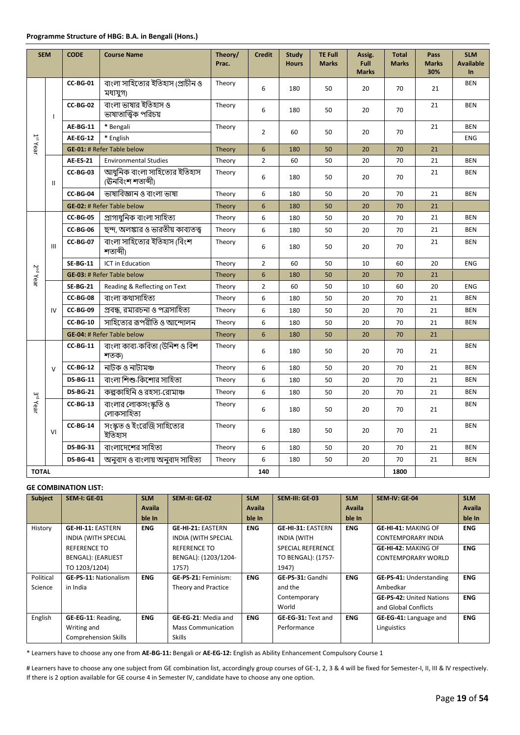**Programme Structure of HBG: B.A. in Bengali (Hons.)**

| SEM | | CODE | Course Name | Theory/ Prac. | Credit | Study Hours | TE Full Marks | Assig. Full Marks | Total Marks | Pass Marks 30% | SLM Available In |
|---|---|---|---|---|---|---|---|---|---|---|---|
| 1st Year | I | CC-BG-01 | বাংলা সাহিত্যের ইতিহাস (প্রাচীন ও মধ্যযুগ) | Theory | 6 | 180 | 50 | 20 | 70 | 21 | BEN |
| | | CC-BG-02 | বাংলা ভাষার ইতিহাস ও ভাষাতাত্ত্বিক পরিচয় | Theory | 6 | 180 | 50 | 20 | 70 | 21 | BEN |
| | | AE-BG-11 | * Bengali | Theory | 2 | 60 | 50 | 20 | 70 | 21 | BEN |
| | | AE-EG-12 | * English | | | | | | | | ENG |
| | | GE-01: # Refer Table below | | Theory | 6 | 180 | 50 | 20 | 70 | 21 | |
| | II | AE-ES-21 | Environmental Studies | Theory | 2 | 60 | 50 | 20 | 70 | 21 | BEN |
| | | CC-BG-03 | আধুনিক বাংলা সাহিত্যের ইতিহাস (ঊনবিংশ শতাব্দী) | Theory | 6 | 180 | 50 | 20 | 70 | 21 | BEN |
| | | CC-BG-04 | ভাষাবিজ্ঞান ও বাংলা ভাষা | Theory | 6 | 180 | 50 | 20 | 70 | 21 | BEN |
| | | GE-02: # Refer Table below | | Theory | 6 | 180 | 50 | 20 | 70 | 21 | |
| 2nd Year | III | CC-BG-05 | প্রাগাধুনিক বাংলা সাহিত্য | Theory | 6 | 180 | 50 | 20 | 70 | 21 | BEN |
| | | CC-BG-06 | ছন্দ, অলঙ্কার ও ভারতীয় কাব্যতত্ত্ব | Theory | 6 | 180 | 50 | 20 | 70 | 21 | BEN |
| | | CC-BG-07 | বাংলা সাহিত্যের ইতিহাস (বিংশ শতাব্দী) | Theory | 6 | 180 | 50 | 20 | 70 | 21 | BEN |
| | | SE-BG-11 | ICT in Education | Theory | 2 | 60 | 50 | 10 | 60 | 20 | ENG |
| | | GE-03: # Refer Table below | | Theory | 6 | 180 | 50 | 20 | 70 | 21 | |
| | IV | SE-BG-21 | Reading & Reflecting on Text | Theory | 2 | 60 | 50 | 10 | 60 | 20 | ENG |
| | | CC-BG-08 | বাংলা কথাসাহিত্য | Theory | 6 | 180 | 50 | 20 | 70 | 21 | BEN |
| | | CC-BG-09 | প্রবন্ধ, রম্যরচনা ও পত্রসাহিত্য | Theory | 6 | 180 | 50 | 20 | 70 | 21 | BEN |
| | | CC-BG-10 | সাহিত্যের রূপরীতি ও আন্দোলন | Theory | 6 | 180 | 50 | 20 | 70 | 21 | BEN |
| | | GE-04: # Refer Table below | | Theory | 6 | 180 | 50 | 20 | 70 | 21 | |
| 3rd Year | V | CC-BG-11 | বাংলা কাব্য-কবিতা (উনিশ ও বিশ শতক) | Theory | 6 | 180 | 50 | 20 | 70 | 21 | BEN |
| | | CC-BG-12 | নাটক ও নাট্যমঞ্চ | Theory | 6 | 180 | 50 | 20 | 70 | 21 | BEN |
| | | DS-BG-11 | বাংলা শিশু-কিশোর সাহিত্য | Theory | 6 | 180 | 50 | 20 | 70 | 21 | BEN |
| | | DS-BG-21 | কল্পকাহিনি ও রহস্য-রোমাঞ্চ | Theory | 6 | 180 | 50 | 20 | 70 | 21 | BEN |
| | VI | CC-BG-13 | বাংলার লোকসংস্কৃতি ও লোকসাহিত্য | Theory | 6 | 180 | 50 | 20 | 70 | 21 | BEN |
| | | CC-BG-14 | সংস্কৃত ও ইংরেজি সাহিত্যের ইতিহাস | Theory | 6 | 180 | 50 | 20 | 70 | 21 | BEN |
| | | DS-BG-31 | বাংলাদেশের সাহিত্য | Theory | 6 | 180 | 50 | 20 | 70 | 21 | BEN |
| | | DS-BG-41 | অনুবাদ ও বাংলায় অনুবাদ সাহিত্য | Theory | 6 | 180 | 50 | 20 | 70 | 21 | BEN |
| TOTAL | | | | | 140 | | | | 1800 | | |

**GE COMBINATION LIST:**

| Subject | SEM-I: GE-01 | SLM Available In | SEM-II: GE-02 | SLM Available In | SEM-III: GE-03 | SLM Available In | SEM-IV: GE-04 | SLM Available In |
|---|---|---|---|---|---|---|---|---|
| History | **GE-HI-11:** EASTERN INDIA (WITH SPECIAL REFERENCE TO BENGAL): (EARLIEST TO 1203/1204) | **ENG** | **GE-HI-21:** EASTERN INDIA (WITH SPECIAL REFERENCE TO BENGAL): (1203/1204-1757) | **ENG** | **GE-HI-31:** EASTERN INDIA (WITH SPECIAL REFERENCE TO BENGAL): (1757-1947) | **ENG** | **GE-HI-41:** MAKING OF CONTEMPORARY INDIA | **ENG** |
| | | | | | | | **GE-HI-42:** MAKING OF CONTEMPORARY WORLD | **ENG** |
| Political Science | **GE-PS-11:** Nationalism in India | **ENG** | **GE-PS-21:** Feminism: Theory and Practice | **ENG** | **GE-PS-31:** Gandhi and the Contemporary World | **ENG** | **GE-PS-41:** Understanding Ambedkar | **ENG** |
| | | | | | | | **GE-PS-42:** United Nations and Global Conflicts | **ENG** |
| English | **GE-EG-11**: Reading, Writing and Comprehension Skills | **ENG** | **GE-EG-21**: Media and Mass Communication Skills | **ENG** | **GE-EG-31:** Text and Performance | **ENG** | **GE-EG-41:** Language and Linguistics | **ENG** |

* Learners have to choose any one from **AE-BG-11:** Bengali or **AE-EG-12:** English as Ability Enhancement Compulsory Course 1

# Learners have to choose any one subject from GE combination list, accordingly group courses of GE-1, 2, 3 & 4 will be fixed for Semester-I, II, III & IV respectively. If there is 2 option available for GE course 4 in Semester IV, candidate have to choose any one option.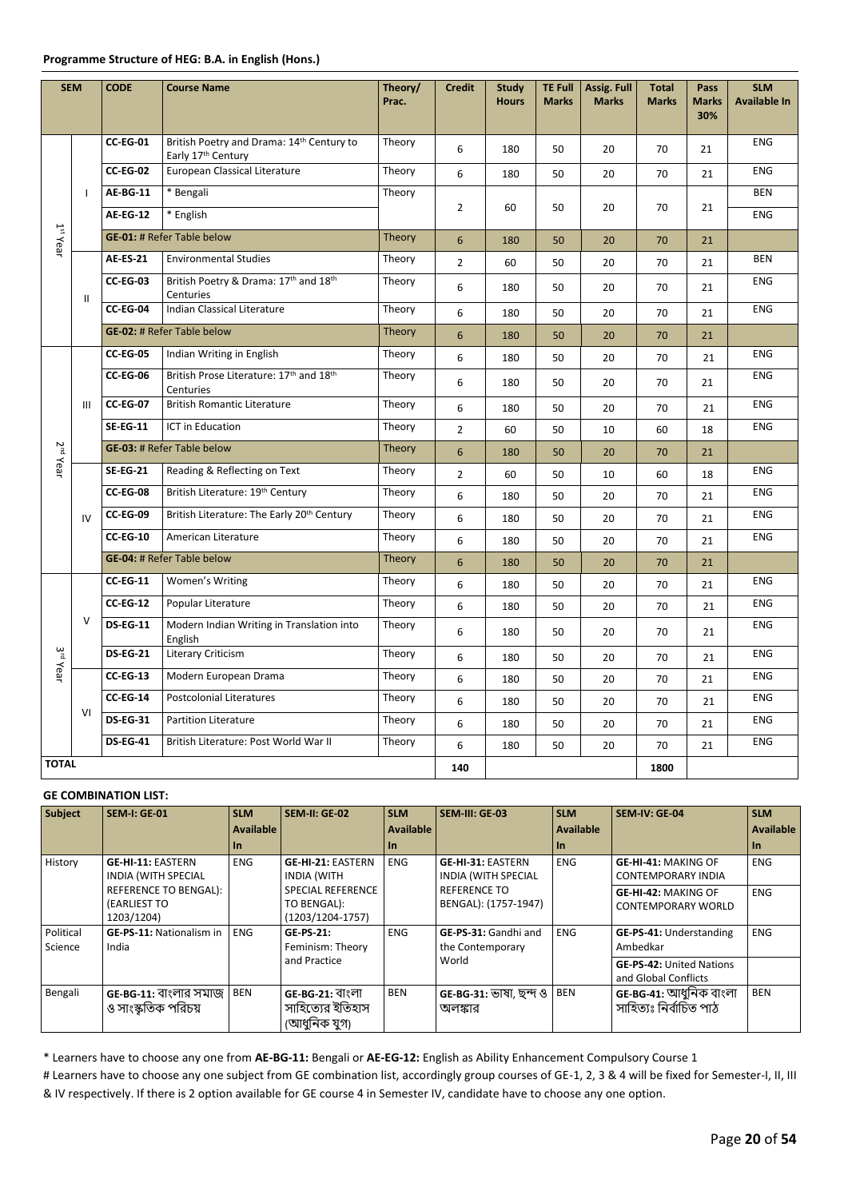**Programme Structure of HEG: B.A. in English (Hons.)**

| SEM | | CODE | Course Name | Theory/ Prac. | Credit | Study Hours | TE Full Marks | Assig. Full Marks | Total Marks | Pass Marks 30% | SLM Available In |
|---|---|---|---|---|---|---|---|---|---|---|---|
| 1st Year | I | CC-EG-01 | British Poetry and Drama: 14th Century to Early 17th Century | Theory | 6 | 180 | 50 | 20 | 70 | 21 | ENG |
| | | CC-EG-02 | European Classical Literature | Theory | 6 | 180 | 50 | 20 | 70 | 21 | ENG |
| | | AE-BG-11 | * Bengali | Theory | 2 | 60 | 50 | 20 | 70 | 21 | BEN |
| | | AE-EG-12 | * English | | | | | | | | ENG |
| | | GE-01: # Refer Table below | | Theory | 6 | 180 | 50 | 20 | 70 | 21 | |
| | II | AE-ES-21 | Environmental Studies | Theory | 2 | 60 | 50 | 20 | 70 | 21 | BEN |
| | | CC-EG-03 | British Poetry & Drama: 17th and 18th Centuries | Theory | 6 | 180 | 50 | 20 | 70 | 21 | ENG |
| | | CC-EG-04 | Indian Classical Literature | Theory | 6 | 180 | 50 | 20 | 70 | 21 | ENG |
| | | GE-02: # Refer Table below | | Theory | 6 | 180 | 50 | 20 | 70 | 21 | |
| 2nd Year | III | CC-EG-05 | Indian Writing in English | Theory | 6 | 180 | 50 | 20 | 70 | 21 | ENG |
| | | CC-EG-06 | British Prose Literature: 17th and 18th Centuries | Theory | 6 | 180 | 50 | 20 | 70 | 21 | ENG |
| | | CC-EG-07 | British Romantic Literature | Theory | 6 | 180 | 50 | 20 | 70 | 21 | ENG |
| | | SE-EG-11 | ICT in Education | Theory | 2 | 60 | 50 | 10 | 60 | 18 | ENG |
| | | GE-03: # Refer Table below | | Theory | 6 | 180 | 50 | 20 | 70 | 21 | |
| | IV | SE-EG-21 | Reading & Reflecting on Text | Theory | 2 | 60 | 50 | 10 | 60 | 18 | ENG |
| | | CC-EG-08 | British Literature: 19th Century | Theory | 6 | 180 | 50 | 20 | 70 | 21 | ENG |
| | | CC-EG-09 | British Literature: The Early 20th Century | Theory | 6 | 180 | 50 | 20 | 70 | 21 | ENG |
| | | CC-EG-10 | American Literature | Theory | 6 | 180 | 50 | 20 | 70 | 21 | ENG |
| | | GE-04: # Refer Table below | | Theory | 6 | 180 | 50 | 20 | 70 | 21 | |
| 3rd Year | V | CC-EG-11 | Women's Writing | Theory | 6 | 180 | 50 | 20 | 70 | 21 | ENG |
| | | CC-EG-12 | Popular Literature | Theory | 6 | 180 | 50 | 20 | 70 | 21 | ENG |
| | | DS-EG-11 | Modern Indian Writing in Translation into English | Theory | 6 | 180 | 50 | 20 | 70 | 21 | ENG |
| | | DS-EG-21 | Literary Criticism | Theory | 6 | 180 | 50 | 20 | 70 | 21 | ENG |
| | VI | CC-EG-13 | Modern European Drama | Theory | 6 | 180 | 50 | 20 | 70 | 21 | ENG |
| | | CC-EG-14 | Postcolonial Literatures | Theory | 6 | 180 | 50 | 20 | 70 | 21 | ENG |
| | | DS-EG-31 | Partition Literature | Theory | 6 | 180 | 50 | 20 | 70 | 21 | ENG |
| | | DS-EG-41 | British Literature: Post World War II | Theory | 6 | 180 | 50 | 20 | 70 | 21 | ENG |
| TOTAL | | | | | 140 | | | | 1800 | | |

**GE COMBINATION LIST:**

| Subject | SEM-I: GE-01 | SLM Available In | SEM-II: GE-02 | SLM Available In | SEM-III: GE-03 | SLM Available In | SEM-IV: GE-04 | SLM Available In |
|---|---|---|---|---|---|---|---|---|
| History | GE-HI-11: EASTERN INDIA (WITH SPECIAL REFERENCE TO BENGAL): (EARLIEST TO 1203/1204) | ENG | GE-HI-21: EASTERN INDIA (WITH SPECIAL REFERENCE TO BENGAL): (1203/1204-1757) | ENG | GE-HI-31: EASTERN INDIA (WITH SPECIAL REFERENCE TO BENGAL): (1757-1947) | ENG | GE-HI-41: MAKING OF CONTEMPORARY INDIA | ENG |
| | | | | | | | GE-HI-42: MAKING OF CONTEMPORARY WORLD | ENG |
| Political Science | GE-PS-11: Nationalism in India | ENG | GE-PS-21: Feminism: Theory and Practice | ENG | GE-PS-31: Gandhi and the Contemporary World | ENG | GE-PS-41: Understanding Ambedkar | ENG |
| | | | | | | | GE-PS-42: United Nations and Global Conflicts | |
| Bengali | GE-BG-11: বাংলার সমাজ ও সাংস্কৃতিক পরিচয় | BEN | GE-BG-21: বাংলা সাহিত্যের ইতিহাস (আধুনিক যুগ) | BEN | GE-BG-31: ভাষা, ছন্দ ও অলঙ্কার | BEN | GE-BG-41: আধুনিক বাংলা সাহিত্যঃ নির্বাচিত পাঠ | BEN |

\* Learners have to choose any one from **AE-BG-11:** Bengali or **AE-EG-12:** English as Ability Enhancement Compulsory Course 1

\# Learners have to choose any one subject from GE combination list, accordingly group courses of GE-1, 2, 3 & 4 will be fixed for Semester-I, II, III & IV respectively. If there is 2 option available for GE course 4 in Semester IV, candidate have to choose any one option.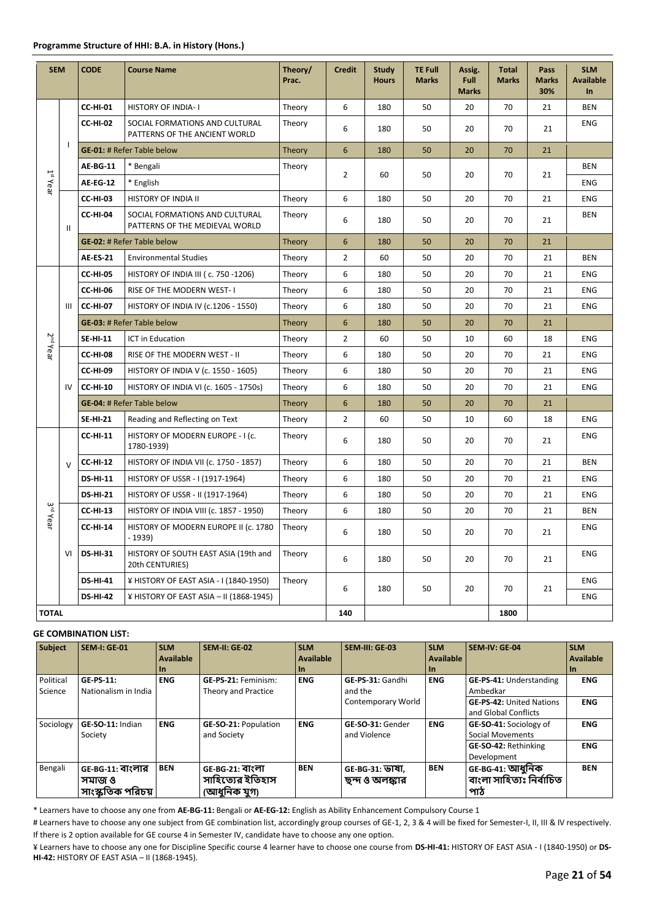**Programme Structure of HHI: B.A. in History (Hons.)**

| SEM | | CODE | Course Name | Theory/ Prac. | Credit | Study Hours | TE Full Marks | Assig. Full Marks | Total Marks | Pass Marks 30% | SLM Available In |
|---|---|---|---|---|---|---|---|---|---|---|---|
| 1st Year | I | CC-HI-01 | HISTORY OF INDIA- I | Theory | 6 | 180 | 50 | 20 | 70 | 21 | BEN |
| | | CC-HI-02 | SOCIAL FORMATIONS AND CULTURAL PATTERNS OF THE ANCIENT WORLD | Theory | 6 | 180 | 50 | 20 | 70 | 21 | ENG |
| | | GE-01: # Refer Table below | | Theory | 6 | 180 | 50 | 20 | 70 | 21 | |
| | | AE-BG-11 | * Bengali | Theory | 2 | 60 | 50 | 20 | 70 | 21 | BEN |
| | | AE-EG-12 | * English | | | | | | | | ENG |
| | II | CC-HI-03 | HISTORY OF INDIA II | Theory | 6 | 180 | 50 | 20 | 70 | 21 | ENG |
| | | CC-HI-04 | SOCIAL FORMATIONS AND CULTURAL PATTERNS OF THE MEDIEVAL WORLD | Theory | 6 | 180 | 50 | 20 | 70 | 21 | BEN |
| | | GE-02: # Refer Table below | | Theory | 6 | 180 | 50 | 20 | 70 | 21 | |
| | | AE-ES-21 | Environmental Studies | Theory | 2 | 60 | 50 | 20 | 70 | 21 | BEN |
| 2nd Year | III | CC-HI-05 | HISTORY OF INDIA III ( c. 750 -1206) | Theory | 6 | 180 | 50 | 20 | 70 | 21 | ENG |
| | | CC-HI-06 | RISE OF THE MODERN WEST- I | Theory | 6 | 180 | 50 | 20 | 70 | 21 | ENG |
| | | CC-HI-07 | HISTORY OF INDIA IV (c.1206 - 1550) | Theory | 6 | 180 | 50 | 20 | 70 | 21 | ENG |
| | | GE-03: # Refer Table below | | Theory | 6 | 180 | 50 | 20 | 70 | 21 | |
| | | SE-HI-11 | ICT in Education | Theory | 2 | 60 | 50 | 10 | 60 | 18 | ENG |
| | IV | CC-HI-08 | RISE OF THE MODERN WEST - II | Theory | 6 | 180 | 50 | 20 | 70 | 21 | ENG |
| | | CC-HI-09 | HISTORY OF INDIA V (c. 1550 - 1605) | Theory | 6 | 180 | 50 | 20 | 70 | 21 | ENG |
| | | CC-HI-10 | HISTORY OF INDIA VI (c. 1605 - 1750s) | Theory | 6 | 180 | 50 | 20 | 70 | 21 | ENG |
| | | GE-04: # Refer Table below | | Theory | 6 | 180 | 50 | 20 | 70 | 21 | |
| | | SE-HI-21 | Reading and Reflecting on Text | Theory | 2 | 60 | 50 | 10 | 60 | 18 | ENG |
| 3rd Year | V | CC-HI-11 | HISTORY OF MODERN EUROPE - I (c. 1780-1939) | Theory | 6 | 180 | 50 | 20 | 70 | 21 | ENG |
| | | CC-HI-12 | HISTORY OF INDIA VII (c. 1750 - 1857) | Theory | 6 | 180 | 50 | 20 | 70 | 21 | BEN |
| | | DS-HI-11 | HISTORY OF USSR - I (1917-1964) | Theory | 6 | 180 | 50 | 20 | 70 | 21 | ENG |
| | | DS-HI-21 | HISTORY OF USSR - II (1917-1964) | Theory | 6 | 180 | 50 | 20 | 70 | 21 | ENG |
| | VI | CC-HI-13 | HISTORY OF INDIA VIII (c. 1857 - 1950) | Theory | 6 | 180 | 50 | 20 | 70 | 21 | BEN |
| | | CC-HI-14 | HISTORY OF MODERN EUROPE II (c. 1780 - 1939) | Theory | 6 | 180 | 50 | 20 | 70 | 21 | ENG |
| | | DS-HI-31 | HISTORY OF SOUTH EAST ASIA (19th and 20th CENTURIES) | Theory | 6 | 180 | 50 | 20 | 70 | 21 | ENG |
| | | DS-HI-41 | ¥ HISTORY OF EAST ASIA - I (1840-1950) | Theory | 6 | 180 | 50 | 20 | 70 | 21 | ENG |
| | | DS-HI-42 | ¥ HISTORY OF EAST ASIA – II (1868-1945) | | | | | | | | ENG |
| TOTAL | | | | | 140 | | | | 1800 | | |

**GE COMBINATION LIST:**

| Subject | SEM-I: GE-01 | SLM Available In | SEM-II: GE-02 | SLM Available In | SEM-III: GE-03 | SLM Available In | SEM-IV: GE-04 | SLM Available In |
|---|---|---|---|---|---|---|---|---|
| Political Science | GE-PS-11: Nationalism in India | ENG | GE-PS-21: Feminism: Theory and Practice | ENG | GE-PS-31: Gandhi and the Contemporary World | ENG | GE-PS-41: Understanding Ambedkar | ENG |
| | | | | | | | GE-PS-42: United Nations and Global Conflicts | ENG |
| Sociology | GE-SO-11: Indian Society | ENG | GE-SO-21: Population and Society | ENG | GE-SO-31: Gender and Violence | ENG | GE-SO-41: Sociology of Social Movements | ENG |
| | | | | | | | GE-SO-42: Rethinking Development | ENG |
| Bengali | GE-BG-11: বাংলার সমাজ ও সাংস্কৃতিক পরিচয় | BEN | GE-BG-21: বাংলা সাহিত্যের ইতিহাস (আধুনিক যুগ) | BEN | GE-BG-31: ভাষা, ছন্দ ও অলঙ্কার | BEN | GE-BG-41: আধুনিক বাংলা সাহিত্যঃ নির্বাচিত পাঠ | BEN |

\* Learners have to choose any one from **AE-BG-11:** Bengali or **AE-EG-12:** English as Ability Enhancement Compulsory Course 1

\# Learners have to choose any one subject from GE combination list, accordingly group courses of GE-1, 2, 3 & 4 will be fixed for Semester-I, II, III & IV respectively. If there is 2 option available for GE course 4 in Semester IV, candidate have to choose any one option.

¥ Learners have to choose any one for Discipline Specific course 4 learner have to choose one course from **DS-HI-41:** HISTORY OF EAST ASIA - I (1840-1950) or **DS-HI-42:** HISTORY OF EAST ASIA – II (1868-1945).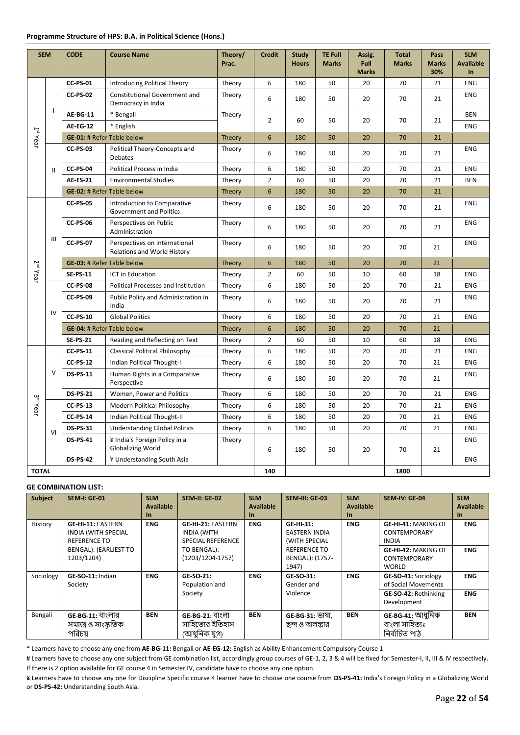**Programme Structure of HPS: B.A. in Political Science (Hons.)**

| SEM | | CODE | Course Name | Theory/ Prac. | Credit | Study Hours | TE Full Marks | Assig. Full Marks | Total Marks | Pass Marks 30% | SLM Available In |
|---|---|---|---|---|---|---|---|---|---|---|---|
| 1st Year | I | **CC-PS-01** | Introducing Political Theory | Theory | 6 | 180 | 50 | 20 | 70 | 21 | ENG |
| | | **CC-PS-02** | Constitutional Government and Democracy in India | Theory | 6 | 180 | 50 | 20 | 70 | 21 | ENG |
| | | **AE-BG-11** | * Bengali | Theory | 2 | 60 | 50 | 20 | 70 | 21 | BEN |
| | | **AE-EG-12** | * English | | | | | | | | ENG |
| | | **GE-01: # Refer Table below** | | Theory | 6 | 180 | 50 | 20 | 70 | 21 | |
| | II | **CC-PS-03** | Political Theory-Concepts and Debates | Theory | 6 | 180 | 50 | 20 | 70 | 21 | ENG |
| | | **CC-PS-04** | Political Process in India | Theory | 6 | 180 | 50 | 20 | 70 | 21 | ENG |
| | | **AE-ES-21** | Environmental Studies | Theory | 2 | 60 | 50 | 20 | 70 | 21 | BEN |
| | | **GE-02: # Refer Table below** | | Theory | 6 | 180 | 50 | 20 | 70 | 21 | |
| 2nd Year | III | **CC-PS-05** | Introduction to Comparative Government and Politics | Theory | 6 | 180 | 50 | 20 | 70 | 21 | ENG |
| | | **CC-PS-06** | Perspectives on Public Administration | Theory | 6 | 180 | 50 | 20 | 70 | 21 | ENG |
| | | **CC-PS-07** | Perspectives on International Relations and World History | Theory | 6 | 180 | 50 | 20 | 70 | 21 | ENG |
| | | **GE-03: # Refer Table below** | | Theory | 6 | 180 | 50 | 20 | 70 | 21 | |
| | | **SE-PS-11** | ICT in Education | Theory | 2 | 60 | 50 | 10 | 60 | 18 | ENG |
| | IV | **CC-PS-08** | Political Processes and Institution | Theory | 6 | 180 | 50 | 20 | 70 | 21 | ENG |
| | | **CC-PS-09** | Public Policy and Administration in India | Theory | 6 | 180 | 50 | 20 | 70 | 21 | ENG |
| | | **CC-PS-10** | Global Politics | Theory | 6 | 180 | 50 | 20 | 70 | 21 | ENG |
| | | **GE-04: # Refer Table below** | | Theory | 6 | 180 | 50 | 20 | 70 | 21 | |
| | | **SE-PS-21** | Reading and Reflecting on Text | Theory | 2 | 60 | 50 | 10 | 60 | 18 | ENG |
| 3rd Year | V | **CC-PS-11** | Classical Political Philosophy | Theory | 6 | 180 | 50 | 20 | 70 | 21 | ENG |
| | | **CC-PS-12** | Indian Political Thought-I | Theory | 6 | 180 | 50 | 20 | 70 | 21 | ENG |
| | | **DS-PS-11** | Human Rights in a Comparative Perspective | Theory | 6 | 180 | 50 | 20 | 70 | 21 | ENG |
| | | **DS-PS-21** | Women, Power and Politics | Theory | 6 | 180 | 50 | 20 | 70 | 21 | ENG |
| | VI | **CC-PS-13** | Modern Political Philosophy | Theory | 6 | 180 | 50 | 20 | 70 | 21 | ENG |
| | | **CC-PS-14** | Indian Political Thought-II | Theory | 6 | 180 | 50 | 20 | 70 | 21 | ENG |
| | | **DS-PS-31** | Understanding Global Politics | Theory | 6 | 180 | 50 | 20 | 70 | 21 | ENG |
| | | **DS-PS-41** | ¥ India's Foreign Policy in a Globalizing World | Theory | 6 | 180 | 50 | 20 | 70 | 21 | ENG |
| | | **DS-PS-42** | ¥ Understanding South Asia | | | | | | | | ENG |
| **TOTAL** | | | | | **140** | | | | **1800** | | |

**GE COMBINATION LIST:**

| Subject | SEM-I: GE-01 | SLM Available In | SEM-II: GE-02 | SLM Available In | SEM-III: GE-03 | SLM Available In | SEM-IV: GE-04 | SLM Available In |
|---|---|---|---|---|---|---|---|---|
| History | **GE-HI-11:** EASTERN INDIA (WITH SPECIAL REFERENCE TO BENGAL): (EARLIEST TO 1203/1204) | **ENG** | **GE-HI-21:** EASTERN INDIA (WITH SPECIAL REFERENCE TO BENGAL): (1203/1204-1757) | **ENG** | **GE-HI-31:** EASTERN INDIA (WITH SPECIAL REFERENCE TO BENGAL): (1757-1947) | **ENG** | **GE-HI-41:** MAKING OF CONTEMPORARY INDIA | **ENG** |
| | | | | | | | **GE-HI-42:** MAKING OF CONTEMPORARY WORLD | **ENG** |
| Sociology | **GE-SO-11:** Indian Society | **ENG** | **GE-SO-21:** Population and Society | **ENG** | **GE-SO-31:** Gender and Violence | **ENG** | **GE-SO-41:** Sociology of Social Movements | **ENG** |
| | | | | | | | **GE-SO-42:** Rethinking Development | **ENG** |
| Bengali | **GE-BG-11:** বাংলার সমাজ ও সাংস্কৃতিক পরিচয় | **BEN** | **GE-BG-21:** বাংলা সাহিত্যের ইতিহাস (আধুনিক যুগ) | **BEN** | **GE-BG-31:** ভাষা, ছন্দ ও অলঙ্কার | **BEN** | **GE-BG-41:** আধুনিক বাংলা সাহিত্যঃ নির্বাচিত পাঠ | **BEN** |

* Learners have to choose any one from **AE-BG-11:** Bengali or **AE-EG-12:** English as Ability Enhancement Compulsory Course 1

# Learners have to choose any one subject from GE combination list, accordingly group courses of GE-1, 2, 3 & 4 will be fixed for Semester-I, II, III & IV respectively. If there is 2 option available for GE course 4 in Semester IV, candidate have to choose any one option.

¥ Learners have to choose any one for Discipline Specific course 4 learner have to choose one course from **DS-PS-41:** India's Foreign Policy in a Globalizing World or **DS-PS-42:** Understanding South Asia.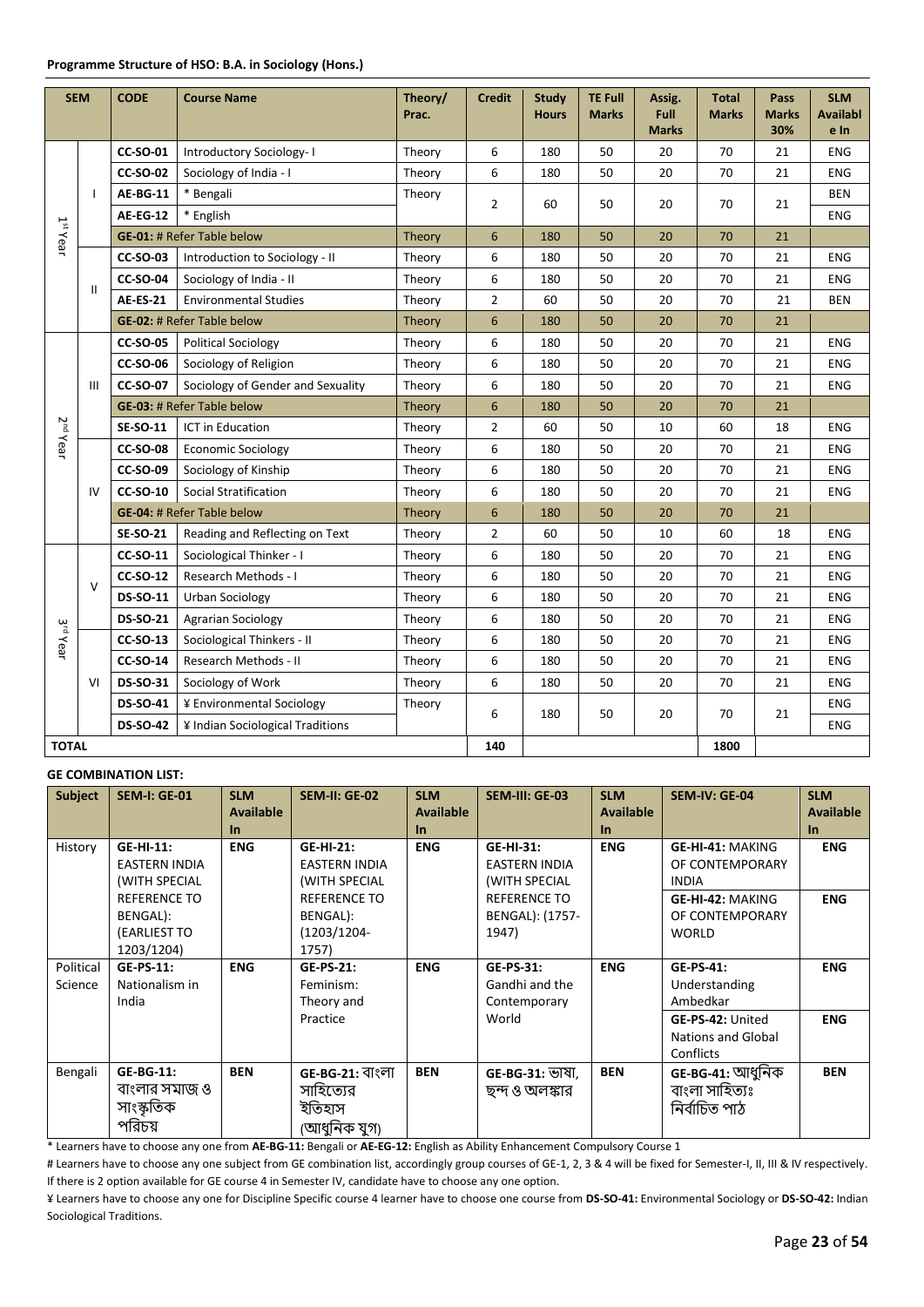**Programme Structure of HSO: B.A. in Sociology (Hons.)**

| SEM | | CODE | Course Name | Theory/ Prac. | Credit | Study Hours | TE Full Marks | Assig. Full Marks | Total Marks | Pass Marks 30% | SLM Available In |
|---|---|---|---|---|---|---|---|---|---|---|---|
| 1st Year | I | CC-SO-01 | Introductory Sociology- I | Theory | 6 | 180 | 50 | 20 | 70 | 21 | ENG |
| | | CC-SO-02 | Sociology of India - I | Theory | 6 | 180 | 50 | 20 | 70 | 21 | ENG |
| | | AE-BG-11 | * Bengali | Theory | 2 | 60 | 50 | 20 | 70 | 21 | BEN |
| | | AE-EG-12 | * English | | | | | | | | ENG |
| | | GE-01: # Refer Table below | | Theory | 6 | 180 | 50 | 20 | 70 | 21 | |
| | II | CC-SO-03 | Introduction to Sociology - II | Theory | 6 | 180 | 50 | 20 | 70 | 21 | ENG |
| | | CC-SO-04 | Sociology of India - II | Theory | 6 | 180 | 50 | 20 | 70 | 21 | ENG |
| | | AE-ES-21 | Environmental Studies | Theory | 2 | 60 | 50 | 20 | 70 | 21 | BEN |
| | | GE-02: # Refer Table below | | Theory | 6 | 180 | 50 | 20 | 70 | 21 | |
| 2nd Year | III | CC-SO-05 | Political Sociology | Theory | 6 | 180 | 50 | 20 | 70 | 21 | ENG |
| | | CC-SO-06 | Sociology of Religion | Theory | 6 | 180 | 50 | 20 | 70 | 21 | ENG |
| | | CC-SO-07 | Sociology of Gender and Sexuality | Theory | 6 | 180 | 50 | 20 | 70 | 21 | ENG |
| | | GE-03: # Refer Table below | | Theory | 6 | 180 | 50 | 20 | 70 | 21 | |
| | | SE-SO-11 | ICT in Education | Theory | 2 | 60 | 50 | 10 | 60 | 18 | ENG |
| | IV | CC-SO-08 | Economic Sociology | Theory | 6 | 180 | 50 | 20 | 70 | 21 | ENG |
| | | CC-SO-09 | Sociology of Kinship | Theory | 6 | 180 | 50 | 20 | 70 | 21 | ENG |
| | | CC-SO-10 | Social Stratification | Theory | 6 | 180 | 50 | 20 | 70 | 21 | ENG |
| | | GE-04: # Refer Table below | | Theory | 6 | 180 | 50 | 20 | 70 | 21 | |
| | | SE-SO-21 | Reading and Reflecting on Text | Theory | 2 | 60 | 50 | 10 | 60 | 18 | ENG |
| 3rd Year | V | CC-SO-11 | Sociological Thinker - I | Theory | 6 | 180 | 50 | 20 | 70 | 21 | ENG |
| | | CC-SO-12 | Research Methods - I | Theory | 6 | 180 | 50 | 20 | 70 | 21 | ENG |
| | | DS-SO-11 | Urban Sociology | Theory | 6 | 180 | 50 | 20 | 70 | 21 | ENG |
| | | DS-SO-21 | Agrarian Sociology | Theory | 6 | 180 | 50 | 20 | 70 | 21 | ENG |
| | VI | CC-SO-13 | Sociological Thinkers - II | Theory | 6 | 180 | 50 | 20 | 70 | 21 | ENG |
| | | CC-SO-14 | Research Methods - II | Theory | 6 | 180 | 50 | 20 | 70 | 21 | ENG |
| | | DS-SO-31 | Sociology of Work | Theory | 6 | 180 | 50 | 20 | 70 | 21 | ENG |
| | | DS-SO-41 | ¥ Environmental Sociology | Theory | 6 | 180 | 50 | 20 | 70 | 21 | ENG |
| | | DS-SO-42 | ¥ Indian Sociological Traditions | | | | | | | | ENG |
| TOTAL | | | | | 140 | | | | 1800 | | |

**GE COMBINATION LIST:**

| Subject | SEM-I: GE-01 | SLM Available In | SEM-II: GE-02 | SLM Available In | SEM-III: GE-03 | SLM Available In | SEM-IV: GE-04 | SLM Available In |
|---|---|---|---|---|---|---|---|---|
| History | GE-HI-11: EASTERN INDIA (WITH SPECIAL REFERENCE TO BENGAL): (EARLIEST TO 1203/1204) | ENG | GE-HI-21: EASTERN INDIA (WITH SPECIAL REFERENCE TO BENGAL): (1203/1204-1757) | ENG | GE-HI-31: EASTERN INDIA (WITH SPECIAL REFERENCE TO BENGAL): (1757-1947) | ENG | GE-HI-41: MAKING OF CONTEMPORARY INDIA | ENG |
| | | | | | | | GE-HI-42: MAKING OF CONTEMPORARY WORLD | ENG |
| Political Science | GE-PS-11: Nationalism in India | ENG | GE-PS-21: Feminism: Theory and Practice | ENG | GE-PS-31: Gandhi and the Contemporary World | ENG | GE-PS-41: Understanding Ambedkar | ENG |
| | | | | | | | GE-PS-42: United Nations and Global Conflicts | ENG |
| Bengali | GE-BG-11: বাংলার সমাজ ও সাংস্কৃতিক পরিচয় | BEN | GE-BG-21: বাংলা সাহিত্যের ইতিহাস (আধুনিক যুগ) | BEN | GE-BG-31: ভাষা, ছন্দ ও অলঙ্কার | BEN | GE-BG-41: আধুনিক বাংলা সাহিত্যঃ নির্বাচিত পাঠ | BEN |

* Learners have to choose any one from **AE-BG-11:** Bengali or **AE-EG-12:** English as Ability Enhancement Compulsory Course 1

# Learners have to choose any one subject from GE combination list, accordingly group courses of GE-1, 2, 3 & 4 will be fixed for Semester-I, II, III & IV respectively. If there is 2 option available for GE course 4 in Semester IV, candidate have to choose any one option.

¥ Learners have to choose any one for Discipline Specific course 4 learner have to choose one course from **DS-SO-41:** Environmental Sociology or **DS-SO-42:** Indian Sociological Traditions.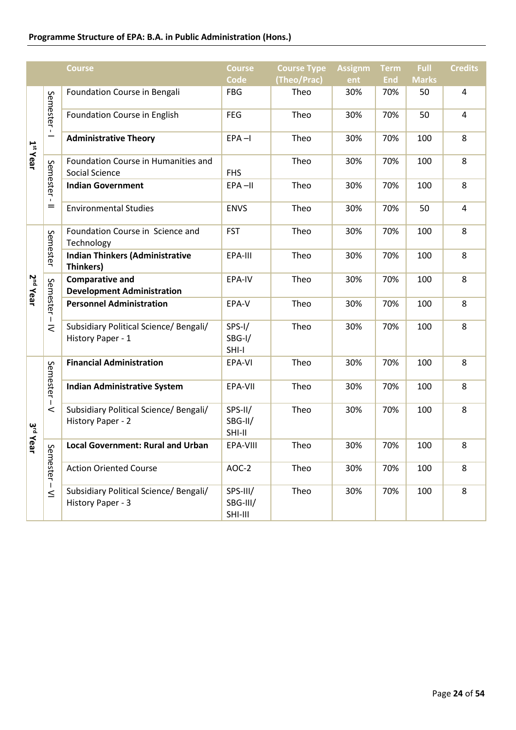**Programme Structure of EPA: B.A. in Public Administration (Hons.)**

| | | Course | Course Code | Course Type (Theo/Prac) | Assignment | Term End | Full Marks | Credits |
|---|---|---|---|---|---|---|---|---|
| 1st Year | Semester - I | Foundation Course in Bengali | FBG | Theo | 30% | 70% | 50 | 4 |
| | | Foundation Course in English | FEG | Theo | 30% | 70% | 50 | 4 |
| | | **Administrative Theory** | EPA –I | Theo | 30% | 70% | 100 | 8 |
| | Semester - II | Foundation Course in Humanities and Social Science | FHS | Theo | 30% | 70% | 100 | 8 |
| | | **Indian Government** | EPA –II | Theo | 30% | 70% | 100 | 8 |
| | | Environmental Studies | ENVS | Theo | 30% | 70% | 50 | 4 |
| 2nd Year | Semester | Foundation Course in Science and Technology | FST | Theo | 30% | 70% | 100 | 8 |
| | | **Indian Thinkers (Administrative Thinkers)** | EPA-III | Theo | 30% | 70% | 100 | 8 |
| | Semester – IV | **Comparative and Development Administration** | EPA-IV | Theo | 30% | 70% | 100 | 8 |
| | | **Personnel Administration** | EPA-V | Theo | 30% | 70% | 100 | 8 |
| | | Subsidiary Political Science/ Bengali/ History Paper - 1 | SPS-I/ SBG-I/ SHI-I | Theo | 30% | 70% | 100 | 8 |
| 3rd Year | Semester – V | **Financial Administration** | EPA-VI | Theo | 30% | 70% | 100 | 8 |
| | | **Indian Administrative System** | EPA-VII | Theo | 30% | 70% | 100 | 8 |
| | | Subsidiary Political Science/ Bengali/ History Paper - 2 | SPS-II/ SBG-II/ SHI-II | Theo | 30% | 70% | 100 | 8 |
| | Semester – VI | **Local Government: Rural and Urban** | EPA-VIII | Theo | 30% | 70% | 100 | 8 |
| | | Action Oriented Course | AOC-2 | Theo | 30% | 70% | 100 | 8 |
| | | Subsidiary Political Science/ Bengali/ History Paper - 3 | SPS-III/ SBG-III/ SHI-III | Theo | 30% | 70% | 100 | 8 |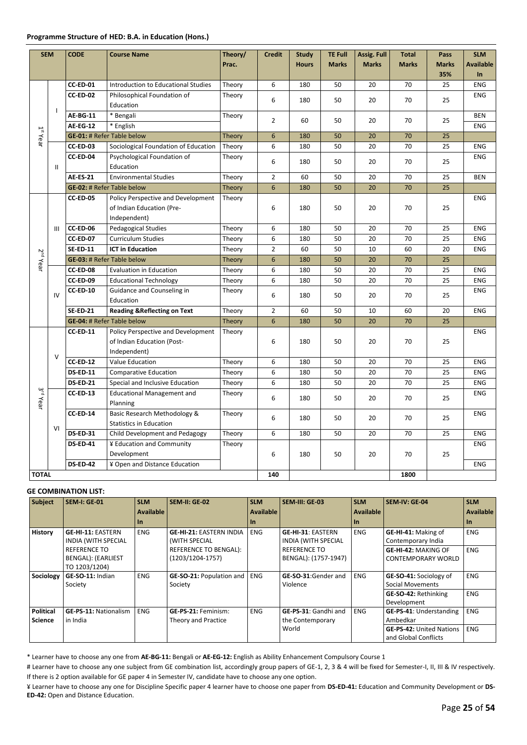**Programme Structure of HED: B.A. in Education (Hons.)**

| SEM | | CODE | Course Name | Theory/ Prac. | Credit | Study Hours | TE Full Marks | Assig. Full Marks | Total Marks | Pass Marks 35% | SLM Available In |
|---|---|---|---|---|---|---|---|---|---|---|---|
| 1st Year | I | CC-ED-01 | Introduction to Educational Studies | Theory | 6 | 180 | 50 | 20 | 70 | 25 | ENG |
| | | CC-ED-02 | Philosophical Foundation of Education | Theory | 6 | 180 | 50 | 20 | 70 | 25 | ENG |
| | | AE-BG-11 | * Bengali | Theory | 2 | 60 | 50 | 20 | 70 | 25 | BEN |
| | | AE-EG-12 | * English | | | | | | | | ENG |
| | | GE-01: # Refer Table below | | Theory | 6 | 180 | 50 | 20 | 70 | 25 | |
| | II | CC-ED-03 | Sociological Foundation of Education | Theory | 6 | 180 | 50 | 20 | 70 | 25 | ENG |
| | | CC-ED-04 | Psychological Foundation of Education | Theory | 6 | 180 | 50 | 20 | 70 | 25 | ENG |
| | | AE-ES-21 | Environmental Studies | Theory | 2 | 60 | 50 | 20 | 70 | 25 | BEN |
| | | GE-02: # Refer Table below | | Theory | 6 | 180 | 50 | 20 | 70 | 25 | |
| 2nd Year | III | CC-ED-05 | Policy Perspective and Development of Indian Education (Pre-Independent) | Theory | 6 | 180 | 50 | 20 | 70 | 25 | ENG |
| | | CC-ED-06 | Pedagogical Studies | Theory | 6 | 180 | 50 | 20 | 70 | 25 | ENG |
| | | CC-ED-07 | Curriculum Studies | Theory | 6 | 180 | 50 | 20 | 70 | 25 | ENG |
| | | SE-ED-11 | **ICT in Education** | Theory | 2 | 60 | 50 | 10 | 60 | 20 | ENG |
| | | GE-03: # Refer Table below | | Theory | 6 | 180 | 50 | 20 | 70 | 25 | |
| | IV | CC-ED-08 | Evaluation in Education | Theory | 6 | 180 | 50 | 20 | 70 | 25 | ENG |
| | | CC-ED-09 | Educational Technology | Theory | 6 | 180 | 50 | 20 | 70 | 25 | ENG |
| | | CC-ED-10 | Guidance and Counseling in Education | Theory | 6 | 180 | 50 | 20 | 70 | 25 | ENG |
| | | SE-ED-21 | **Reading &Reflecting on Text** | Theory | 2 | 60 | 50 | 10 | 60 | 20 | ENG |
| | | GE-04: # Refer Table below | | Theory | 6 | 180 | 50 | 20 | 70 | 25 | |
| 3rd Year | V | CC-ED-11 | Policy Perspective and Development of Indian Education (Post-Independent) | Theory | 6 | 180 | 50 | 20 | 70 | 25 | ENG |
| | | CC-ED-12 | Value Education | Theory | 6 | 180 | 50 | 20 | 70 | 25 | ENG |
| | | DS-ED-11 | Comparative Education | Theory | 6 | 180 | 50 | 20 | 70 | 25 | ENG |
| | | DS-ED-21 | Special and Inclusive Education | Theory | 6 | 180 | 50 | 20 | 70 | 25 | ENG |
| | VI | CC-ED-13 | Educational Management and Planning | Theory | 6 | 180 | 50 | 20 | 70 | 25 | ENG |
| | | CC-ED-14 | Basic Research Methodology & Statistics in Education | Theory | 6 | 180 | 50 | 20 | 70 | 25 | ENG |
| | | DS-ED-31 | Child Development and Pedagogy | Theory | 6 | 180 | 50 | 20 | 70 | 25 | ENG |
| | | DS-ED-41 | ¥ Education and Community Development | Theory | 6 | 180 | 50 | 20 | 70 | 25 | ENG |
| | | DS-ED-42 | ¥ Open and Distance Education | | | | | | | | ENG |
| **TOTAL** | | | | | 140 | | | | 1800 | | |

**GE COMBINATION LIST:**

| Subject | SEM-I: GE-01 | SLM Available In | SEM-II: GE-02 | SLM Available In | SEM-III: GE-03 | SLM Available In | SEM-IV: GE-04 | SLM Available In |
|---|---|---|---|---|---|---|---|---|
| **History** | **GE-HI-11:** EASTERN INDIA (WITH SPECIAL REFERENCE TO BENGAL): (EARLIEST TO 1203/1204) | ENG | **GE-HI-21:** EASTERN INDIA (WITH SPECIAL REFERENCE TO BENGAL): (1203/1204-1757) | ENG | **GE-HI-31**: EASTERN INDIA (WITH SPECIAL REFERENCE TO BENGAL): (1757-1947) | ENG | **GE-HI-41:** Making of Contemporary India | ENG |
| | | | | | | | **GE-HI-42:** MAKING OF CONTEMPORARY WORLD | ENG |
| **Sociology** | **GE-SO-11:** Indian Society | ENG | **GE-SO-21:** Population and Society | ENG | **GE-SO-31**:Gender and Violence | ENG | **GE-SO-41:** Sociology of Social Movements | ENG |
| | | | | | | | **GE-SO-42:** Rethinking Development | ENG |
| **Political Science** | **GE-PS-11:** Nationalism in India | ENG | **GE-PS-21:** Feminism: Theory and Practice | ENG | **GE-PS-31**: Gandhi and the Contemporary World | ENG | **GE-PS-41**: Understanding Ambedkar | ENG |
| | | | | | | | **GE-PS-42:** United Nations and Global Conflicts | ENG |

* Learner have to choose any one from **AE-BG-11:** Bengali or **AE-EG-12:** English as Ability Enhancement Compulsory Course 1

# Learner have to choose any one subject from GE combination list, accordingly group papers of GE-1, 2, 3 & 4 will be fixed for Semester-I, II, III & IV respectively. If there is 2 option available for GE paper 4 in Semester IV, candidate have to choose any one option.

¥ Learner have to choose any one for Discipline Specific paper 4 learner have to choose one paper from **DS-ED-41:** Education and Community Development or **DS-ED-42:** Open and Distance Education.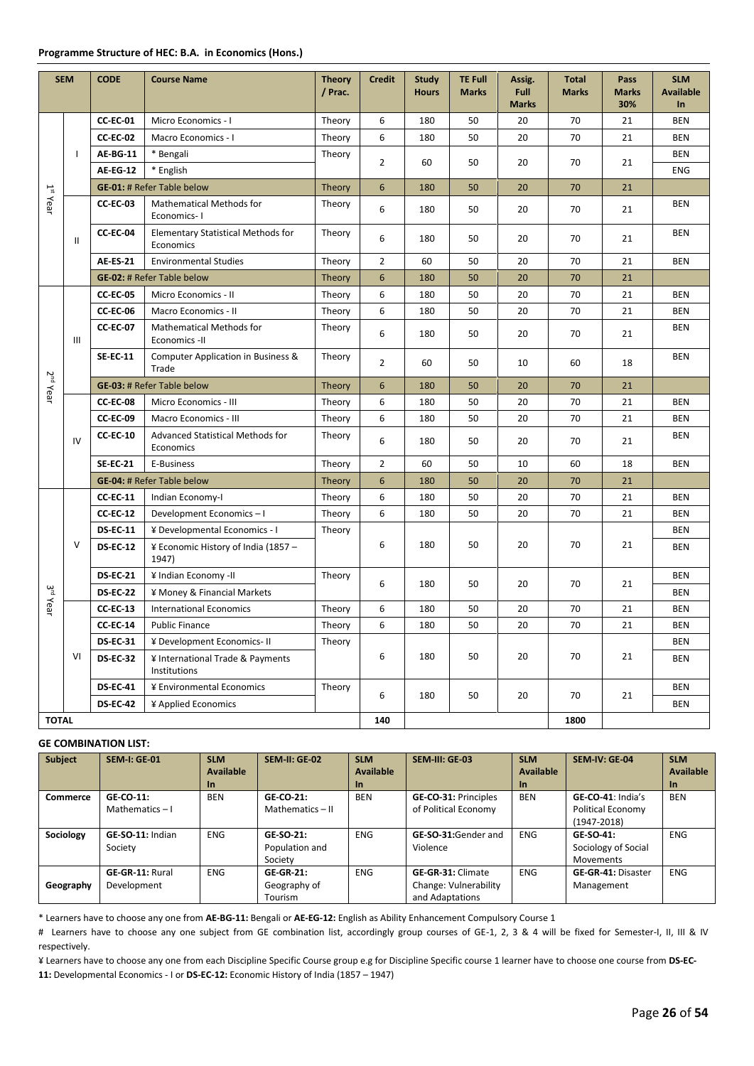**Programme Structure of HEC: B.A. in Economics (Hons.)**

| SEM | | CODE | Course Name | Theory / Prac. | Credit | Study Hours | TE Full Marks | Assig. Full Marks | Total Marks | Pass Marks 30% | SLM Available In |
|---|---|---|---|---|---|---|---|---|---|---|---|
| 1st Year | I | CC-EC-01 | Micro Economics - I | Theory | 6 | 180 | 50 | 20 | 70 | 21 | BEN |
| | | CC-EC-02 | Macro Economics - I | Theory | 6 | 180 | 50 | 20 | 70 | 21 | BEN |
| | | AE-BG-11 | * Bengali | Theory | 2 | 60 | 50 | 20 | 70 | 21 | BEN |
| | | AE-EG-12 | * English | | | | | | | | ENG |
| | | GE-01: # Refer Table below | | Theory | 6 | 180 | 50 | 20 | 70 | 21 | |
| | II | CC-EC-03 | Mathematical Methods for Economics- I | Theory | 6 | 180 | 50 | 20 | 70 | 21 | BEN |
| | | CC-EC-04 | Elementary Statistical Methods for Economics | Theory | 6 | 180 | 50 | 20 | 70 | 21 | BEN |
| | | AE-ES-21 | Environmental Studies | Theory | 2 | 60 | 50 | 20 | 70 | 21 | BEN |
| | | GE-02: # Refer Table below | | Theory | 6 | 180 | 50 | 20 | 70 | 21 | |
| 2nd Year | III | CC-EC-05 | Micro Economics - II | Theory | 6 | 180 | 50 | 20 | 70 | 21 | BEN |
| | | CC-EC-06 | Macro Economics - II | Theory | 6 | 180 | 50 | 20 | 70 | 21 | BEN |
| | | CC-EC-07 | Mathematical Methods for Economics -II | Theory | 6 | 180 | 50 | 20 | 70 | 21 | BEN |
| | | SE-EC-11 | Computer Application in Business & Trade | Theory | 2 | 60 | 50 | 10 | 60 | 18 | BEN |
| | | GE-03: # Refer Table below | | Theory | 6 | 180 | 50 | 20 | 70 | 21 | |
| | IV | CC-EC-08 | Micro Economics - III | Theory | 6 | 180 | 50 | 20 | 70 | 21 | BEN |
| | | CC-EC-09 | Macro Economics - III | Theory | 6 | 180 | 50 | 20 | 70 | 21 | BEN |
| | | CC-EC-10 | Advanced Statistical Methods for Economics | Theory | 6 | 180 | 50 | 20 | 70 | 21 | BEN |
| | | SE-EC-21 | E-Business | Theory | 2 | 60 | 50 | 10 | 60 | 18 | BEN |
| | | GE-04: # Refer Table below | | Theory | 6 | 180 | 50 | 20 | 70 | 21 | |
| 3rd Year | V | CC-EC-11 | Indian Economy-I | Theory | 6 | 180 | 50 | 20 | 70 | 21 | BEN |
| | | CC-EC-12 | Development Economics – I | Theory | 6 | 180 | 50 | 20 | 70 | 21 | BEN |
| | | DS-EC-11 | ¥ Developmental Economics - I | Theory | 6 | 180 | 50 | 20 | 70 | 21 | BEN |
| | | DS-EC-12 | ¥ Economic History of India (1857 – 1947) | | | | | | | | BEN |
| | | DS-EC-21 | ¥ Indian Economy -II | Theory | 6 | 180 | 50 | 20 | 70 | 21 | BEN |
| | | DS-EC-22 | ¥ Money & Financial Markets | | | | | | | | BEN |
| | VI | CC-EC-13 | International Economics | Theory | 6 | 180 | 50 | 20 | 70 | 21 | BEN |
| | | CC-EC-14 | Public Finance | Theory | 6 | 180 | 50 | 20 | 70 | 21 | BEN |
| | | DS-EC-31 | ¥ Development Economics- II | Theory | 6 | 180 | 50 | 20 | 70 | 21 | BEN |
| | | DS-EC-32 | ¥ International Trade & Payments Institutions | | | | | | | | BEN |
| | | DS-EC-41 | ¥ Environmental Economics | Theory | 6 | 180 | 50 | 20 | 70 | 21 | BEN |
| | | DS-EC-42 | ¥ Applied Economics | | | | | | | | BEN |
| **TOTAL** | | | | | **140** | | | | **1800** | | |

**GE COMBINATION LIST:**

| Subject | SEM-I: GE-01 | SLM Available In | SEM-II: GE-02 | SLM Available In | SEM-III: GE-03 | SLM Available In | SEM-IV: GE-04 | SLM Available In |
|---|---|---|---|---|---|---|---|---|
| **Commerce** | **GE-CO-11:** Mathematics – I | BEN | **GE-CO-21:** Mathematics – II | BEN | **GE-CO-31:** Principles of Political Economy | BEN | **GE-CO-41**: India's Political Economy (1947-2018) | BEN |
| **Sociology** | **GE-SO-11:** Indian Society | ENG | **GE-SO-21:** Population and Society | ENG | **GE-SO-31:**Gender and Violence | ENG | **GE-SO-41:** Sociology of Social Movements | ENG |
| **Geography** | **GE-GR-11:** Rural Development | ENG | **GE-GR-21:** Geography of Tourism | ENG | **GE-GR-31:** Climate Change: Vulnerability and Adaptations | ENG | **GE-GR-41:** Disaster Management | ENG |

\* Learners have to choose any one from **AE-BG-11:** Bengali or **AE-EG-12:** English as Ability Enhancement Compulsory Course 1

\# Learners have to choose any one subject from GE combination list, accordingly group courses of GE-1, 2, 3 & 4 will be fixed for Semester-I, II, III & IV respectively.

¥ Learners have to choose any one from each Discipline Specific Course group e.g for Discipline Specific course 1 learner have to choose one course from **DS-EC-11:** Developmental Economics - I or **DS-EC-12:** Economic History of India (1857 – 1947)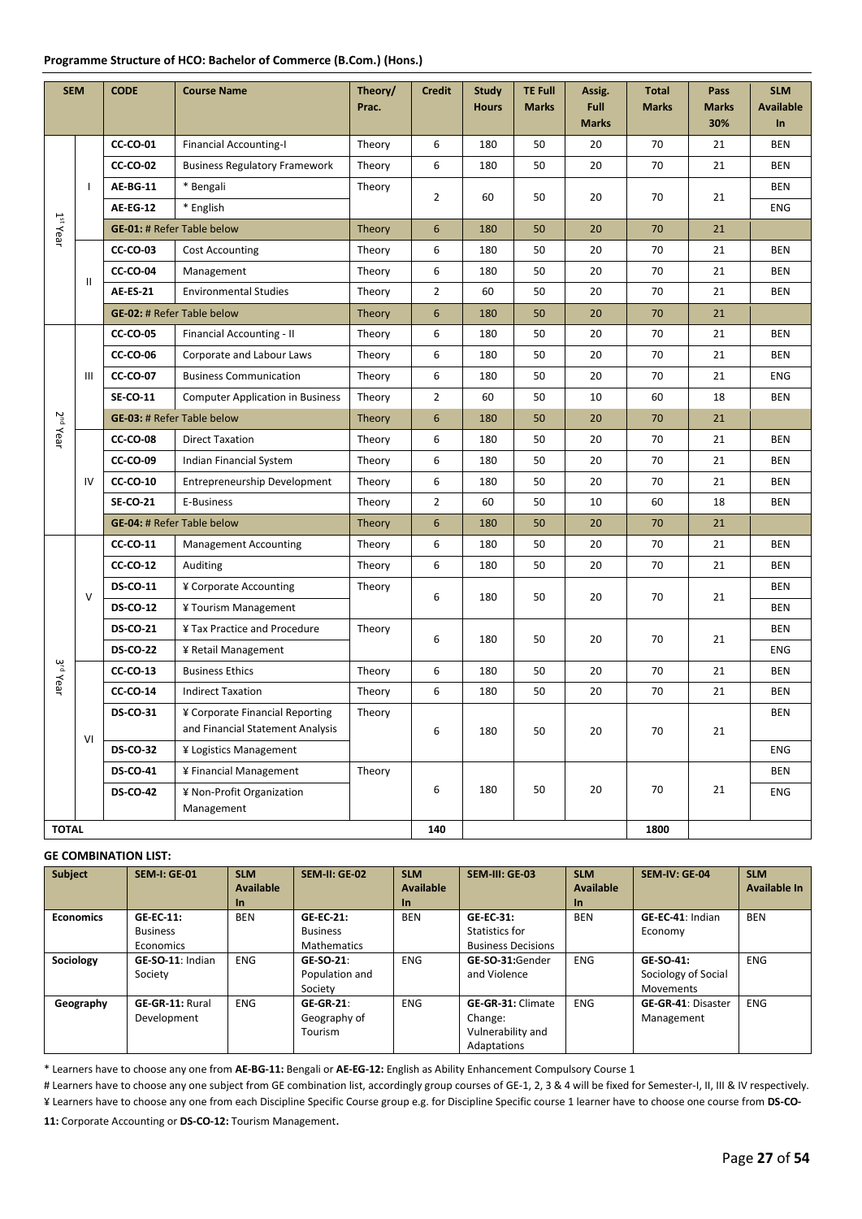**Programme Structure of HCO: Bachelor of Commerce (B.Com.) (Hons.)**

| SEM | | CODE | Course Name | Theory/ Prac. | Credit | Study Hours | TE Full Marks | Assig. Full Marks | Total Marks | Pass Marks 30% | SLM Available In |
|---|---|---|---|---|---|---|---|---|---|---|---|
| 1st Year | I | CC-CO-01 | Financial Accounting-I | Theory | 6 | 180 | 50 | 20 | 70 | 21 | BEN |
| | | CC-CO-02 | Business Regulatory Framework | Theory | 6 | 180 | 50 | 20 | 70 | 21 | BEN |
| | | AE-BG-11 | * Bengali | Theory | 2 | 60 | 50 | 20 | 70 | 21 | BEN |
| | | AE-EG-12 | * English | | | | | | | | ENG |
| | | GE-01: # Refer Table below | | Theory | 6 | 180 | 50 | 20 | 70 | 21 | |
| | II | CC-CO-03 | Cost Accounting | Theory | 6 | 180 | 50 | 20 | 70 | 21 | BEN |
| | | CC-CO-04 | Management | Theory | 6 | 180 | 50 | 20 | 70 | 21 | BEN |
| | | AE-ES-21 | Environmental Studies | Theory | 2 | 60 | 50 | 20 | 70 | 21 | BEN |
| | | GE-02: # Refer Table below | | Theory | 6 | 180 | 50 | 20 | 70 | 21 | |
| 2nd Year | III | CC-CO-05 | Financial Accounting - II | Theory | 6 | 180 | 50 | 20 | 70 | 21 | BEN |
| | | CC-CO-06 | Corporate and Labour Laws | Theory | 6 | 180 | 50 | 20 | 70 | 21 | BEN |
| | | CC-CO-07 | Business Communication | Theory | 6 | 180 | 50 | 20 | 70 | 21 | ENG |
| | | SE-CO-11 | Computer Application in Business | Theory | 2 | 60 | 50 | 10 | 60 | 18 | BEN |
| | | GE-03: # Refer Table below | | Theory | 6 | 180 | 50 | 20 | 70 | 21 | |
| | IV | CC-CO-08 | Direct Taxation | Theory | 6 | 180 | 50 | 20 | 70 | 21 | BEN |
| | | CC-CO-09 | Indian Financial System | Theory | 6 | 180 | 50 | 20 | 70 | 21 | BEN |
| | | CC-CO-10 | Entrepreneurship Development | Theory | 6 | 180 | 50 | 20 | 70 | 21 | BEN |
| | | SE-CO-21 | E-Business | Theory | 2 | 60 | 50 | 10 | 60 | 18 | BEN |
| | | GE-04: # Refer Table below | | Theory | 6 | 180 | 50 | 20 | 70 | 21 | |
| 3rd Year | V | CC-CO-11 | Management Accounting | Theory | 6 | 180 | 50 | 20 | 70 | 21 | BEN |
| | | CC-CO-12 | Auditing | Theory | 6 | 180 | 50 | 20 | 70 | 21 | BEN |
| | | DS-CO-11 | ¥ Corporate Accounting | Theory | 6 | 180 | 50 | 20 | 70 | 21 | BEN |
| | | DS-CO-12 | ¥ Tourism Management | | | | | | | | BEN |
| | | DS-CO-21 | ¥ Tax Practice and Procedure | Theory | 6 | 180 | 50 | 20 | 70 | 21 | BEN |
| | | DS-CO-22 | ¥ Retail Management | | | | | | | | ENG |
| | VI | CC-CO-13 | Business Ethics | Theory | 6 | 180 | 50 | 20 | 70 | 21 | BEN |
| | | CC-CO-14 | Indirect Taxation | Theory | 6 | 180 | 50 | 20 | 70 | 21 | BEN |
| | | DS-CO-31 | ¥ Corporate Financial Reporting and Financial Statement Analysis | Theory | 6 | 180 | 50 | 20 | 70 | 21 | BEN |
| | | DS-CO-32 | ¥ Logistics Management | | | | | | | | ENG |
| | | DS-CO-41 | ¥ Financial Management | Theory | 6 | 180 | 50 | 20 | 70 | 21 | BEN |
| | | DS-CO-42 | ¥ Non-Profit Organization Management | | | | | | | | ENG |
| TOTAL | | | | | 140 | | | | 1800 | | |

**GE COMBINATION LIST:**

| Subject | SEM-I: GE-01 | SLM Available In | SEM-II: GE-02 | SLM Available In | SEM-III: GE-03 | SLM Available In | SEM-IV: GE-04 | SLM Available In |
|---|---|---|---|---|---|---|---|---|
| Economics | GE-EC-11: Business Economics | BEN | GE-EC-21: Business Mathematics | BEN | GE-EC-31: Statistics for Business Decisions | BEN | GE-EC-41: Indian Economy | BEN |
| Sociology | GE-SO-11: Indian Society | ENG | GE-SO-21: Population and Society | ENG | GE-SO-31:Gender and Violence | ENG | GE-SO-41: Sociology of Social Movements | ENG |
| Geography | GE-GR-11: Rural Development | ENG | GE-GR-21: Geography of Tourism | ENG | GE-GR-31: Climate Change: Vulnerability and Adaptations | ENG | GE-GR-41: Disaster Management | ENG |

\* Learners have to choose any one from **AE-BG-11:** Bengali or **AE-EG-12:** English as Ability Enhancement Compulsory Course 1

# Learners have to choose any one subject from GE combination list, accordingly group courses of GE-1, 2, 3 & 4 will be fixed for Semester-I, II, III & IV respectively.

¥ Learners have to choose any one from each Discipline Specific Course group e.g. for Discipline Specific course 1 learner have to choose one course from **DS-CO-11:** Corporate Accounting or **DS-CO-12:** Tourism Management.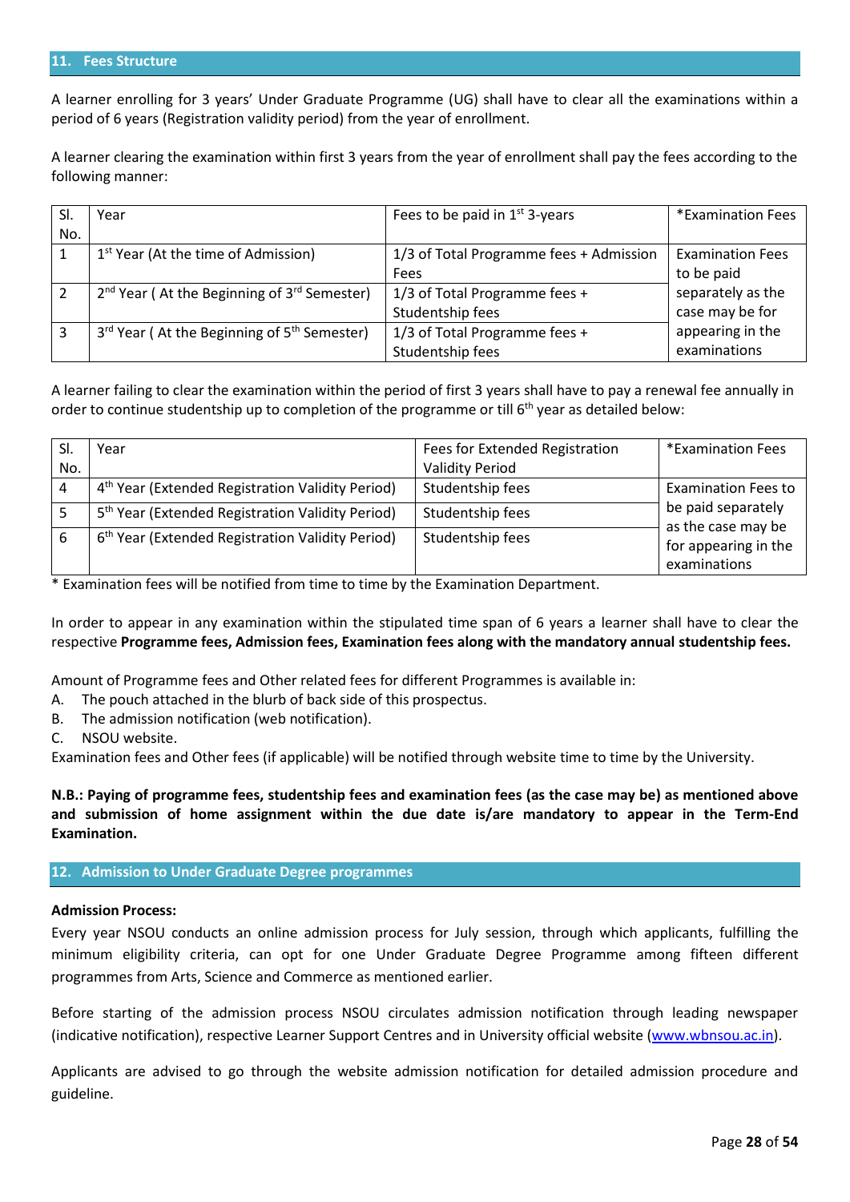## 11. Fees Structure

A learner enrolling for 3 years' Under Graduate Programme (UG) shall have to clear all the examinations within a period of 6 years (Registration validity period) from the year of enrollment.

A learner clearing the examination within first 3 years from the year of enrollment shall pay the fees according to the following manner:

| Sl. No. | Year | Fees to be paid in 1st 3-years | *Examination Fees |
|---|---|---|---|
| 1 | 1st Year (At the time of Admission) | 1/3 of Total Programme fees + Admission Fees | Examination Fees to be paid separately as the case may be for appearing in the examinations |
| 2 | 2nd Year ( At the Beginning of 3rd Semester) | 1/3 of Total Programme fees + Studentship fees | |
| 3 | 3rd Year ( At the Beginning of 5th Semester) | 1/3 of Total Programme fees + Studentship fees | |

A learner failing to clear the examination within the period of first 3 years shall have to pay a renewal fee annually in order to continue studentship up to completion of the programme or till 6th year as detailed below:

| Sl. No. | Year | Fees for Extended Registration Validity Period | *Examination Fees |
|---|---|---|---|
| 4 | 4th Year (Extended Registration Validity Period) | Studentship fees | Examination Fees to be paid separately as the case may be for appearing in the examinations |
| 5 | 5th Year (Extended Registration Validity Period) | Studentship fees | |
| 6 | 6th Year (Extended Registration Validity Period) | Studentship fees | |

* Examination fees will be notified from time to time by the Examination Department.

In order to appear in any examination within the stipulated time span of 6 years a learner shall have to clear the respective **Programme fees, Admission fees, Examination fees along with the mandatory annual studentship fees.**

Amount of Programme fees and Other related fees for different Programmes is available in:

A. The pouch attached in the blurb of back side of this prospectus.
B. The admission notification (web notification).
C. NSOU website.

Examination fees and Other fees (if applicable) will be notified through website time to time by the University.

**N.B.: Paying of programme fees, studentship fees and examination fees (as the case may be) as mentioned above and submission of home assignment within the due date is/are mandatory to appear in the Term-End Examination.**

## 12. Admission to Under Graduate Degree programmes

**Admission Process:**

Every year NSOU conducts an online admission process for July session, through which applicants, fulfilling the minimum eligibility criteria, can opt for one Under Graduate Degree Programme among fifteen different programmes from Arts, Science and Commerce as mentioned earlier.

Before starting of the admission process NSOU circulates admission notification through leading newspaper (indicative notification), respective Learner Support Centres and in University official website (www.wbnsou.ac.in).

Applicants are advised to go through the website admission notification for detailed admission procedure and guideline.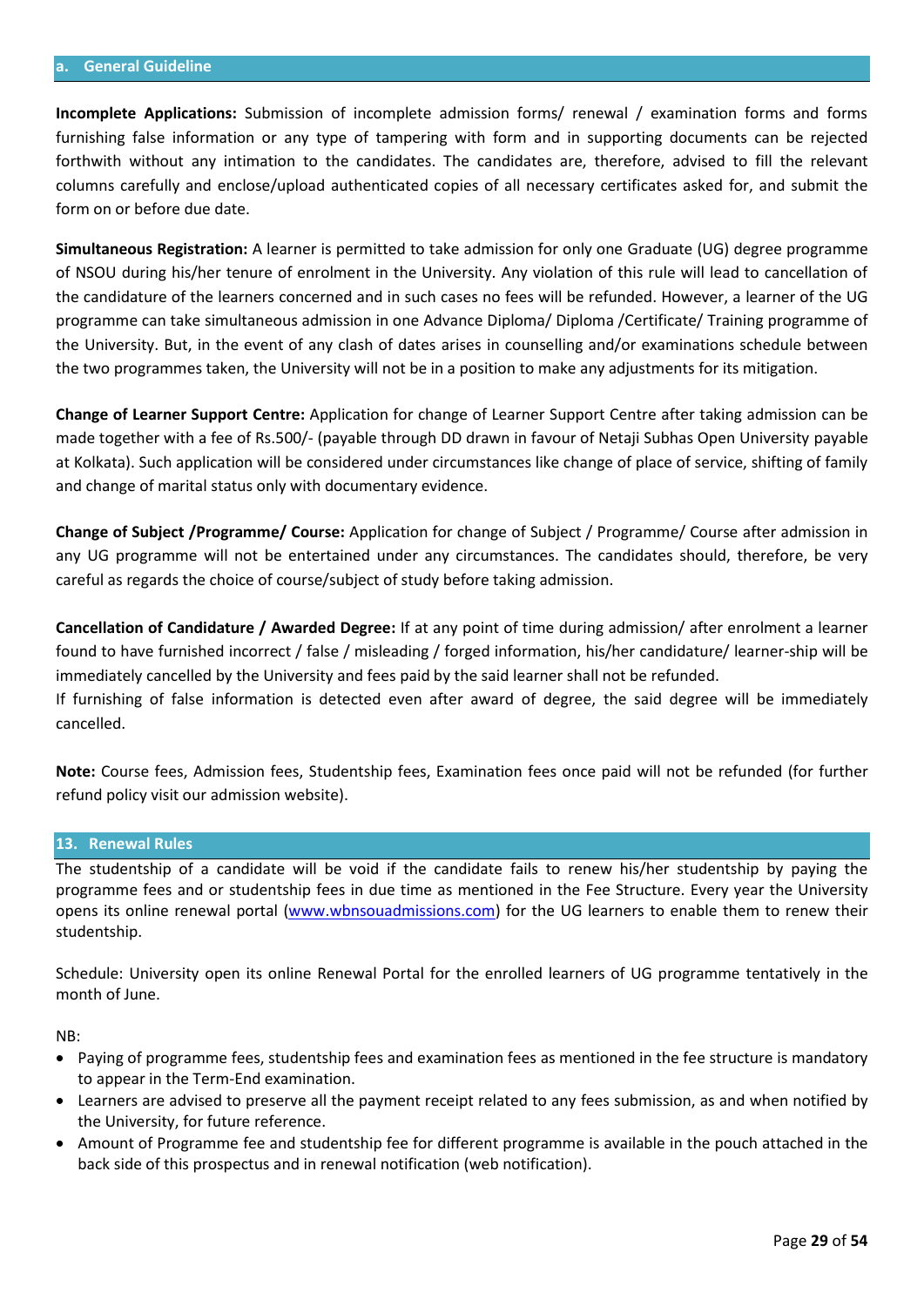## a. General Guideline

**Incomplete Applications:** Submission of incomplete admission forms/ renewal / examination forms and forms furnishing false information or any type of tampering with form and in supporting documents can be rejected forthwith without any intimation to the candidates. The candidates are, therefore, advised to fill the relevant columns carefully and enclose/upload authenticated copies of all necessary certificates asked for, and submit the form on or before due date.

**Simultaneous Registration:** A learner is permitted to take admission for only one Graduate (UG) degree programme of NSOU during his/her tenure of enrolment in the University. Any violation of this rule will lead to cancellation of the candidature of the learners concerned and in such cases no fees will be refunded. However, a learner of the UG programme can take simultaneous admission in one Advance Diploma/ Diploma /Certificate/ Training programme of the University. But, in the event of any clash of dates arises in counselling and/or examinations schedule between the two programmes taken, the University will not be in a position to make any adjustments for its mitigation.

**Change of Learner Support Centre:** Application for change of Learner Support Centre after taking admission can be made together with a fee of Rs.500/- (payable through DD drawn in favour of Netaji Subhas Open University payable at Kolkata). Such application will be considered under circumstances like change of place of service, shifting of family and change of marital status only with documentary evidence.

**Change of Subject /Programme/ Course:** Application for change of Subject / Programme/ Course after admission in any UG programme will not be entertained under any circumstances. The candidates should, therefore, be very careful as regards the choice of course/subject of study before taking admission.

**Cancellation of Candidature / Awarded Degree:** If at any point of time during admission/ after enrolment a learner found to have furnished incorrect / false / misleading / forged information, his/her candidature/ learner-ship will be immediately cancelled by the University and fees paid by the said learner shall not be refunded.
If furnishing of false information is detected even after award of degree, the said degree will be immediately cancelled.

**Note:** Course fees, Admission fees, Studentship fees, Examination fees once paid will not be refunded (for further refund policy visit our admission website).

## 13. Renewal Rules

The studentship of a candidate will be void if the candidate fails to renew his/her studentship by paying the programme fees and or studentship fees in due time as mentioned in the Fee Structure. Every year the University opens its online renewal portal (www.wbnsouadmissions.com) for the UG learners to enable them to renew their studentship.

Schedule: University open its online Renewal Portal for the enrolled learners of UG programme tentatively in the month of June.

NB:

- Paying of programme fees, studentship fees and examination fees as mentioned in the fee structure is mandatory to appear in the Term-End examination.
- Learners are advised to preserve all the payment receipt related to any fees submission, as and when notified by the University, for future reference.
- Amount of Programme fee and studentship fee for different programme is available in the pouch attached in the back side of this prospectus and in renewal notification (web notification).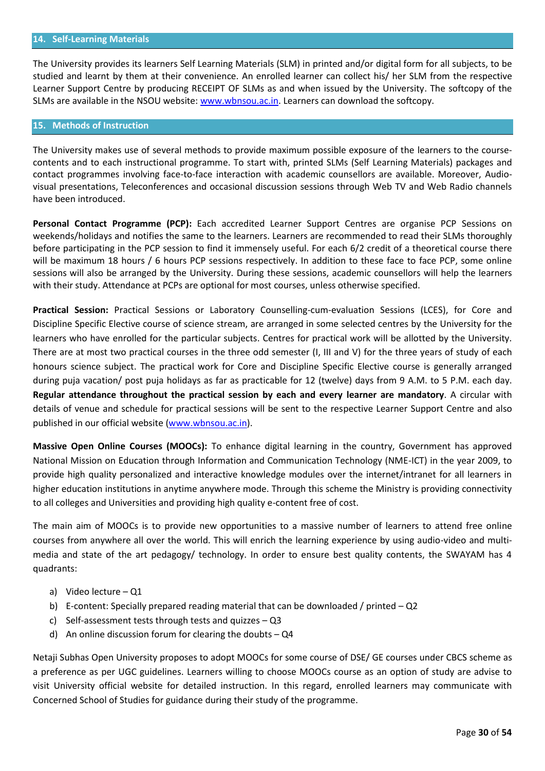## 14. Self-Learning Materials

The University provides its learners Self Learning Materials (SLM) in printed and/or digital form for all subjects, to be studied and learnt by them at their convenience. An enrolled learner can collect his/ her SLM from the respective Learner Support Centre by producing RECEIPT OF SLMs as and when issued by the University. The softcopy of the SLMs are available in the NSOU website: [www.wbnsou.ac.in](http://www.wbnsou.ac.in). Learners can download the softcopy.

## 15. Methods of Instruction

The University makes use of several methods to provide maximum possible exposure of the learners to the course-contents and to each instructional programme. To start with, printed SLMs (Self Learning Materials) packages and contact programmes involving face-to-face interaction with academic counsellors are available. Moreover, Audio-visual presentations, Teleconferences and occasional discussion sessions through Web TV and Web Radio channels have been introduced.

**Personal Contact Programme (PCP):** Each accredited Learner Support Centres are organise PCP Sessions on weekends/holidays and notifies the same to the learners. Learners are recommended to read their SLMs thoroughly before participating in the PCP session to find it immensely useful. For each 6/2 credit of a theoretical course there will be maximum 18 hours / 6 hours PCP sessions respectively. In addition to these face to face PCP, some online sessions will also be arranged by the University. During these sessions, academic counsellors will help the learners with their study. Attendance at PCPs are optional for most courses, unless otherwise specified.

**Practical Session:** Practical Sessions or Laboratory Counselling-cum-evaluation Sessions (LCES), for Core and Discipline Specific Elective course of science stream, are arranged in some selected centres by the University for the learners who have enrolled for the particular subjects. Centres for practical work will be allotted by the University. There are at most two practical courses in the three odd semester (I, III and V) for the three years of study of each honours science subject. The practical work for Core and Discipline Specific Elective course is generally arranged during puja vacation/ post puja holidays as far as practicable for 12 (twelve) days from 9 A.M. to 5 P.M. each day. **Regular attendance throughout the practical session by each and every learner are mandatory**. A circular with details of venue and schedule for practical sessions will be sent to the respective Learner Support Centre and also published in our official website ([www.wbnsou.ac.in](http://www.wbnsou.ac.in)).

**Massive Open Online Courses (MOOCs):** To enhance digital learning in the country, Government has approved National Mission on Education through Information and Communication Technology (NME-ICT) in the year 2009, to provide high quality personalized and interactive knowledge modules over the internet/intranet for all learners in higher education institutions in anytime anywhere mode. Through this scheme the Ministry is providing connectivity to all colleges and Universities and providing high quality e-content free of cost.

The main aim of MOOCs is to provide new opportunities to a massive number of learners to attend free online courses from anywhere all over the world. This will enrich the learning experience by using audio-video and multi-media and state of the art pedagogy/ technology. In order to ensure best quality contents, the SWAYAM has 4 quadrants:

a) Video lecture – Q1
b) E-content: Specially prepared reading material that can be downloaded / printed – Q2
c) Self-assessment tests through tests and quizzes – Q3
d) An online discussion forum for clearing the doubts – Q4

Netaji Subhas Open University proposes to adopt MOOCs for some course of DSE/ GE courses under CBCS scheme as a preference as per UGC guidelines. Learners willing to choose MOOCs course as an option of study are advise to visit University official website for detailed instruction. In this regard, enrolled learners may communicate with Concerned School of Studies for guidance during their study of the programme.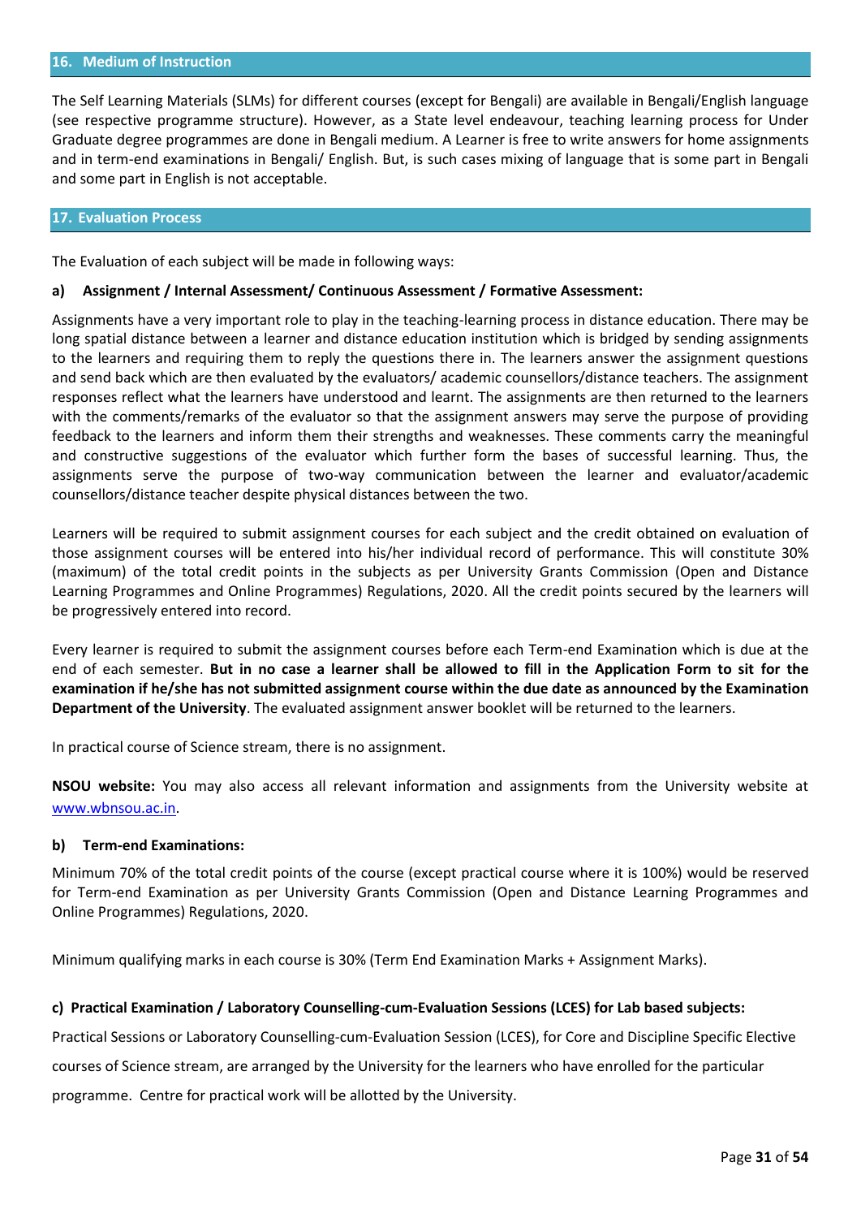## 16. Medium of Instruction

The Self Learning Materials (SLMs) for different courses (except for Bengali) are available in Bengali/English language (see respective programme structure). However, as a State level endeavour, teaching learning process for Under Graduate degree programmes are done in Bengali medium. A Learner is free to write answers for home assignments and in term-end examinations in Bengali/ English. But, is such cases mixing of language that is some part in Bengali and some part in English is not acceptable.

## 17. Evaluation Process

The Evaluation of each subject will be made in following ways:

**a) Assignment / Internal Assessment/ Continuous Assessment / Formative Assessment:**

Assignments have a very important role to play in the teaching-learning process in distance education. There may be long spatial distance between a learner and distance education institution which is bridged by sending assignments to the learners and requiring them to reply the questions there in. The learners answer the assignment questions and send back which are then evaluated by the evaluators/ academic counsellors/distance teachers. The assignment responses reflect what the learners have understood and learnt. The assignments are then returned to the learners with the comments/remarks of the evaluator so that the assignment answers may serve the purpose of providing feedback to the learners and inform them their strengths and weaknesses. These comments carry the meaningful and constructive suggestions of the evaluator which further form the bases of successful learning. Thus, the assignments serve the purpose of two-way communication between the learner and evaluator/academic counsellors/distance teacher despite physical distances between the two.

Learners will be required to submit assignment courses for each subject and the credit obtained on evaluation of those assignment courses will be entered into his/her individual record of performance. This will constitute 30% (maximum) of the total credit points in the subjects as per University Grants Commission (Open and Distance Learning Programmes and Online Programmes) Regulations, 2020. All the credit points secured by the learners will be progressively entered into record.

Every learner is required to submit the assignment courses before each Term-end Examination which is due at the end of each semester. **But in no case a learner shall be allowed to fill in the Application Form to sit for the examination if he/she has not submitted assignment course within the due date as announced by the Examination Department of the University**. The evaluated assignment answer booklet will be returned to the learners.

In practical course of Science stream, there is no assignment.

**NSOU website:** You may also access all relevant information and assignments from the University website at www.wbnsou.ac.in.

**b) Term-end Examinations:**

Minimum 70% of the total credit points of the course (except practical course where it is 100%) would be reserved for Term-end Examination as per University Grants Commission (Open and Distance Learning Programmes and Online Programmes) Regulations, 2020.

Minimum qualifying marks in each course is 30% (Term End Examination Marks + Assignment Marks).

**c) Practical Examination / Laboratory Counselling-cum-Evaluation Sessions (LCES) for Lab based subjects:**

Practical Sessions or Laboratory Counselling-cum-Evaluation Session (LCES), for Core and Discipline Specific Elective courses of Science stream, are arranged by the University for the learners who have enrolled for the particular programme. Centre for practical work will be allotted by the University.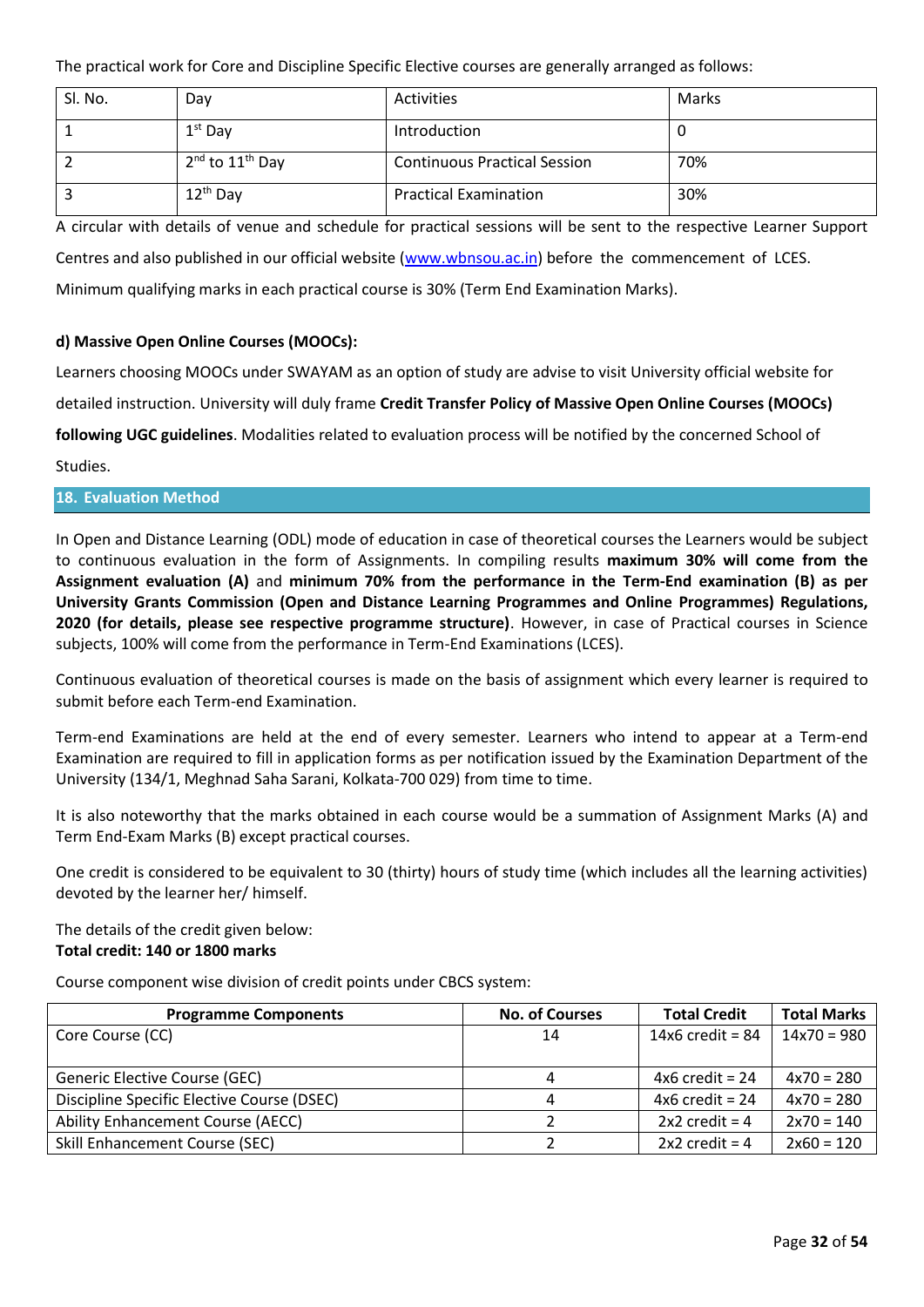The practical work for Core and Discipline Specific Elective courses are generally arranged as follows:

| Sl. No. | Day | Activities | Marks |
|---|---|---|---|
| 1 | 1st Day | Introduction | 0 |
| 2 | 2nd to 11th Day | Continuous Practical Session | 70% |
| 3 | 12th Day | Practical Examination | 30% |

A circular with details of venue and schedule for practical sessions will be sent to the respective Learner Support Centres and also published in our official website (www.wbnsou.ac.in) before the commencement of LCES.

Minimum qualifying marks in each practical course is 30% (Term End Examination Marks).

**d) Massive Open Online Courses (MOOCs):**

Learners choosing MOOCs under SWAYAM as an option of study are advise to visit University official website for detailed instruction. University will duly frame **Credit Transfer Policy of Massive Open Online Courses (MOOCs) following UGC guidelines**. Modalities related to evaluation process will be notified by the concerned School of Studies.

## 18. Evaluation Method

In Open and Distance Learning (ODL) mode of education in case of theoretical courses the Learners would be subject to continuous evaluation in the form of Assignments. In compiling results **maximum 30% will come from the Assignment evaluation (A)** and **minimum 70% from the performance in the Term-End examination (B) as per University Grants Commission (Open and Distance Learning Programmes and Online Programmes) Regulations, 2020 (for details, please see respective programme structure)**. However, in case of Practical courses in Science subjects, 100% will come from the performance in Term-End Examinations (LCES).

Continuous evaluation of theoretical courses is made on the basis of assignment which every learner is required to submit before each Term-end Examination.

Term-end Examinations are held at the end of every semester. Learners who intend to appear at a Term-end Examination are required to fill in application forms as per notification issued by the Examination Department of the University (134/1, Meghnad Saha Sarani, Kolkata-700 029) from time to time.

It is also noteworthy that the marks obtained in each course would be a summation of Assignment Marks (A) and Term End-Exam Marks (B) except practical courses.

One credit is considered to be equivalent to 30 (thirty) hours of study time (which includes all the learning activities) devoted by the learner her/ himself.

The details of the credit given below:
**Total credit: 140 or 1800 marks**

Course component wise division of credit points under CBCS system:

| Programme Components | No. of Courses | Total Credit | Total Marks |
|---|---|---|---|
| Core Course (CC) | 14 | 14x6 credit = 84 | 14x70 = 980 |
| Generic Elective Course (GEC) | 4 | 4x6 credit = 24 | 4x70 = 280 |
| Discipline Specific Elective Course (DSEC) | 4 | 4x6 credit = 24 | 4x70 = 280 |
| Ability Enhancement Course (AECC) | 2 | 2x2 credit = 4 | 2x70 = 140 |
| Skill Enhancement Course (SEC) | 2 | 2x2 credit = 4 | 2x60 = 120 |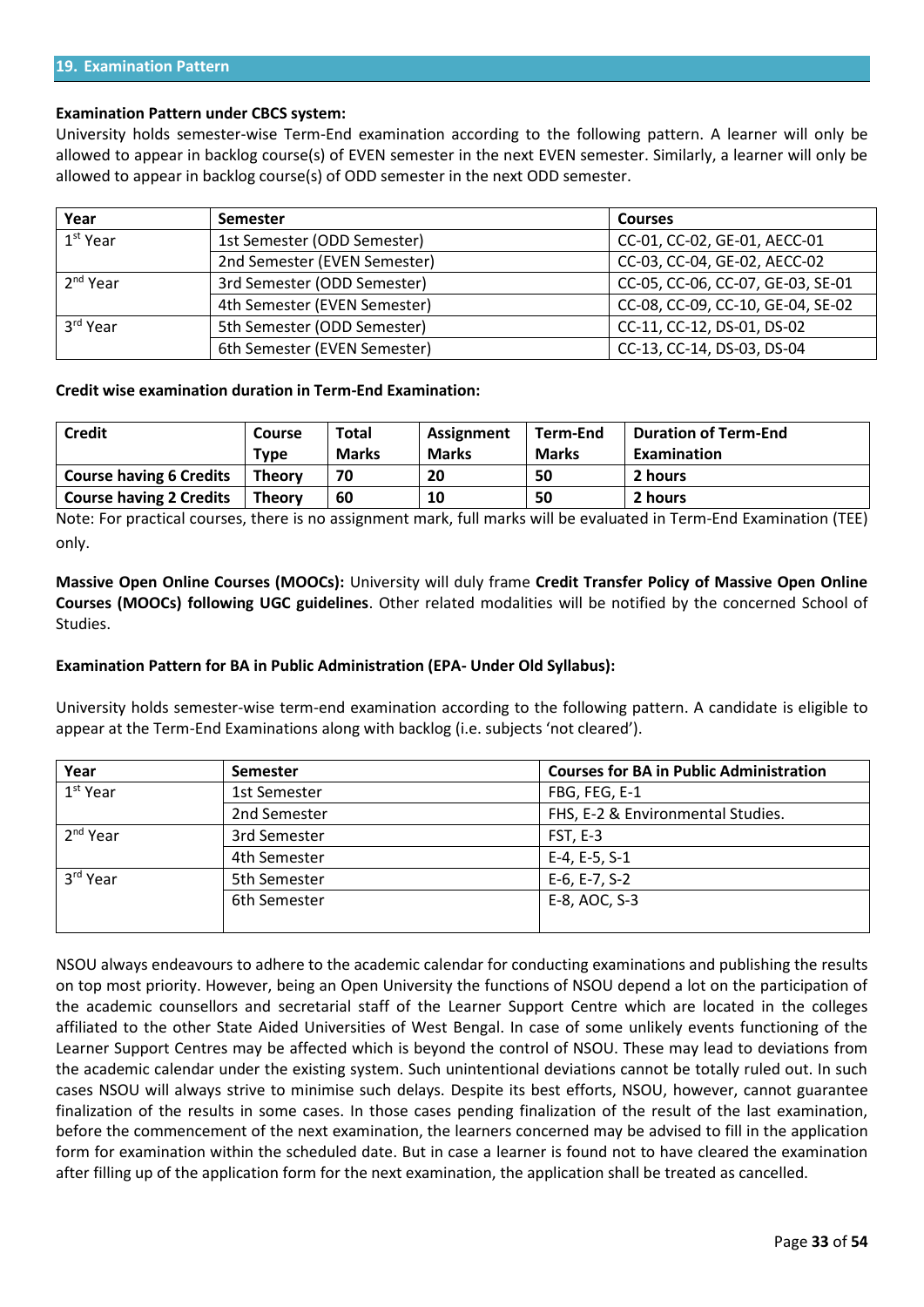## 19. Examination Pattern

**Examination Pattern under CBCS system:**

University holds semester-wise Term-End examination according to the following pattern. A learner will only be allowed to appear in backlog course(s) of EVEN semester in the next EVEN semester. Similarly, a learner will only be allowed to appear in backlog course(s) of ODD semester in the next ODD semester.

| Year | Semester | Courses |
|---|---|---|
| 1st Year | 1st Semester (ODD Semester) | CC-01, CC-02, GE-01, AECC-01 |
| | 2nd Semester (EVEN Semester) | CC-03, CC-04, GE-02, AECC-02 |
| 2nd Year | 3rd Semester (ODD Semester) | CC-05, CC-06, CC-07, GE-03, SE-01 |
| | 4th Semester (EVEN Semester) | CC-08, CC-09, CC-10, GE-04, SE-02 |
| 3rd Year | 5th Semester (ODD Semester) | CC-11, CC-12, DS-01, DS-02 |
| | 6th Semester (EVEN Semester) | CC-13, CC-14, DS-03, DS-04 |

**Credit wise examination duration in Term-End Examination:**

| Credit | Course Type | Total Marks | Assignment Marks | Term-End Marks | Duration of Term-End Examination |
|---|---|---|---|---|---|
| **Course having 6 Credits** | **Theory** | **70** | **20** | **50** | **2 hours** |
| **Course having 2 Credits** | **Theory** | **60** | **10** | **50** | **2 hours** |

Note: For practical courses, there is no assignment mark, full marks will be evaluated in Term-End Examination (TEE) only.

**Massive Open Online Courses (MOOCs):** University will duly frame **Credit Transfer Policy of Massive Open Online Courses (MOOCs) following UGC guidelines**. Other related modalities will be notified by the concerned School of Studies.

**Examination Pattern for BA in Public Administration (EPA- Under Old Syllabus):**

University holds semester-wise term-end examination according to the following pattern. A candidate is eligible to appear at the Term-End Examinations along with backlog (i.e. subjects 'not cleared').

| Year | Semester | Courses for BA in Public Administration |
|---|---|---|
| 1st Year | 1st Semester | FBG, FEG, E-1 |
| | 2nd Semester | FHS, E-2 & Environmental Studies. |
| 2nd Year | 3rd Semester | FST, E-3 |
| | 4th Semester | E-4, E-5, S-1 |
| 3rd Year | 5th Semester | E-6, E-7, S-2 |
| | 6th Semester | E-8, AOC, S-3 |

NSOU always endeavours to adhere to the academic calendar for conducting examinations and publishing the results on top most priority. However, being an Open University the functions of NSOU depend a lot on the participation of the academic counsellors and secretarial staff of the Learner Support Centre which are located in the colleges affiliated to the other State Aided Universities of West Bengal. In case of some unlikely events functioning of the Learner Support Centres may be affected which is beyond the control of NSOU. These may lead to deviations from the academic calendar under the existing system. Such unintentional deviations cannot be totally ruled out. In such cases NSOU will always strive to minimise such delays. Despite its best efforts, NSOU, however, cannot guarantee finalization of the results in some cases. In those cases pending finalization of the result of the last examination, before the commencement of the next examination, the learners concerned may be advised to fill in the application form for examination within the scheduled date. But in case a learner is found not to have cleared the examination after filling up of the application form for the next examination, the application shall be treated as cancelled.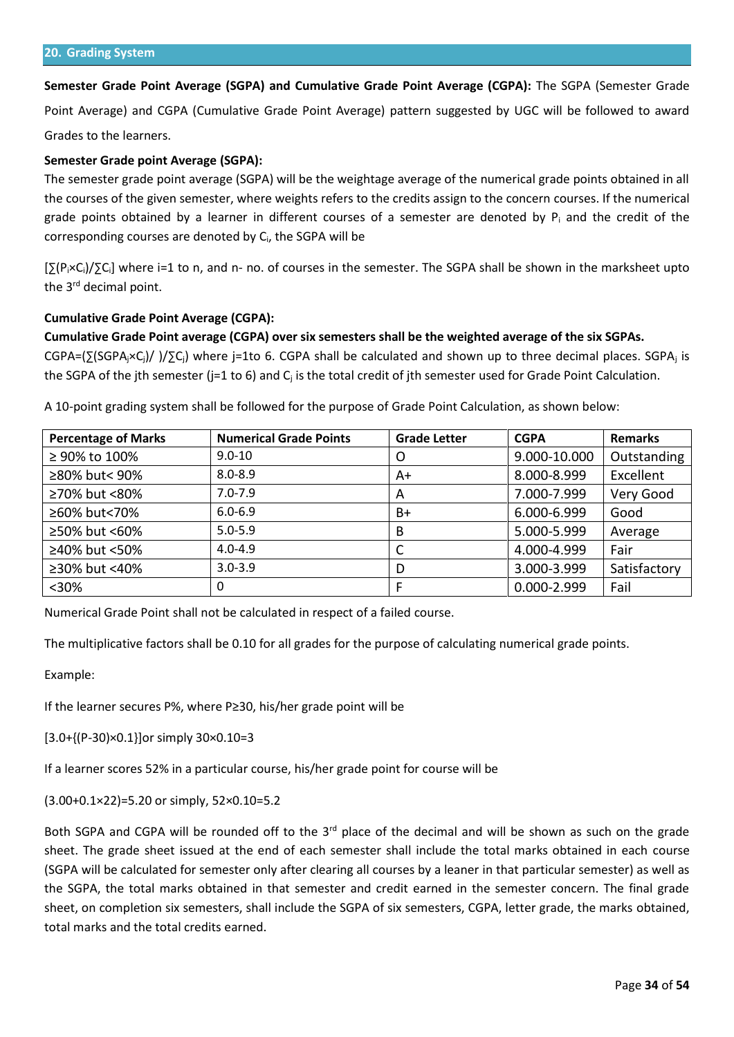## 20. Grading System

**Semester Grade Point Average (SGPA) and Cumulative Grade Point Average (CGPA):** The SGPA (Semester Grade Point Average) and CGPA (Cumulative Grade Point Average) pattern suggested by UGC will be followed to award Grades to the learners.

**Semester Grade point Average (SGPA):**

The semester grade point average (SGPA) will be the weightage average of the numerical grade points obtained in all the courses of the given semester, where weights refers to the credits assign to the concern courses. If the numerical grade points obtained by a learner in different courses of a semester are denoted by $P_i$ and the credit of the corresponding courses are denoted by $C_i$, the SGPA will be

$[\sum(P_i \times C_i)/\sum C_i]$ where i=1 to n, and n- no. of courses in the semester. The SGPA shall be shown in the marksheet upto the 3rd decimal point.

**Cumulative Grade Point Average (CGPA):**

**Cumulative Grade Point average (CGPA) over six semesters shall be the weighted average of the six SGPAs.**

$CGPA=(\sum(SGPA_j \times C_j)/\ )/\sum C_j)$ where j=1to 6. CGPA shall be calculated and shown up to three decimal places. $SGPA_j$ is the SGPA of the jth semester (j=1 to 6) and $C_j$ is the total credit of jth semester used for Grade Point Calculation.

A 10-point grading system shall be followed for the purpose of Grade Point Calculation, as shown below:

| Percentage of Marks | Numerical Grade Points | Grade Letter | CGPA | Remarks |
|---|---|---|---|---|
| ≥ 90% to 100% | 9.0-10 | O | 9.000-10.000 | Outstanding |
| ≥80% but< 90% | 8.0-8.9 | A+ | 8.000-8.999 | Excellent |
| ≥70% but <80% | 7.0-7.9 | A | 7.000-7.999 | Very Good |
| ≥60% but<70% | 6.0-6.9 | B+ | 6.000-6.999 | Good |
| ≥50% but <60% | 5.0-5.9 | B | 5.000-5.999 | Average |
| ≥40% but <50% | 4.0-4.9 | C | 4.000-4.999 | Fair |
| ≥30% but <40% | 3.0-3.9 | D | 3.000-3.999 | Satisfactory |
| <30% | 0 | F | 0.000-2.999 | Fail |

Numerical Grade Point shall not be calculated in respect of a failed course.

The multiplicative factors shall be 0.10 for all grades for the purpose of calculating numerical grade points.

Example:

If the learner secures P%, where P≥30, his/her grade point will be

$[3.0+\{(P-30)\times 0.1\}]$or simply $30\times 0.10=3$

If a learner scores 52% in a particular course, his/her grade point for course will be

$(3.00+0.1\times 22)=5.20$ or simply, $52\times 0.10=5.2$

Both SGPA and CGPA will be rounded off to the 3rd place of the decimal and will be shown as such on the grade sheet. The grade sheet issued at the end of each semester shall include the total marks obtained in each course (SGPA will be calculated for semester only after clearing all courses by a leaner in that particular semester) as well as the SGPA, the total marks obtained in that semester and credit earned in the semester concern. The final grade sheet, on completion six semesters, shall include the SGPA of six semesters, CGPA, letter grade, the marks obtained, total marks and the total credits earned.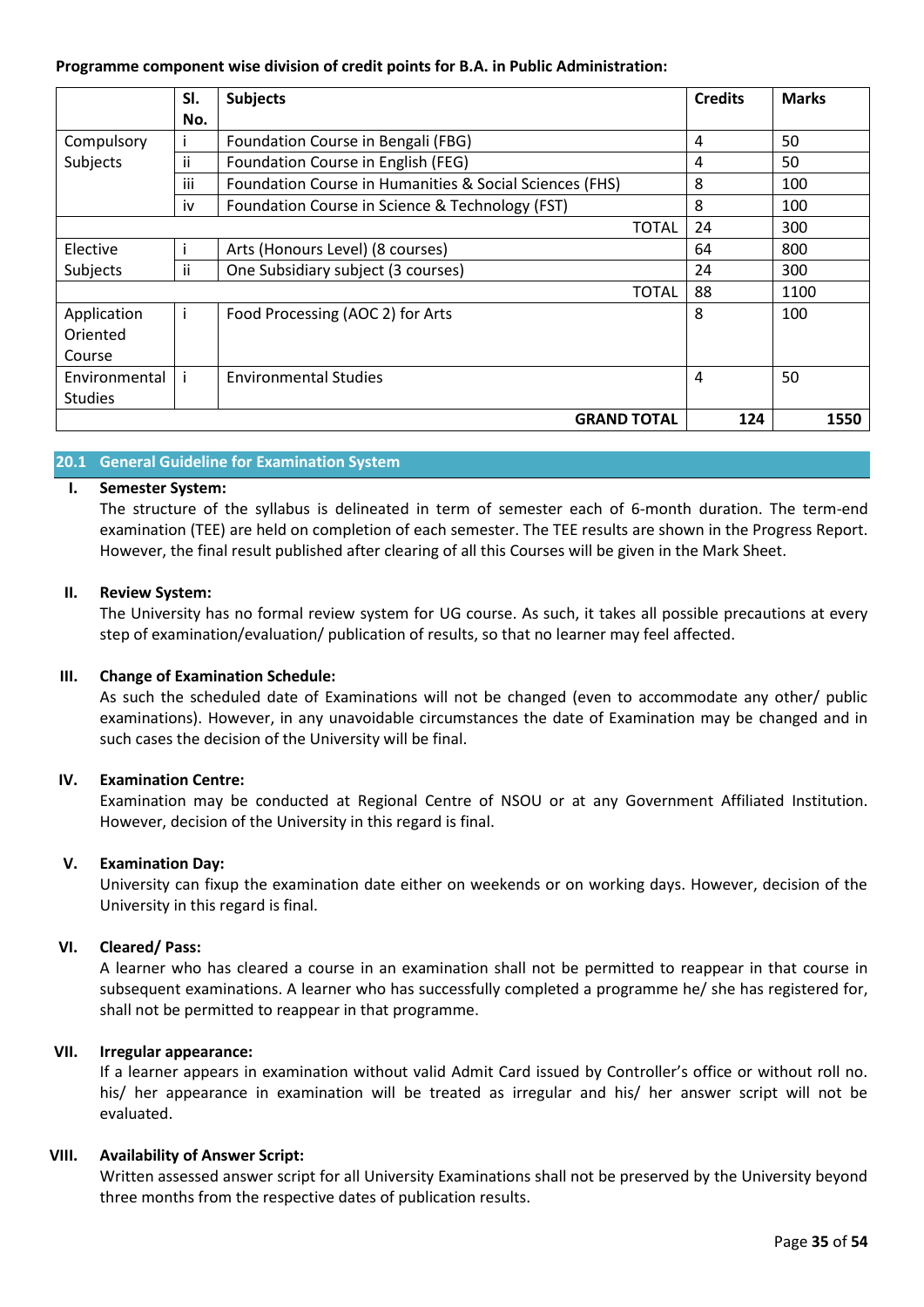**Programme component wise division of credit points for B.A. in Public Administration:**

| | Sl. No. | Subjects | Credits | Marks |
|---|---|---|---|---|
| Compulsory Subjects | i | Foundation Course in Bengali (FBG) | 4 | 50 |
| | ii | Foundation Course in English (FEG) | 4 | 50 |
| | iii | Foundation Course in Humanities & Social Sciences (FHS) | 8 | 100 |
| | iv | Foundation Course in Science & Technology (FST) | 8 | 100 |
| | | TOTAL | 24 | 300 |
| Elective Subjects | i | Arts (Honours Level) (8 courses) | 64 | 800 |
| | ii | One Subsidiary subject (3 courses) | 24 | 300 |
| | | TOTAL | 88 | 1100 |
| Application Oriented Course | i | Food Processing (AOC 2) for Arts | 8 | 100 |
| Environmental Studies | i | Environmental Studies | 4 | 50 |
| | | **GRAND TOTAL** | **124** | **1550** |

## 20.1 General Guideline for Examination System

**I. Semester System:**

The structure of the syllabus is delineated in term of semester each of 6-month duration. The term-end examination (TEE) are held on completion of each semester. The TEE results are shown in the Progress Report. However, the final result published after clearing of all this Courses will be given in the Mark Sheet.

**II. Review System:**

The University has no formal review system for UG course. As such, it takes all possible precautions at every step of examination/evaluation/ publication of results, so that no learner may feel affected.

**III. Change of Examination Schedule:**

As such the scheduled date of Examinations will not be changed (even to accommodate any other/ public examinations). However, in any unavoidable circumstances the date of Examination may be changed and in such cases the decision of the University will be final.

**IV. Examination Centre:**

Examination may be conducted at Regional Centre of NSOU or at any Government Affiliated Institution. However, decision of the University in this regard is final.

**V. Examination Day:**

University can fixup the examination date either on weekends or on working days. However, decision of the University in this regard is final.

**VI. Cleared/ Pass:**

A learner who has cleared a course in an examination shall not be permitted to reappear in that course in subsequent examinations. A learner who has successfully completed a programme he/ she has registered for, shall not be permitted to reappear in that programme.

**VII. Irregular appearance:**

If a learner appears in examination without valid Admit Card issued by Controller's office or without roll no. his/ her appearance in examination will be treated as irregular and his/ her answer script will not be evaluated.

**VIII. Availability of Answer Script:**

Written assessed answer script for all University Examinations shall not be preserved by the University beyond three months from the respective dates of publication results.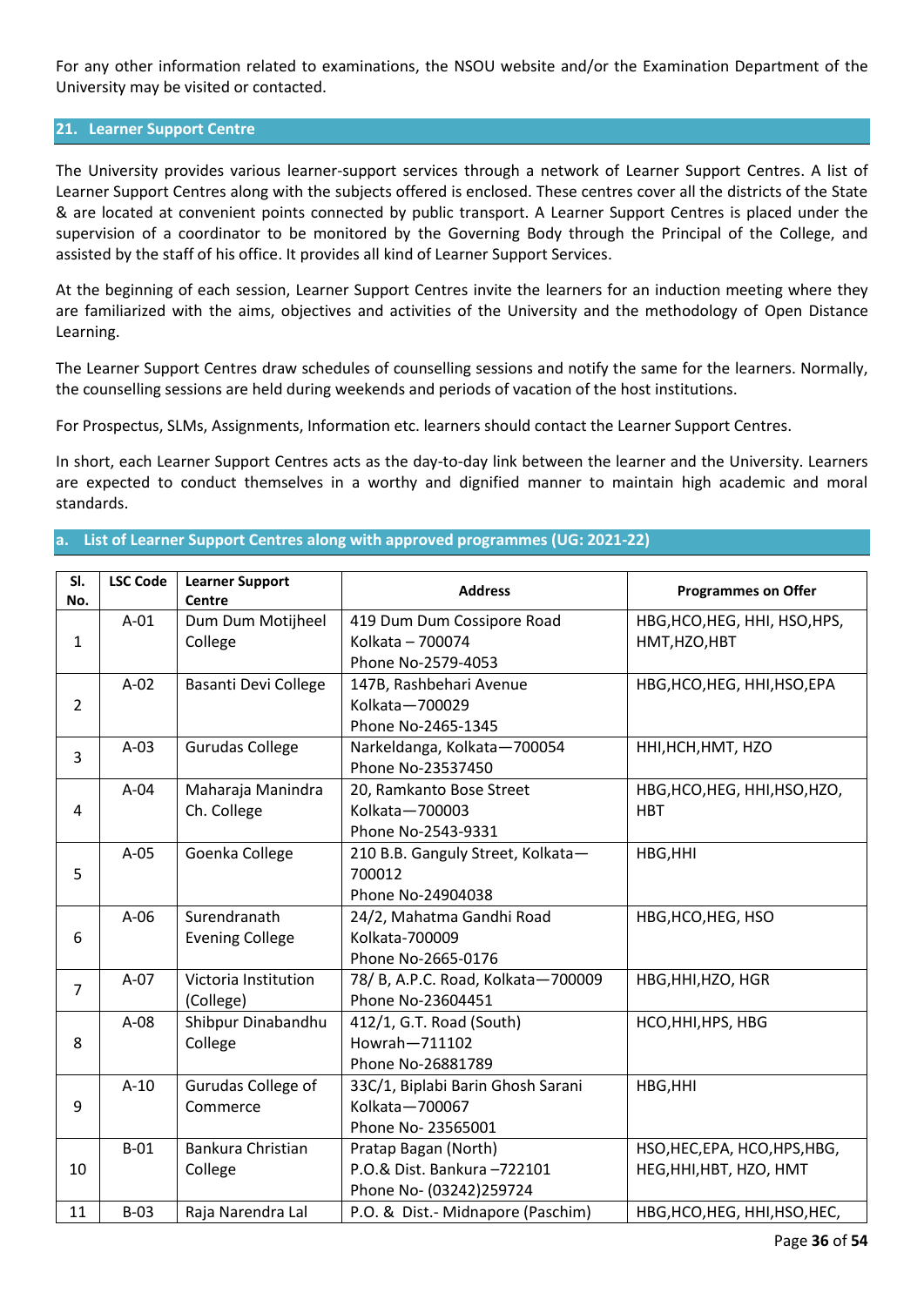For any other information related to examinations, the NSOU website and/or the Examination Department of the University may be visited or contacted.

## 21. Learner Support Centre

The University provides various learner-support services through a network of Learner Support Centres. A list of Learner Support Centres along with the subjects offered is enclosed. These centres cover all the districts of the State & are located at convenient points connected by public transport. A Learner Support Centres is placed under the supervision of a coordinator to be monitored by the Governing Body through the Principal of the College, and assisted by the staff of his office. It provides all kind of Learner Support Services.

At the beginning of each session, Learner Support Centres invite the learners for an induction meeting where they are familiarized with the aims, objectives and activities of the University and the methodology of Open Distance Learning.

The Learner Support Centres draw schedules of counselling sessions and notify the same for the learners. Normally, the counselling sessions are held during weekends and periods of vacation of the host institutions.

For Prospectus, SLMs, Assignments, Information etc. learners should contact the Learner Support Centres.

In short, each Learner Support Centres acts as the day-to-day link between the learner and the University. Learners are expected to conduct themselves in a worthy and dignified manner to maintain high academic and moral standards.

### a. List of Learner Support Centres along with approved programmes (UG: 2021-22)

| Sl. No. | LSC Code | Learner Support Centre | Address | Programmes on Offer |
|---|---|---|---|---|
| 1 | A-01 | Dum Dum Motijheel College | 419 Dum Dum Cossipore Road Kolkata – 700074 Phone No-2579-4053 | HBG,HCO,HEG, HHI, HSO,HPS, HMT,HZO,HBT |
| 2 | A-02 | Basanti Devi College | 147B, Rashbehari Avenue Kolkata—700029 Phone No-2465-1345 | HBG,HCO,HEG, HHI,HSO,EPA |
| 3 | A-03 | Gurudas College | Narkeldanga, Kolkata—700054 Phone No-23537450 | HHI,HCH,HMT, HZO |
| 4 | A-04 | Maharaja Manindra Ch. College | 20, Ramkanto Bose Street Kolkata—700003 Phone No-2543-9331 | HBG,HCO,HEG, HHI,HSO,HZO, HBT |
| 5 | A-05 | Goenka College | 210 B.B. Ganguly Street, Kolkata—700012 Phone No-24904038 | HBG,HHI |
| 6 | A-06 | Surendranath Evening College | 24/2, Mahatma Gandhi Road Kolkata-700009 Phone No-2665-0176 | HBG,HCO,HEG, HSO |
| 7 | A-07 | Victoria Institution (College) | 78/ B, A.P.C. Road, Kolkata—700009 Phone No-23604451 | HBG,HHI,HZO, HGR |
| 8 | A-08 | Shibpur Dinabandhu College | 412/1, G.T. Road (South) Howrah—711102 Phone No-26881789 | HCO,HHI,HPS, HBG |
| 9 | A-10 | Gurudas College of Commerce | 33C/1, Biplabi Barin Ghosh Sarani Kolkata—700067 Phone No- 23565001 | HBG,HHI |
| 10 | B-01 | Bankura Christian College | Pratap Bagan (North) P.O.& Dist. Bankura –722101 Phone No- (03242)259724 | HSO,HEC,EPA, HCO,HPS,HBG, HEG,HHI,HBT, HZO, HMT |
| 11 | B-03 | Raja Narendra Lal | P.O. & Dist.- Midnapore (Paschim) | HBG,HCO,HEG, HHI,HSO,HEC, |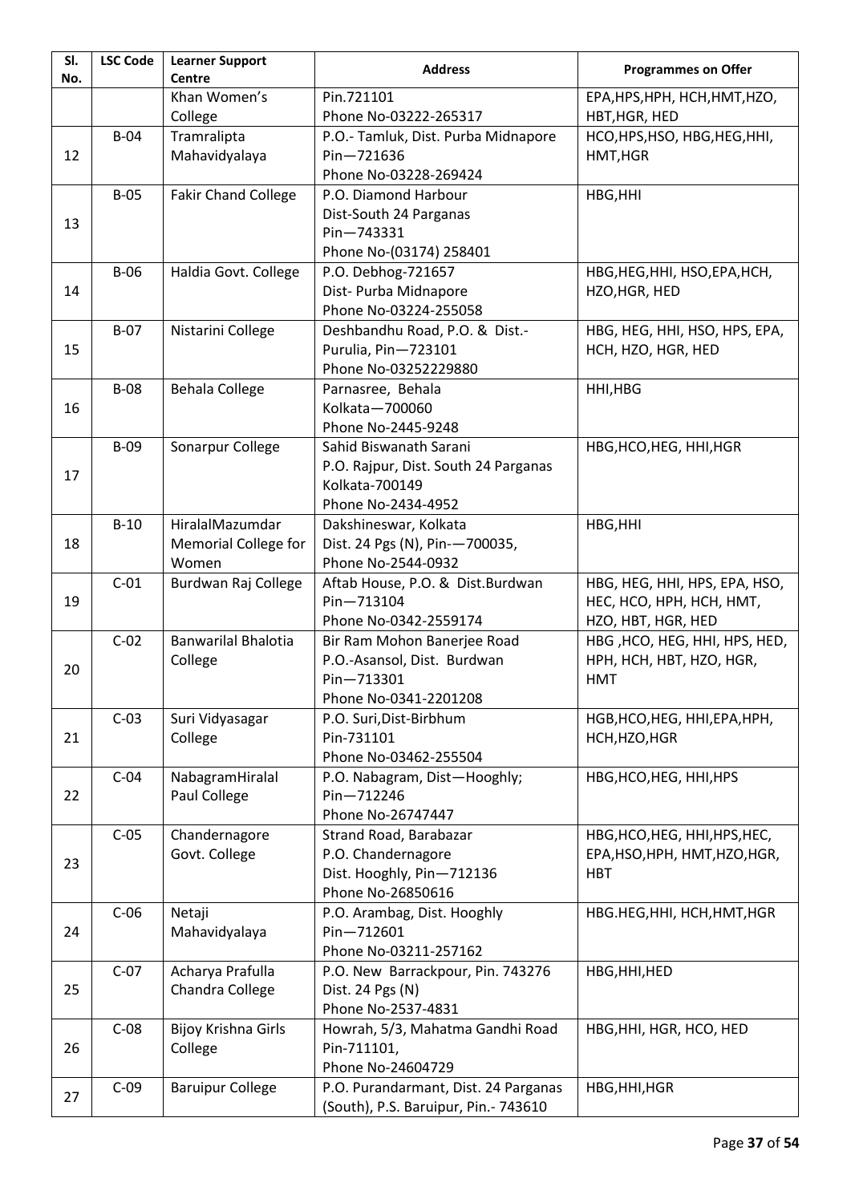| Sl. No. | LSC Code | Learner Support Centre | Address | Programmes on Offer |
|---|---|---|---|---|
| | | Khan Women's College | Pin.721101<br>Phone No-03222-265317 | EPA,HPS,HPH, HCH,HMT,HZO, HBT,HGR, HED |
| 12 | B-04 | Tramralipta Mahavidyalaya | P.O.- Tamluk, Dist. Purba Midnapore<br>Pin—721636<br>Phone No-03228-269424 | HCO,HPS,HSO, HBG,HEG,HHI, HMT,HGR |
| 13 | B-05 | Fakir Chand College | P.O. Diamond Harbour<br>Dist-South 24 Parganas<br>Pin—743331<br>Phone No-(03174) 258401 | HBG,HHI |
| 14 | B-06 | Haldia Govt. College | P.O. Debhog-721657<br>Dist- Purba Midnapore<br>Phone No-03224-255058 | HBG,HEG,HHI, HSO,EPA,HCH, HZO,HGR, HED |
| 15 | B-07 | Nistarini College | Deshbandhu Road, P.O. & Dist.-<br>Purulia, Pin—723101<br>Phone No-03252229880 | HBG, HEG, HHI, HSO, HPS, EPA, HCH, HZO, HGR, HED |
| 16 | B-08 | Behala College | Parnasree, Behala<br>Kolkata—700060<br>Phone No-2445-9248 | HHI,HBG |
| 17 | B-09 | Sonarpur College | Sahid Biswanath Sarani<br>P.O. Rajpur, Dist. South 24 Parganas<br>Kolkata-700149<br>Phone No-2434-4952 | HBG,HCO,HEG, HHI,HGR |
| 18 | B-10 | HiralalMazumdar Memorial College for Women | Dakshineswar, Kolkata<br>Dist. 24 Pgs (N), Pin-—700035,<br>Phone No-2544-0932 | HBG,HHI |
| 19 | C-01 | Burdwan Raj College | Aftab House, P.O. & Dist.Burdwan<br>Pin—713104<br>Phone No-0342-2559174 | HBG, HEG, HHI, HPS, EPA, HSO, HEC, HCO, HPH, HCH, HMT, HZO, HBT, HGR, HED |
| 20 | C-02 | Banwarilal Bhalotia College | Bir Ram Mohon Banerjee Road<br>P.O.-Asansol, Dist. Burdwan<br>Pin—713301<br>Phone No-0341-2201208 | HBG ,HCO, HEG, HHI, HPS, HED, HPH, HCH, HBT, HZO, HGR, HMT |
| 21 | C-03 | Suri Vidyasagar College | P.O. Suri,Dist-Birbhum<br>Pin-731101<br>Phone No-03462-255504 | HGB,HCO,HEG, HHI,EPA,HPH, HCH,HZO,HGR |
| 22 | C-04 | NabagramHiralal Paul College | P.O. Nabagram, Dist—Hooghly;<br>Pin—712246<br>Phone No-26747447 | HBG,HCO,HEG, HHI,HPS |
| 23 | C-05 | Chandernagore Govt. College | Strand Road, Barabazar<br>P.O. Chandernagore<br>Dist. Hooghly, Pin—712136<br>Phone No-26850616 | HBG,HCO,HEG, HHI,HPS,HEC, EPA,HSO,HPH, HMT,HZO,HGR, HBT |
| 24 | C-06 | Netaji Mahavidyalaya | P.O. Arambag, Dist. Hooghly<br>Pin—712601<br>Phone No-03211-257162 | HBG.HEG,HHI, HCH,HMT,HGR |
| 25 | C-07 | Acharya Prafulla Chandra College | P.O. New Barrackpour, Pin. 743276<br>Dist. 24 Pgs (N)<br>Phone No-2537-4831 | HBG,HHI,HED |
| 26 | C-08 | Bijoy Krishna Girls College | Howrah, 5/3, Mahatma Gandhi Road<br>Pin-711101,<br>Phone No-24604729 | HBG,HHI, HGR, HCO, HED |
| 27 | C-09 | Baruipur College | P.O. Purandarmant, Dist. 24 Parganas<br>(South), P.S. Baruipur, Pin.- 743610 | HBG,HHI,HGR |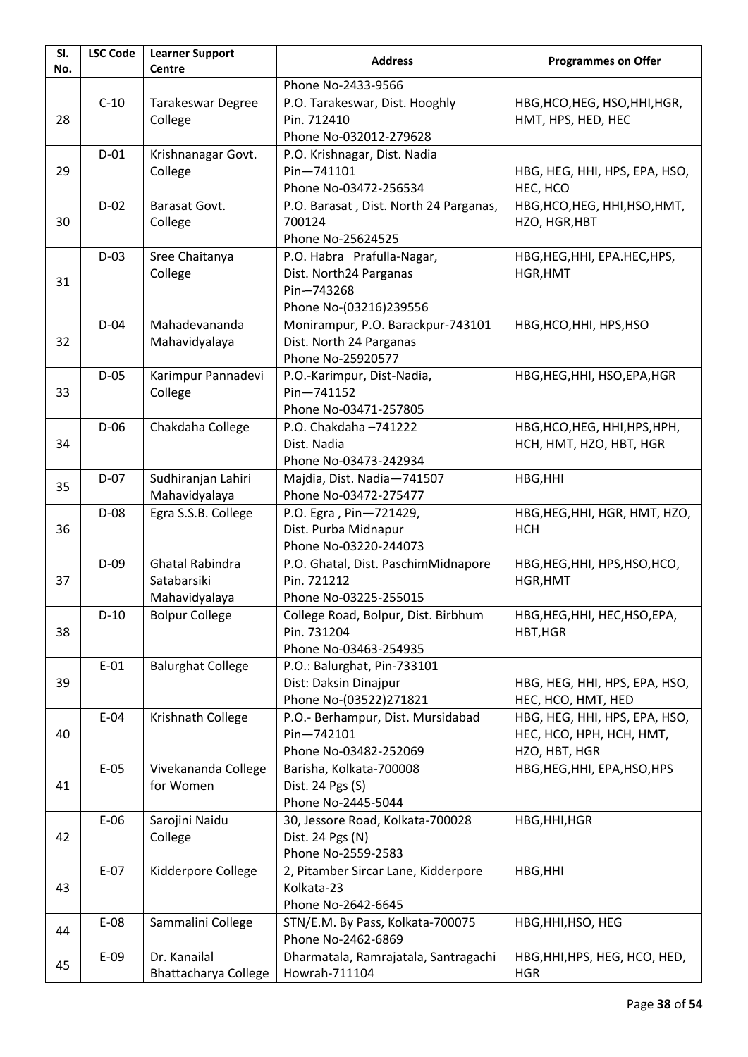| Sl. No. | LSC Code | Learner Support Centre | Address | Programmes on Offer |
|---|---|---|---|---|
| | | | Phone No-2433-9566 | |
| 28 | C-10 | Tarakeswar Degree College | P.O. Tarakeswar, Dist. Hooghly Pin. 712410 Phone No-032012-279628 | HBG,HCO,HEG, HSO,HHI,HGR, HMT, HPS, HED, HEC |
| 29 | D-01 | Krishnanagar Govt. College | P.O. Krishnagar, Dist. Nadia Pin—741101 Phone No-03472-256534 | HBG, HEG, HHI, HPS, EPA, HSO, HEC, HCO |
| 30 | D-02 | Barasat Govt. College | P.O. Barasat , Dist. North 24 Parganas, 700124 Phone No-25624525 | HBG,HCO,HEG, HHI,HSO,HMT, HZO, HGR,HBT |
| 31 | D-03 | Sree Chaitanya College | P.O. Habra Prafulla-Nagar, Dist. North24 Parganas Pin-–743268 Phone No-(03216)239556 | HBG,HEG,HHI, EPA.HEC,HPS, HGR,HMT |
| 32 | D-04 | Mahadevananda Mahavidyalaya | Monirampur, P.O. Barackpur-743101 Dist. North 24 Parganas Phone No-25920577 | HBG,HCO,HHI, HPS,HSO |
| 33 | D-05 | Karimpur Pannadevi College | P.O.-Karimpur, Dist-Nadia, Pin—741152 Phone No-03471-257805 | HBG,HEG,HHI, HSO,EPA,HGR |
| 34 | D-06 | Chakdaha College | P.O. Chakdaha –741222 Dist. Nadia Phone No-03473-242934 | HBG,HCO,HEG, HHI,HPS,HPH, HCH, HMT, HZO, HBT, HGR |
| 35 | D-07 | Sudhiranjan Lahiri Mahavidyalaya | Majdia, Dist. Nadia—741507 Phone No-03472-275477 | HBG,HHI |
| 36 | D-08 | Egra S.S.B. College | P.O. Egra , Pin—721429, Dist. Purba Midnapur Phone No-03220-244073 | HBG,HEG,HHI, HGR, HMT, HZO, HCH |
| 37 | D-09 | Ghatal Rabindra Satabarsiki Mahavidyalaya | P.O. Ghatal, Dist. PaschimMidnapore Pin. 721212 Phone No-03225-255015 | HBG,HEG,HHI, HPS,HSO,HCO, HGR,HMT |
| 38 | D-10 | Bolpur College | College Road, Bolpur, Dist. Birbhum Pin. 731204 Phone No-03463-254935 | HBG,HEG,HHI, HEC,HSO,EPA, HBT,HGR |
| 39 | E-01 | Balurghat College | P.O.: Balurghat, Pin-733101 Dist: Daksin Dinajpur Phone No-(03522)271821 | HBG, HEG, HHI, HPS, EPA, HSO, HEC, HCO, HMT, HED |
| 40 | E-04 | Krishnath College | P.O.- Berhampur, Dist. Mursidabad Pin—742101 Phone No-03482-252069 | HBG, HEG, HHI, HPS, EPA, HSO, HEC, HCO, HPH, HCH, HMT, HZO, HBT, HGR |
| 41 | E-05 | Vivekananda College for Women | Barisha, Kolkata-700008 Dist. 24 Pgs (S) Phone No-2445-5044 | HBG,HEG,HHI, EPA,HSO,HPS |
| 42 | E-06 | Sarojini Naidu College | 30, Jessore Road, Kolkata-700028 Dist. 24 Pgs (N) Phone No-2559-2583 | HBG,HHI,HGR |
| 43 | E-07 | Kidderpore College | 2, Pitamber Sircar Lane, Kidderpore Kolkata-23 Phone No-2642-6645 | HBG,HHI |
| 44 | E-08 | Sammalini College | STN/E.M. By Pass, Kolkata-700075 Phone No-2462-6869 | HBG,HHI,HSO, HEG |
| 45 | E-09 | Dr. Kanailal Bhattacharya College | Dharmatala, Ramrajatala, Santragachi Howrah-711104 | HBG,HHI,HPS, HEG, HCO, HED, HGR |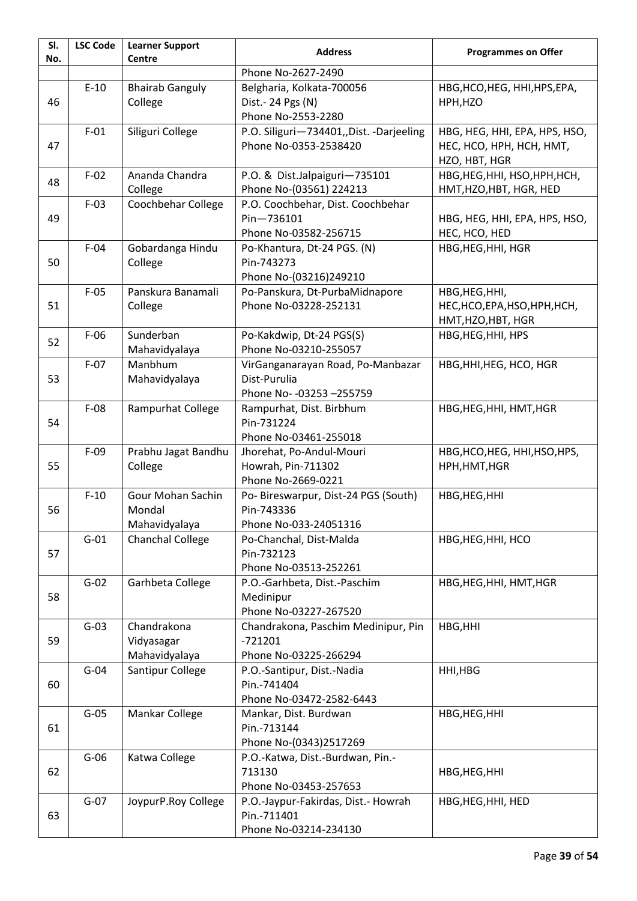| Sl. No. | LSC Code | Learner Support Centre | Address | Programmes on Offer |
|---|---|---|---|---|
| | | | Phone No-2627-2490 | |
| 46 | E-10 | Bhairab Ganguly College | Belgharia, Kolkata-700056 Dist.- 24 Pgs (N) Phone No-2553-2280 | HBG,HCO,HEG, HHI,HPS,EPA, HPH,HZO |
| 47 | F-01 | Siliguri College | P.O. Siliguri—734401,,Dist. -Darjeeling Phone No-0353-2538420 | HBG, HEG, HHI, EPA, HPS, HSO, HEC, HCO, HPH, HCH, HMT, HZO, HBT, HGR |
| 48 | F-02 | Ananda Chandra College | P.O. & Dist.Jalpaiguri—735101 Phone No-(03561) 224213 | HBG,HEG,HHI, HSO,HPH,HCH, HMT,HZO,HBT, HGR, HED |
| 49 | F-03 | Coochbehar College | P.O. Coochbehar, Dist. Coochbehar Pin—736101 Phone No-03582-256715 | HBG, HEG, HHI, EPA, HPS, HSO, HEC, HCO, HED |
| 50 | F-04 | Gobardanga Hindu College | Po-Khantura, Dt-24 PGS. (N) Pin-743273 Phone No-(03216)249210 | HBG,HEG,HHI, HGR |
| 51 | F-05 | Panskura Banamali College | Po-Panskura, Dt-PurbaMidnapore Phone No-03228-252131 | HBG,HEG,HHI, HEC,HCO,EPA,HSO,HPH,HCH, HMT,HZO,HBT, HGR |
| 52 | F-06 | Sunderban Mahavidyalaya | Po-Kakdwip, Dt-24 PGS(S) Phone No-03210-255057 | HBG,HEG,HHI, HPS |
| 53 | F-07 | Manbhum Mahavidyalaya | VirGanganarayan Road, Po-Manbazar Dist-Purulia Phone No- -03253 –255759 | HBG,HHI,HEG, HCO, HGR |
| 54 | F-08 | Rampurhat College | Rampurhat, Dist. Birbhum Pin-731224 Phone No-03461-255018 | HBG,HEG,HHI, HMT,HGR |
| 55 | F-09 | Prabhu Jagat Bandhu College | Jhorehat, Po-Andul-Mouri Howrah, Pin-711302 Phone No-2669-0221 | HBG,HCO,HEG, HHI,HSO,HPS, HPH,HMT,HGR |
| 56 | F-10 | Gour Mohan Sachin Mondal Mahavidyalaya | Po- Bireswarpur, Dist-24 PGS (South) Pin-743336 Phone No-033-24051316 | HBG,HEG,HHI |
| 57 | G-01 | Chanchal College | Po-Chanchal, Dist-Malda Pin-732123 Phone No-03513-252261 | HBG,HEG,HHI, HCO |
| 58 | G-02 | Garhbeta College | P.O.-Garhbeta, Dist.-Paschim Medinipur Phone No-03227-267520 | HBG,HEG,HHI, HMT,HGR |
| 59 | G-03 | Chandrakona Vidyasagar Mahavidyalaya | Chandrakona, Paschim Medinipur, Pin -721201 Phone No-03225-266294 | HBG,HHI |
| 60 | G-04 | Santipur College | P.O.-Santipur, Dist.-Nadia Pin.-741404 Phone No-03472-2582-6443 | HHI,HBG |
| 61 | G-05 | Mankar College | Mankar, Dist. Burdwan Pin.-713144 Phone No-(0343)2517269 | HBG,HEG,HHI |
| 62 | G-06 | Katwa College | P.O.-Katwa, Dist.-Burdwan, Pin.- 713130 Phone No-03453-257653 | HBG,HEG,HHI |
| 63 | G-07 | JoypurP.Roy College | P.O.-Jaypur-Fakirdas, Dist.- Howrah Pin.-711401 Phone No-03214-234130 | HBG,HEG,HHI, HED |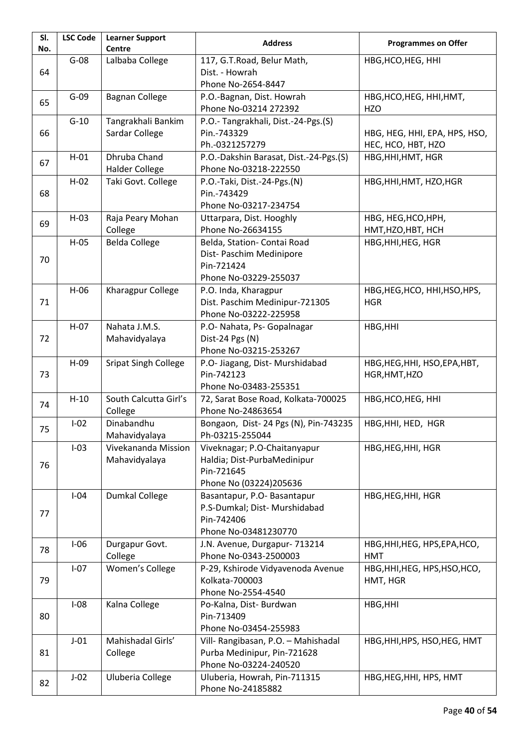| Sl. No. | LSC Code | Learner Support Centre | Address | Programmes on Offer |
|---|---|---|---|---|
| 64 | G-08 | Lalbaba College | 117, G.T.Road, Belur Math, Dist. - Howrah Phone No-2654-8447 | HBG,HCO,HEG, HHI |
| 65 | G-09 | Bagnan College | P.O.-Bagnan, Dist. Howrah Phone No-03214 272392 | HBG,HCO,HEG, HHI,HMT, HZO |
| 66 | G-10 | Tangrakhali Bankim Sardar College | P.O.- Tangrakhali, Dist.-24-Pgs.(S) Pin.-743329 Ph.-0321257279 | HBG, HEG, HHI, EPA, HPS, HSO, HEC, HCO, HBT, HZO |
| 67 | H-01 | Dhruba Chand Halder College | P.O.-Dakshin Barasat, Dist.-24-Pgs.(S) Phone No-03218-222550 | HBG,HHI,HMT, HGR |
| 68 | H-02 | Taki Govt. College | P.O.-Taki, Dist.-24-Pgs.(N) Pin.-743429 Phone No-03217-234754 | HBG,HHI,HMT, HZO,HGR |
| 69 | H-03 | Raja Peary Mohan College | Uttarpara, Dist. Hooghly Phone No-26634155 | HBG, HEG,HCO,HPH, HMT,HZO,HBT, HCH |
| 70 | H-05 | Belda College | Belda, Station- Contai Road Dist- Paschim Medinipore Pin-721424 Phone No-03229-255037 | HBG,HHI,HEG, HGR |
| 71 | H-06 | Kharagpur College | P.O. Inda, Kharagpur Dist. Paschim Medinipur-721305 Phone No-03222-225958 | HBG,HEG,HCO, HHI,HSO,HPS, HGR |
| 72 | H-07 | Nahata J.M.S. Mahavidyalaya | P.O- Nahata, Ps- Gopalnagar Dist-24 Pgs (N) Phone No-03215-253267 | HBG,HHI |
| 73 | H-09 | Sripat Singh College | P.O- Jiagang, Dist- Murshidabad Pin-742123 Phone No-03483-255351 | HBG,HEG,HHI, HSO,EPA,HBT, HGR,HMT,HZO |
| 74 | H-10 | South Calcutta Girl's College | 72, Sarat Bose Road, Kolkata-700025 Phone No-24863654 | HBG,HCO,HEG, HHI |
| 75 | I-02 | Dinabandhu Mahavidyalaya | Bongaon, Dist- 24 Pgs (N), Pin-743235 Ph-03215-255044 | HBG,HHI, HED, HGR |
| 76 | I-03 | Vivekananda Mission Mahavidyalaya | Viveknagar; P.O-Chaitanyapur Haldia; Dist-PurbaMedinipur Pin-721645 Phone No (03224)205636 | HBG,HEG,HHI, HGR |
| 77 | I-04 | Dumkal College | Basantapur, P.O- Basantapur P.S-Dumkal; Dist- Murshidabad Pin-742406 Phone No-03481230770 | HBG,HEG,HHI, HGR |
| 78 | I-06 | Durgapur Govt. College | J.N. Avenue, Durgapur- 713214 Phone No-0343-2500003 | HBG,HHI,HEG, HPS,EPA,HCO, HMT |
| 79 | I-07 | Women's College | P-29, Kshirode Vidyavenoda Avenue Kolkata-700003 Phone No-2554-4540 | HBG,HHI,HEG, HPS,HSO,HCO, HMT, HGR |
| 80 | I-08 | Kalna College | Po-Kalna, Dist- Burdwan Pin-713409 Phone No-03454-255983 | HBG,HHI |
| 81 | J-01 | Mahishadal Girls' College | Vill- Rangibasan, P.O. – Mahishadal Purba Medinipur, Pin-721628 Phone No-03224-240520 | HBG,HHI,HPS, HSO,HEG, HMT |
| 82 | J-02 | Uluberia College | Uluberia, Howrah, Pin-711315 Phone No-24185882 | HBG,HEG,HHI, HPS, HMT |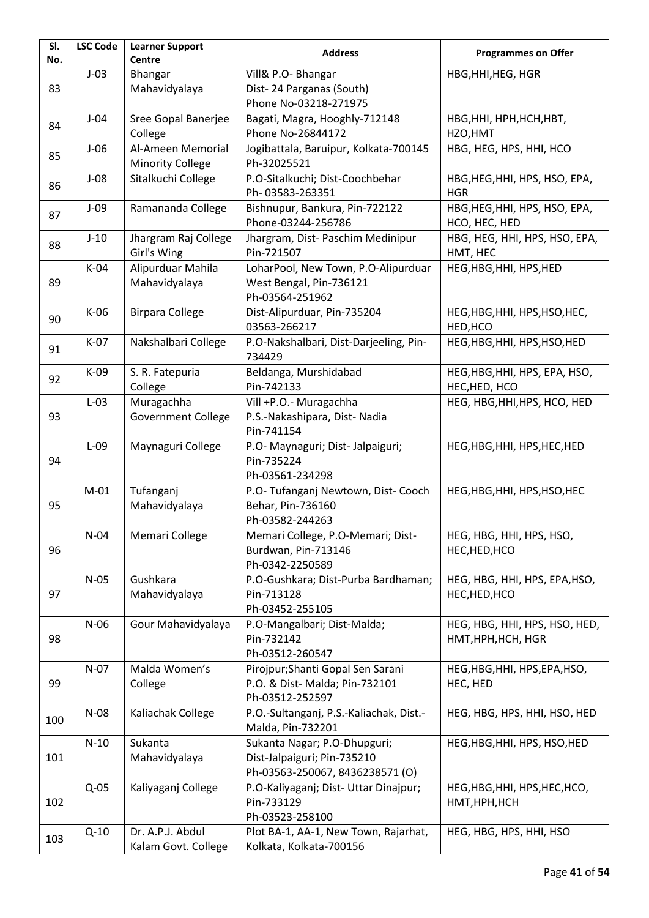| Sl. No. | LSC Code | Learner Support Centre | Address | Programmes on Offer |
|---|---|---|---|---|
| 83 | J-03 | Bhangar Mahavidyalaya | Vill& P.O- Bhangar Dist- 24 Parganas (South) Phone No-03218-271975 | HBG,HHI,HEG, HGR |
| 84 | J-04 | Sree Gopal Banerjee College | Bagati, Magra, Hooghly-712148 Phone No-26844172 | HBG,HHI, HPH,HCH,HBT, HZO,HMT |
| 85 | J-06 | Al-Ameen Memorial Minority College | Jogibattala, Baruipur, Kolkata-700145 Ph-32025521 | HBG, HEG, HPS, HHI, HCO |
| 86 | J-08 | Sitalkuchi College | P.O-Sitalkuchi; Dist-Coochbehar Ph- 03583-263351 | HBG,HEG,HHI, HPS, HSO, EPA, HGR |
| 87 | J-09 | Ramananda College | Bishnupur, Bankura, Pin-722122 Phone-03244-256786 | HBG,HEG,HHI, HPS, HSO, EPA, HCO, HEC, HED |
| 88 | J-10 | Jhargram Raj College Girl's Wing | Jhargram, Dist- Paschim Medinipur Pin-721507 | HBG, HEG, HHI, HPS, HSO, EPA, HMT, HEC |
| 89 | K-04 | Alipurduar Mahila Mahavidyalaya | LoharPool, New Town, P.O-Alipurduar West Bengal, Pin-736121 Ph-03564-251962 | HEG,HBG,HHI, HPS,HED |
| 90 | K-06 | Birpara College | Dist-Alipurduar, Pin-735204 03563-266217 | HEG,HBG,HHI, HPS,HSO,HEC, HED,HCO |
| 91 | K-07 | Nakshalbari College | P.O-Nakshalbari, Dist-Darjeeling, Pin-734429 | HEG,HBG,HHI, HPS,HSO,HED |
| 92 | K-09 | S. R. Fatepuria College | Beldanga, Murshidabad Pin-742133 | HEG,HBG,HHI, HPS, EPA, HSO, HEC,HED, HCO |
| 93 | L-03 | Muragachha Government College | Vill +P.O.- Muragachha P.S.-Nakashipara, Dist- Nadia Pin-741154 | HEG, HBG,HHI,HPS, HCO, HED |
| 94 | L-09 | Maynaguri College | P.O- Maynaguri; Dist- Jalpaiguri; Pin-735224 Ph-03561-234298 | HEG,HBG,HHI, HPS,HEC,HED |
| 95 | M-01 | Tufanganj Mahavidyalaya | P.O- Tufanganj Newtown, Dist- Cooch Behar, Pin-736160 Ph-03582-244263 | HEG,HBG,HHI, HPS,HSO,HEC |
| 96 | N-04 | Memari College | Memari College, P.O-Memari; Dist-Burdwan, Pin-713146 Ph-0342-2250589 | HEG, HBG, HHI, HPS, HSO, HEC,HED,HCO |
| 97 | N-05 | Gushkara Mahavidyalaya | P.O-Gushkara; Dist-Purba Bardhaman; Pin-713128 Ph-03452-255105 | HEG, HBG, HHI, HPS, EPA,HSO, HEC,HED,HCO |
| 98 | N-06 | Gour Mahavidyalaya | P.O-Mangalbari; Dist-Malda; Pin-732142 Ph-03512-260547 | HEG, HBG, HHI, HPS, HSO, HED, HMT,HPH,HCH, HGR |
| 99 | N-07 | Malda Women's College | Pirojpur;Shanti Gopal Sen Sarani P.O. & Dist- Malda; Pin-732101 Ph-03512-252597 | HEG,HBG,HHI, HPS,EPA,HSO, HEC, HED |
| 100 | N-08 | Kaliachak College | P.O.-Sultanganj, P.S.-Kaliachak, Dist.-Malda, Pin-732201 | HEG, HBG, HPS, HHI, HSO, HED |
| 101 | N-10 | Sukanta Mahavidyalaya | Sukanta Nagar; P.O-Dhupguri; Dist-Jalpaiguri; Pin-735210 Ph-03563-250067, 8436238571 (O) | HEG,HBG,HHI, HPS, HSO,HED |
| 102 | Q-05 | Kaliyaganj College | P.O-Kaliyaganj; Dist- Uttar Dinajpur; Pin-733129 Ph-03523-258100 | HEG,HBG,HHI, HPS,HEC,HCO, HMT,HPH,HCH |
| 103 | Q-10 | Dr. A.P.J. Abdul Kalam Govt. College | Plot BA-1, AA-1, New Town, Rajarhat, Kolkata, Kolkata-700156 | HEG, HBG, HPS, HHI, HSO |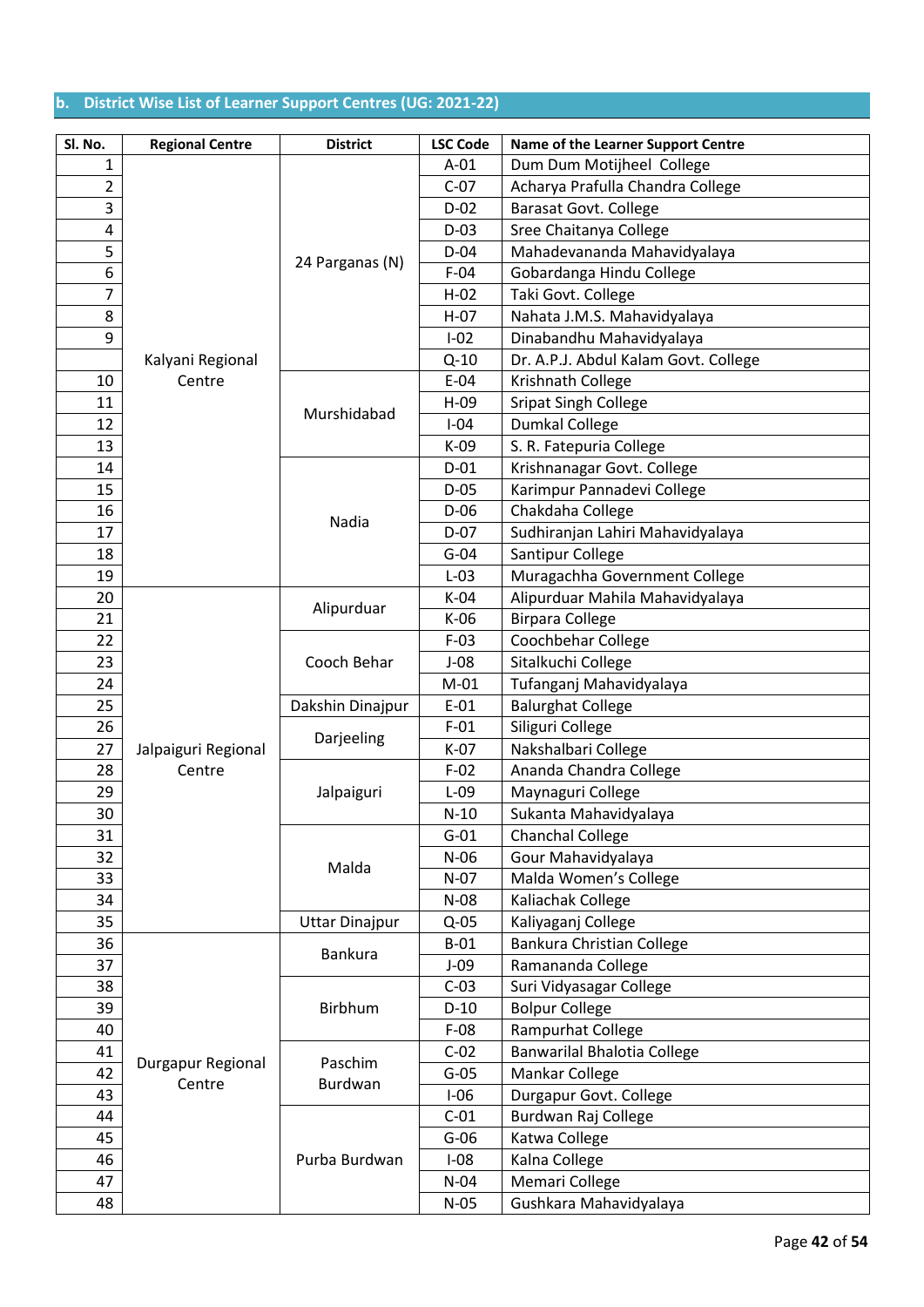### b. District Wise List of Learner Support Centres (UG: 2021-22)

| Sl. No. | Regional Centre | District | LSC Code | Name of the Learner Support Centre |
|---|---|---|---|---|
| 1 | Kalyani Regional Centre | 24 Parganas (N) | A-01 | Dum Dum Motijheel College |
| 2 | | | C-07 | Acharya Prafulla Chandra College |
| 3 | | | D-02 | Barasat Govt. College |
| 4 | | | D-03 | Sree Chaitanya College |
| 5 | | | D-04 | Mahadevananda Mahavidyalaya |
| 6 | | | F-04 | Gobardanga Hindu College |
| 7 | | | H-02 | Taki Govt. College |
| 8 | | | H-07 | Nahata J.M.S. Mahavidyalaya |
| 9 | | | I-02 | Dinabandhu Mahavidyalaya |
| | | | Q-10 | Dr. A.P.J. Abdul Kalam Govt. College |
| 10 | | Murshidabad | E-04 | Krishnath College |
| 11 | | | H-09 | Sripat Singh College |
| 12 | | | I-04 | Dumkal College |
| 13 | | | K-09 | S. R. Fatepuria College |
| 14 | | Nadia | D-01 | Krishnanagar Govt. College |
| 15 | | | D-05 | Karimpur Pannadevi College |
| 16 | | | D-06 | Chakdaha College |
| 17 | | | D-07 | Sudhiranjan Lahiri Mahavidyalaya |
| 18 | | | G-04 | Santipur College |
| 19 | | | L-03 | Muragachha Government College |
| 20 | Jalpaiguri Regional Centre | Alipurduar | K-04 | Alipurduar Mahila Mahavidyalaya |
| 21 | | | K-06 | Birpara College |
| 22 | | Cooch Behar | F-03 | Coochbehar College |
| 23 | | | J-08 | Sitalkuchi College |
| 24 | | | M-01 | Tufanganj Mahavidyalaya |
| 25 | | Dakshin Dinajpur | E-01 | Balurghat College |
| 26 | | Darjeeling | F-01 | Siliguri College |
| 27 | | | K-07 | Nakshalbari College |
| 28 | | Jalpaiguri | F-02 | Ananda Chandra College |
| 29 | | | L-09 | Maynaguri College |
| 30 | | | N-10 | Sukanta Mahavidyalaya |
| 31 | | Malda | G-01 | Chanchal College |
| 32 | | | N-06 | Gour Mahavidyalaya |
| 33 | | | N-07 | Malda Women's College |
| 34 | | | N-08 | Kaliachak College |
| 35 | | Uttar Dinajpur | Q-05 | Kaliyaganj College |
| 36 | Durgapur Regional Centre | Bankura | B-01 | Bankura Christian College |
| 37 | | | J-09 | Ramananda College |
| 38 | | Birbhum | C-03 | Suri Vidyasagar College |
| 39 | | | D-10 | Bolpur College |
| 40 | | | F-08 | Rampurhat College |
| 41 | | Paschim Burdwan | C-02 | Banwarilal Bhalotia College |
| 42 | | | G-05 | Mankar College |
| 43 | | | I-06 | Durgapur Govt. College |
| 44 | | Purba Burdwan | C-01 | Burdwan Raj College |
| 45 | | | G-06 | Katwa College |
| 46 | | | I-08 | Kalna College |
| 47 | | | N-04 | Memari College |
| 48 | | | N-05 | Gushkara Mahavidyalaya |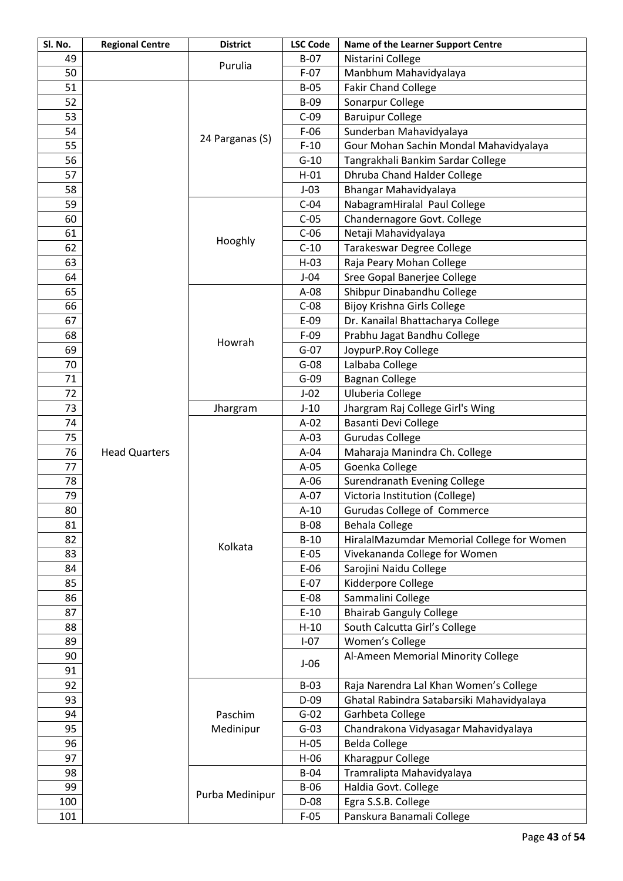| Sl. No. | Regional Centre | District | LSC Code | Name of the Learner Support Centre |
|---|---|---|---|---|
| 49 | | Purulia | B-07 | Nistarini College |
| 50 | | | F-07 | Manbhum Mahavidyalaya |
| 51 | Head Quarters | 24 Parganas (S) | B-05 | Fakir Chand College |
| 52 | | | B-09 | Sonarpur College |
| 53 | | | C-09 | Baruipur College |
| 54 | | | F-06 | Sunderban Mahavidyalaya |
| 55 | | | F-10 | Gour Mohan Sachin Mondal Mahavidyalaya |
| 56 | | | G-10 | Tangrakhali Bankim Sardar College |
| 57 | | | H-01 | Dhruba Chand Halder College |
| 58 | | | J-03 | Bhangar Mahavidyalaya |
| 59 | | Hooghly | C-04 | NabagramHiralal Paul College |
| 60 | | | C-05 | Chandernagore Govt. College |
| 61 | | | C-06 | Netaji Mahavidyalaya |
| 62 | | | C-10 | Tarakeswar Degree College |
| 63 | | | H-03 | Raja Peary Mohan College |
| 64 | | | J-04 | Sree Gopal Banerjee College |
| 65 | | Howrah | A-08 | Shibpur Dinabandhu College |
| 66 | | | C-08 | Bijoy Krishna Girls College |
| 67 | | | E-09 | Dr. Kanailal Bhattacharya College |
| 68 | | | F-09 | Prabhu Jagat Bandhu College |
| 69 | | | G-07 | JoypurP.Roy College |
| 70 | | | G-08 | Lalbaba College |
| 71 | | | G-09 | Bagnan College |
| 72 | | | J-02 | Uluberia College |
| 73 | | Jhargram | J-10 | Jhargram Raj College Girl's Wing |
| 74 | | Kolkata | A-02 | Basanti Devi College |
| 75 | | | A-03 | Gurudas College |
| 76 | | | A-04 | Maharaja Manindra Ch. College |
| 77 | | | A-05 | Goenka College |
| 78 | | | A-06 | Surendranath Evening College |
| 79 | | | A-07 | Victoria Institution (College) |
| 80 | | | A-10 | Gurudas College of Commerce |
| 81 | | | B-08 | Behala College |
| 82 | | | B-10 | HiralalMazumdar Memorial College for Women |
| 83 | | | E-05 | Vivekananda College for Women |
| 84 | | | E-06 | Sarojini Naidu College |
| 85 | | | E-07 | Kidderpore College |
| 86 | | | E-08 | Sammalini College |
| 87 | | | E-10 | Bhairab Ganguly College |
| 88 | | | H-10 | South Calcutta Girl's College |
| 89 | | | I-07 | Women's College |
| 90 | | | J-06 | Al-Ameen Memorial Minority College |
| 91 | | | | |
| 92 | | Paschim Medinipur | B-03 | Raja Narendra Lal Khan Women's College |
| 93 | | | D-09 | Ghatal Rabindra Satabarsiki Mahavidyalaya |
| 94 | | | G-02 | Garhbeta College |
| 95 | | | G-03 | Chandrakona Vidyasagar Mahavidyalaya |
| 96 | | | H-05 | Belda College |
| 97 | | | H-06 | Kharagpur College |
| 98 | | Purba Medinipur | B-04 | Tramralipta Mahavidyalaya |
| 99 | | | B-06 | Haldia Govt. College |
| 100 | | | D-08 | Egra S.S.B. College |
| 101 | | | F-05 | Panskura Banamali College |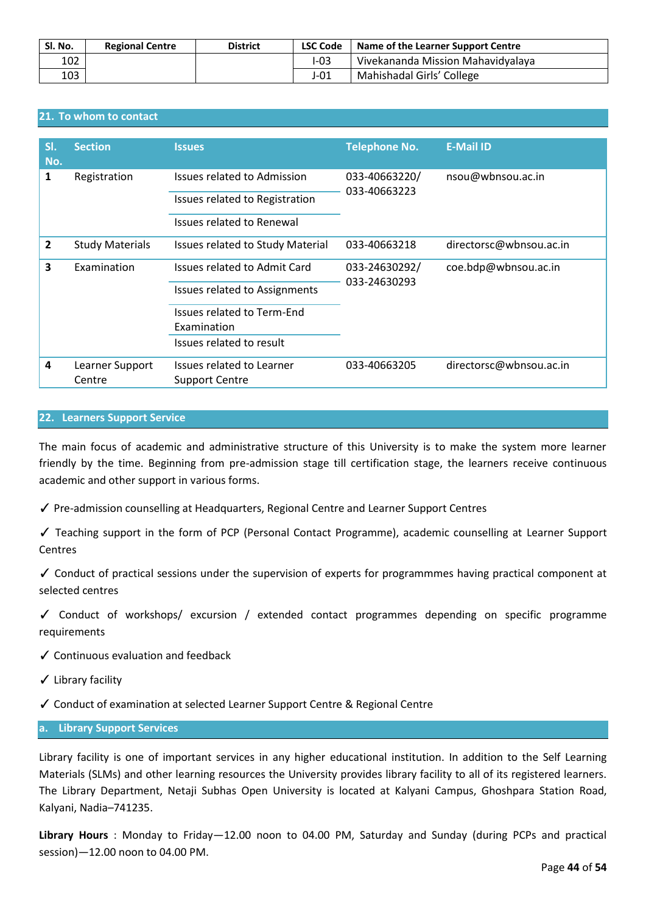| Sl. No. | Regional Centre | District | LSC Code | Name of the Learner Support Centre |
|---|---|---|---|---|
| 102 | | | I-03 | Vivekananda Mission Mahavidyalaya |
| 103 | | | J-01 | Mahishadal Girls' College |

## 21. To whom to contact

| Sl. No. | Section | Issues | Telephone No. | E-Mail ID |
|---|---|---|---|---|
| 1 | Registration | Issues related to Admission | 033-40663220/ 033-40663223 | nsou@wbnsou.ac.in |
| | | Issues related to Registration | | |
| | | Issues related to Renewal | | |
| 2 | Study Materials | Issues related to Study Material | 033-40663218 | directorsc@wbnsou.ac.in |
| 3 | Examination | Issues related to Admit Card | 033-24630292/ 033-24630293 | coe.bdp@wbnsou.ac.in |
| | | Issues related to Assignments | | |
| | | Issues related to Term-End Examination | | |
| | | Issues related to result | | |
| 4 | Learner Support Centre | Issues related to Learner Support Centre | 033-40663205 | directorsc@wbnsou.ac.in |

## 22. Learners Support Service

The main focus of academic and administrative structure of this University is to make the system more learner friendly by the time. Beginning from pre-admission stage till certification stage, the learners receive continuous academic and other support in various forms.

✓ Pre-admission counselling at Headquarters, Regional Centre and Learner Support Centres

✓ Teaching support in the form of PCP (Personal Contact Programme), academic counselling at Learner Support Centres

✓ Conduct of practical sessions under the supervision of experts for programmmes having practical component at selected centres

✓ Conduct of workshops/ excursion / extended contact programmes depending on specific programme requirements

✓ Continuous evaluation and feedback

✓ Library facility

✓ Conduct of examination at selected Learner Support Centre & Regional Centre

### a. Library Support Services

Library facility is one of important services in any higher educational institution. In addition to the Self Learning Materials (SLMs) and other learning resources the University provides library facility to all of its registered learners. The Library Department, Netaji Subhas Open University is located at Kalyani Campus, Ghoshpara Station Road, Kalyani, Nadia–741235.

**Library Hours** : Monday to Friday—12.00 noon to 04.00 PM, Saturday and Sunday (during PCPs and practical session)—12.00 noon to 04.00 PM.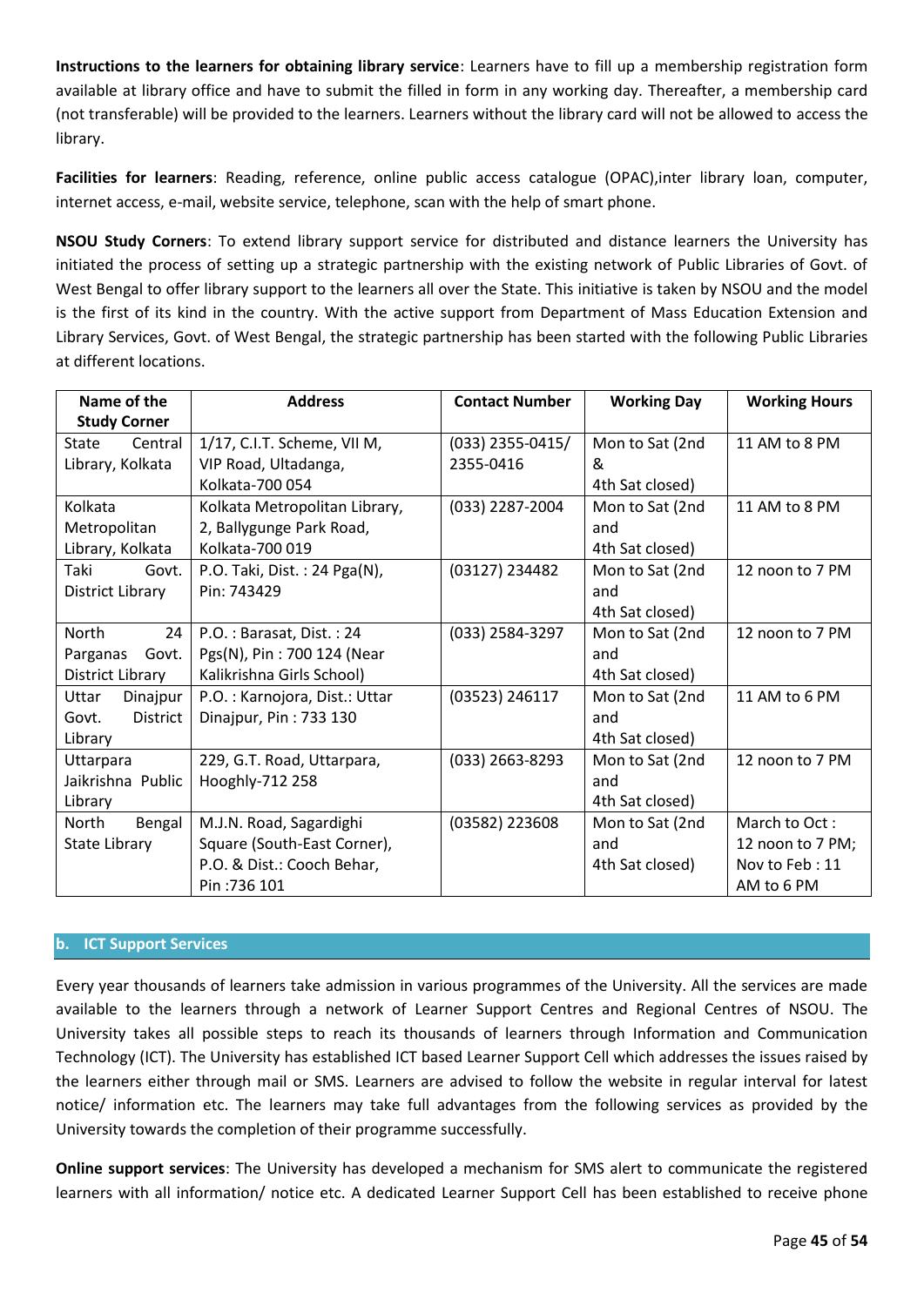**Instructions to the learners for obtaining library service**: Learners have to fill up a membership registration form available at library office and have to submit the filled in form in any working day. Thereafter, a membership card (not transferable) will be provided to the learners. Learners without the library card will not be allowed to access the library.

**Facilities for learners**: Reading, reference, online public access catalogue (OPAC),inter library loan, computer, internet access, e-mail, website service, telephone, scan with the help of smart phone.

**NSOU Study Corners**: To extend library support service for distributed and distance learners the University has initiated the process of setting up a strategic partnership with the existing network of Public Libraries of Govt. of West Bengal to offer library support to the learners all over the State. This initiative is taken by NSOU and the model is the first of its kind in the country. With the active support from Department of Mass Education Extension and Library Services, Govt. of West Bengal, the strategic partnership has been started with the following Public Libraries at different locations.

| Name of the Study Corner | Address | Contact Number | Working Day | Working Hours |
|---|---|---|---|---|
| State Central Library, Kolkata | 1/17, C.I.T. Scheme, VII M, VIP Road, Ultadanga, Kolkata-700 054 | (033) 2355-0415/ 2355-0416 | Mon to Sat (2nd & 4th Sat closed) | 11 AM to 8 PM |
| Kolkata Metropolitan Library, Kolkata | Kolkata Metropolitan Library, 2, Ballygunge Park Road, Kolkata-700 019 | (033) 2287-2004 | Mon to Sat (2nd and 4th Sat closed) | 11 AM to 8 PM |
| Taki Govt. District Library | P.O. Taki, Dist. : 24 Pga(N), Pin: 743429 | (03127) 234482 | Mon to Sat (2nd and 4th Sat closed) | 12 noon to 7 PM |
| North 24 Parganas Govt. District Library | P.O. : Barasat, Dist. : 24 Pgs(N), Pin : 700 124 (Near Kalikrishna Girls School) | (033) 2584-3297 | Mon to Sat (2nd and 4th Sat closed) | 12 noon to 7 PM |
| Uttar Dinajpur Govt. District Library | P.O. : Karnojora, Dist.: Uttar Dinajpur, Pin : 733 130 | (03523) 246117 | Mon to Sat (2nd and 4th Sat closed) | 11 AM to 6 PM |
| Uttarpara Jaikrishna Public Library | 229, G.T. Road, Uttarpara, Hooghly-712 258 | (033) 2663-8293 | Mon to Sat (2nd and 4th Sat closed) | 12 noon to 7 PM |
| North Bengal State Library | M.J.N. Road, Sagardighi Square (South-East Corner), P.O. & Dist.: Cooch Behar, Pin :736 101 | (03582) 223608 | Mon to Sat (2nd and 4th Sat closed) | March to Oct : 12 noon to 7 PM; Nov to Feb : 11 AM to 6 PM |

### b. ICT Support Services

Every year thousands of learners take admission in various programmes of the University. All the services are made available to the learners through a network of Learner Support Centres and Regional Centres of NSOU. The University takes all possible steps to reach its thousands of learners through Information and Communication Technology (ICT). The University has established ICT based Learner Support Cell which addresses the issues raised by the learners either through mail or SMS. Learners are advised to follow the website in regular interval for latest notice/ information etc. The learners may take full advantages from the following services as provided by the University towards the completion of their programme successfully.

**Online support services**: The University has developed a mechanism for SMS alert to communicate the registered learners with all information/ notice etc. A dedicated Learner Support Cell has been established to receive phone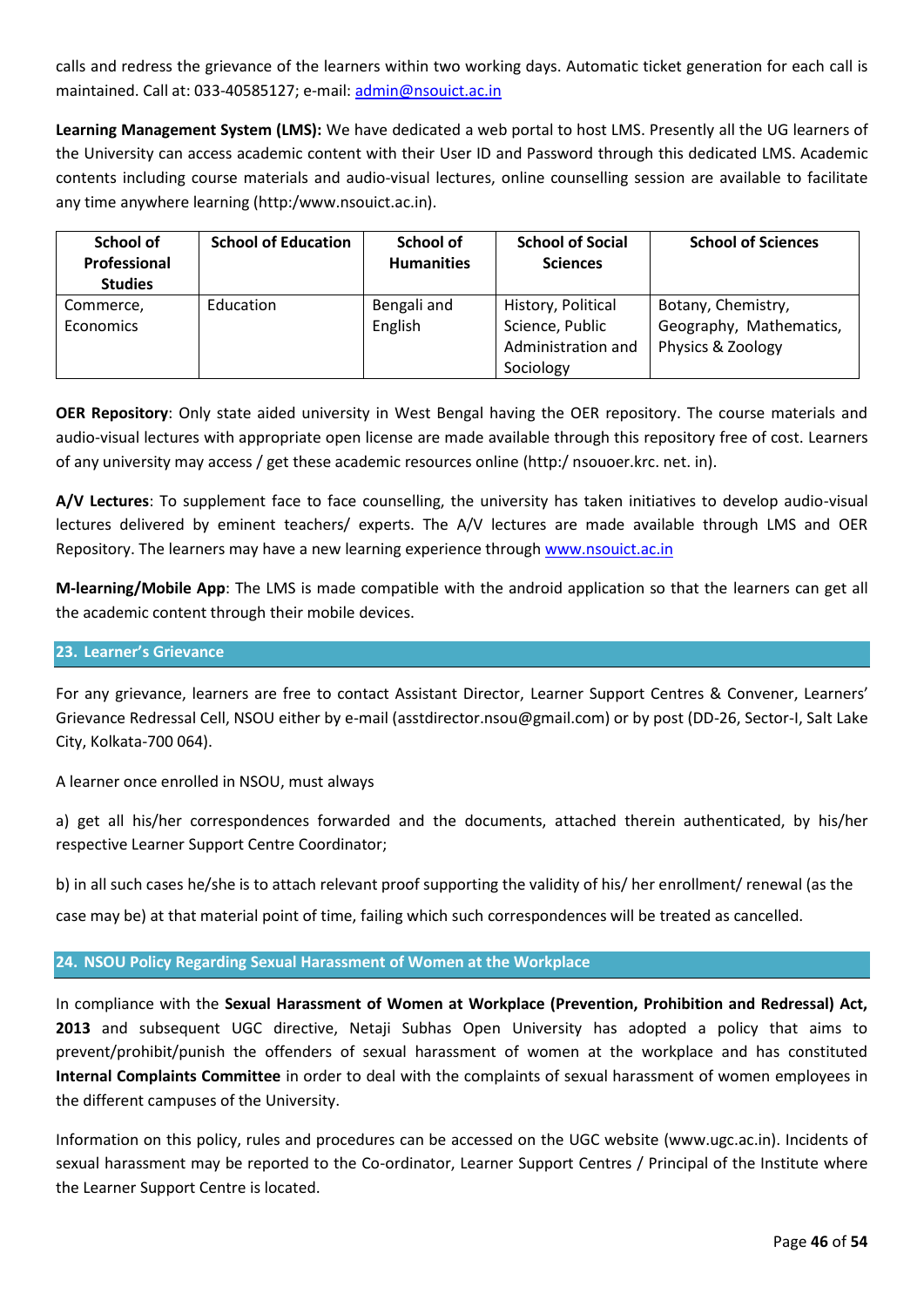calls and redress the grievance of the learners within two working days. Automatic ticket generation for each call is maintained. Call at: 033-40585127; e-mail: admin@nsouict.ac.in

**Learning Management System (LMS):** We have dedicated a web portal to host LMS. Presently all the UG learners of the University can access academic content with their User ID and Password through this dedicated LMS. Academic contents including course materials and audio-visual lectures, online counselling session are available to facilitate any time anywhere learning (http:/www.nsouict.ac.in).

| School of Professional Studies | School of Education | School of Humanities | School of Social Sciences | School of Sciences |
|---|---|---|---|---|
| Commerce, Economics | Education | Bengali and English | History, Political Science, Public Administration and Sociology | Botany, Chemistry, Geography, Mathematics, Physics & Zoology |

**OER Repository**: Only state aided university in West Bengal having the OER repository. The course materials and audio-visual lectures with appropriate open license are made available through this repository free of cost. Learners of any university may access / get these academic resources online (http:/ nsouoer.krc. net. in).

**A/V Lectures**: To supplement face to face counselling, the university has taken initiatives to develop audio-visual lectures delivered by eminent teachers/ experts. The A/V lectures are made available through LMS and OER Repository. The learners may have a new learning experience through www.nsouict.ac.in

**M-learning/Mobile App**: The LMS is made compatible with the android application so that the learners can get all the academic content through their mobile devices.

## 23. Learner's Grievance

For any grievance, learners are free to contact Assistant Director, Learner Support Centres & Convener, Learners' Grievance Redressal Cell, NSOU either by e-mail (asstdirector.nsou@gmail.com) or by post (DD-26, Sector-I, Salt Lake City, Kolkata-700 064).

A learner once enrolled in NSOU, must always

a) get all his/her correspondences forwarded and the documents, attached therein authenticated, by his/her respective Learner Support Centre Coordinator;

b) in all such cases he/she is to attach relevant proof supporting the validity of his/ her enrollment/ renewal (as the case may be) at that material point of time, failing which such correspondences will be treated as cancelled.

## 24. NSOU Policy Regarding Sexual Harassment of Women at the Workplace

In compliance with the **Sexual Harassment of Women at Workplace (Prevention, Prohibition and Redressal) Act, 2013** and subsequent UGC directive, Netaji Subhas Open University has adopted a policy that aims to prevent/prohibit/punish the offenders of sexual harassment of women at the workplace and has constituted **Internal Complaints Committee** in order to deal with the complaints of sexual harassment of women employees in the different campuses of the University.

Information on this policy, rules and procedures can be accessed on the UGC website (www.ugc.ac.in). Incidents of sexual harassment may be reported to the Co-ordinator, Learner Support Centres / Principal of the Institute where the Learner Support Centre is located.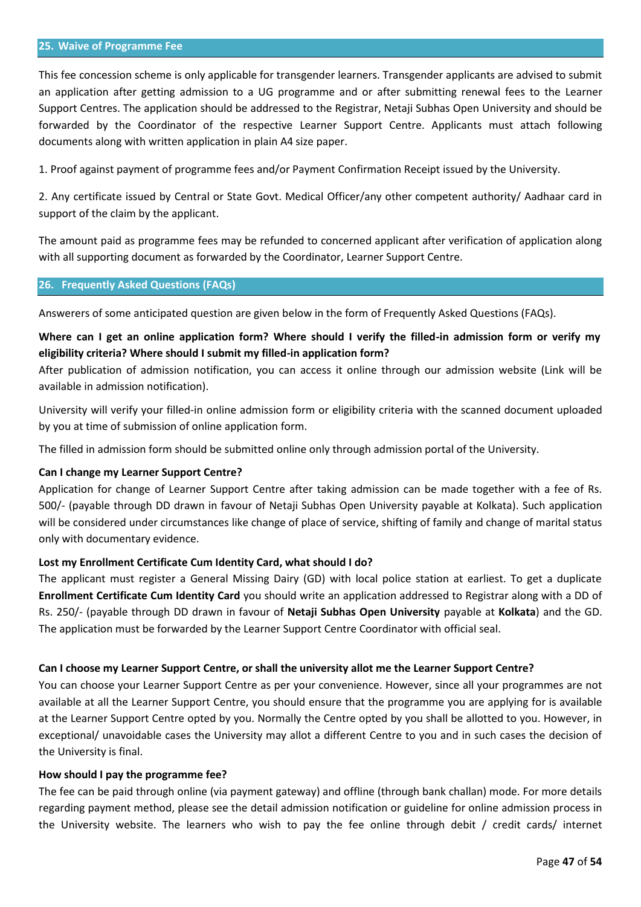## 25. Waive of Programme Fee

This fee concession scheme is only applicable for transgender learners. Transgender applicants are advised to submit an application after getting admission to a UG programme and or after submitting renewal fees to the Learner Support Centres. The application should be addressed to the Registrar, Netaji Subhas Open University and should be forwarded by the Coordinator of the respective Learner Support Centre. Applicants must attach following documents along with written application in plain A4 size paper.

1. Proof against payment of programme fees and/or Payment Confirmation Receipt issued by the University.

2. Any certificate issued by Central or State Govt. Medical Officer/any other competent authority/ Aadhaar card in support of the claim by the applicant.

The amount paid as programme fees may be refunded to concerned applicant after verification of application along with all supporting document as forwarded by the Coordinator, Learner Support Centre.

## 26. Frequently Asked Questions (FAQs)

Answerers of some anticipated question are given below in the form of Frequently Asked Questions (FAQs).

**Where can I get an online application form? Where should I verify the filled-in admission form or verify my eligibility criteria? Where should I submit my filled-in application form?**

After publication of admission notification, you can access it online through our admission website (Link will be available in admission notification).

University will verify your filled-in online admission form or eligibility criteria with the scanned document uploaded by you at time of submission of online application form.

The filled in admission form should be submitted online only through admission portal of the University.

**Can I change my Learner Support Centre?**

Application for change of Learner Support Centre after taking admission can be made together with a fee of Rs. 500/- (payable through DD drawn in favour of Netaji Subhas Open University payable at Kolkata). Such application will be considered under circumstances like change of place of service, shifting of family and change of marital status only with documentary evidence.

**Lost my Enrollment Certificate Cum Identity Card, what should I do?**

The applicant must register a General Missing Dairy (GD) with local police station at earliest. To get a duplicate **Enrollment Certificate Cum Identity Card** you should write an application addressed to Registrar along with a DD of Rs. 250/- (payable through DD drawn in favour of **Netaji Subhas Open University** payable at **Kolkata**) and the GD. The application must be forwarded by the Learner Support Centre Coordinator with official seal.

**Can I choose my Learner Support Centre, or shall the university allot me the Learner Support Centre?**

You can choose your Learner Support Centre as per your convenience. However, since all your programmes are not available at all the Learner Support Centre, you should ensure that the programme you are applying for is available at the Learner Support Centre opted by you. Normally the Centre opted by you shall be allotted to you. However, in exceptional/ unavoidable cases the University may allot a different Centre to you and in such cases the decision of the University is final.

**How should I pay the programme fee?**

The fee can be paid through online (via payment gateway) and offline (through bank challan) mode. For more details regarding payment method, please see the detail admission notification or guideline for online admission process in the University website. The learners who wish to pay the fee online through debit / credit cards/ internet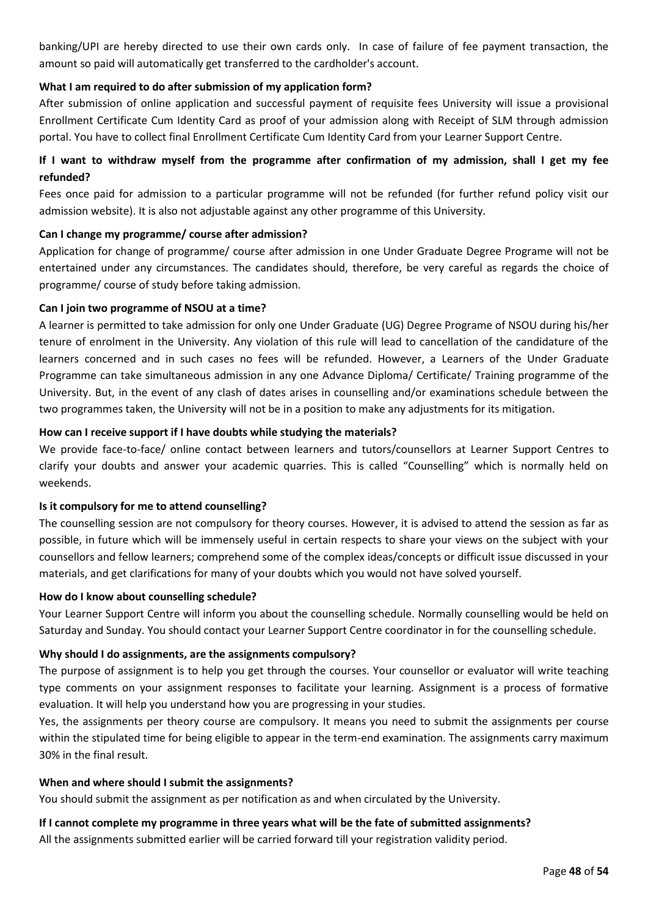banking/UPI are hereby directed to use their own cards only. In case of failure of fee payment transaction, the amount so paid will automatically get transferred to the cardholder's account.

**What I am required to do after submission of my application form?**

After submission of online application and successful payment of requisite fees University will issue a provisional Enrollment Certificate Cum Identity Card as proof of your admission along with Receipt of SLM through admission portal. You have to collect final Enrollment Certificate Cum Identity Card from your Learner Support Centre.

**If I want to withdraw myself from the programme after confirmation of my admission, shall I get my fee refunded?**

Fees once paid for admission to a particular programme will not be refunded (for further refund policy visit our admission website). It is also not adjustable against any other programme of this University.

**Can I change my programme/ course after admission?**

Application for change of programme/ course after admission in one Under Graduate Degree Programe will not be entertained under any circumstances. The candidates should, therefore, be very careful as regards the choice of programme/ course of study before taking admission.

**Can I join two programme of NSOU at a time?**

A learner is permitted to take admission for only one Under Graduate (UG) Degree Programe of NSOU during his/her tenure of enrolment in the University. Any violation of this rule will lead to cancellation of the candidature of the learners concerned and in such cases no fees will be refunded. However, a Learners of the Under Graduate Programme can take simultaneous admission in any one Advance Diploma/ Certificate/ Training programme of the University. But, in the event of any clash of dates arises in counselling and/or examinations schedule between the two programmes taken, the University will not be in a position to make any adjustments for its mitigation.

**How can I receive support if I have doubts while studying the materials?**

We provide face-to-face/ online contact between learners and tutors/counsellors at Learner Support Centres to clarify your doubts and answer your academic quarries. This is called "Counselling" which is normally held on weekends.

**Is it compulsory for me to attend counselling?**

The counselling session are not compulsory for theory courses. However, it is advised to attend the session as far as possible, in future which will be immensely useful in certain respects to share your views on the subject with your counsellors and fellow learners; comprehend some of the complex ideas/concepts or difficult issue discussed in your materials, and get clarifications for many of your doubts which you would not have solved yourself.

**How do I know about counselling schedule?**

Your Learner Support Centre will inform you about the counselling schedule. Normally counselling would be held on Saturday and Sunday. You should contact your Learner Support Centre coordinator in for the counselling schedule.

**Why should I do assignments, are the assignments compulsory?**

The purpose of assignment is to help you get through the courses. Your counsellor or evaluator will write teaching type comments on your assignment responses to facilitate your learning. Assignment is a process of formative evaluation. It will help you understand how you are progressing in your studies.

Yes, the assignments per theory course are compulsory. It means you need to submit the assignments per course within the stipulated time for being eligible to appear in the term-end examination. The assignments carry maximum 30% in the final result.

**When and where should I submit the assignments?**

You should submit the assignment as per notification as and when circulated by the University.

**If I cannot complete my programme in three years what will be the fate of submitted assignments?**

All the assignments submitted earlier will be carried forward till your registration validity period.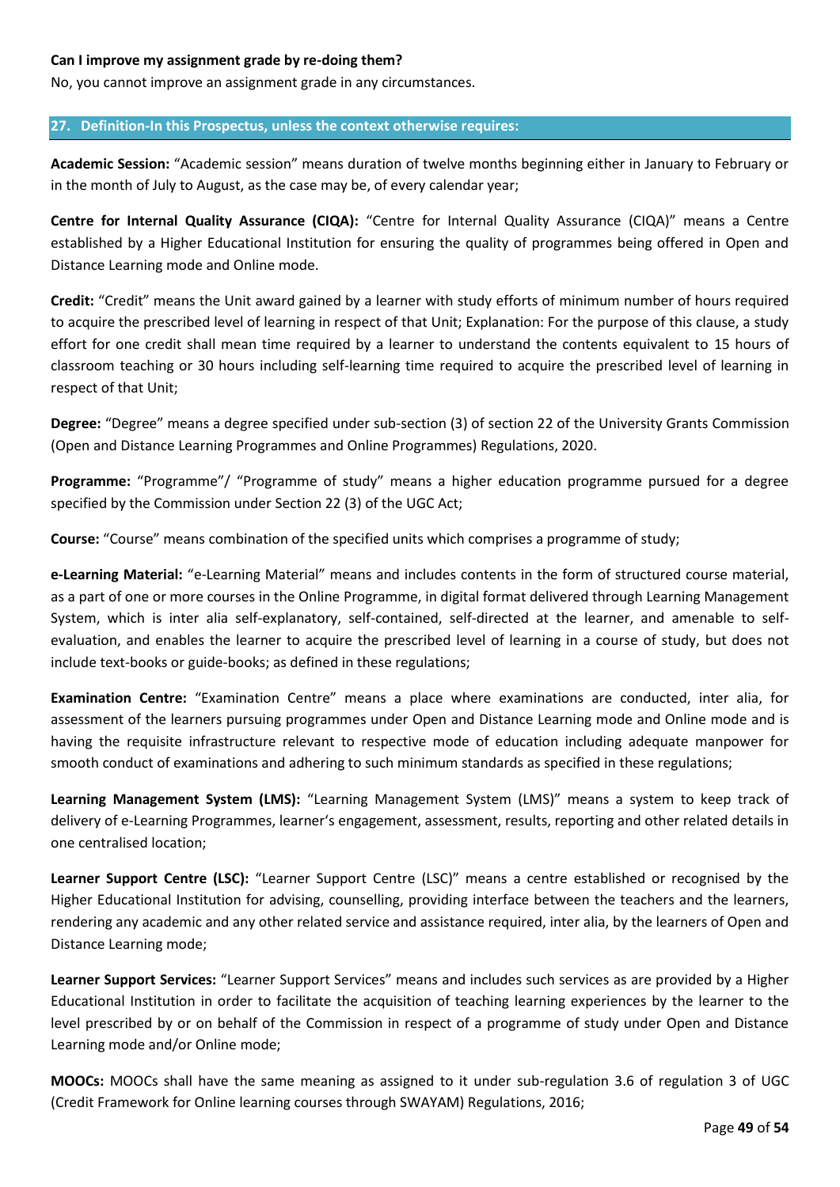**Can I improve my assignment grade by re-doing them?**

No, you cannot improve an assignment grade in any circumstances.

## 27. Definition-In this Prospectus, unless the context otherwise requires:

**Academic Session:** "Academic session" means duration of twelve months beginning either in January to February or in the month of July to August, as the case may be, of every calendar year;

**Centre for Internal Quality Assurance (CIQA):** "Centre for Internal Quality Assurance (CIQA)" means a Centre established by a Higher Educational Institution for ensuring the quality of programmes being offered in Open and Distance Learning mode and Online mode.

**Credit:** "Credit" means the Unit award gained by a learner with study efforts of minimum number of hours required to acquire the prescribed level of learning in respect of that Unit; Explanation: For the purpose of this clause, a study effort for one credit shall mean time required by a learner to understand the contents equivalent to 15 hours of classroom teaching or 30 hours including self-learning time required to acquire the prescribed level of learning in respect of that Unit;

**Degree:** "Degree" means a degree specified under sub-section (3) of section 22 of the University Grants Commission (Open and Distance Learning Programmes and Online Programmes) Regulations, 2020.

**Programme:** "Programme"/ "Programme of study" means a higher education programme pursued for a degree specified by the Commission under Section 22 (3) of the UGC Act;

**Course:** "Course" means combination of the specified units which comprises a programme of study;

**e-Learning Material:** "e-Learning Material" means and includes contents in the form of structured course material, as a part of one or more courses in the Online Programme, in digital format delivered through Learning Management System, which is inter alia self-explanatory, self-contained, self-directed at the learner, and amenable to self-evaluation, and enables the learner to acquire the prescribed level of learning in a course of study, but does not include text-books or guide-books; as defined in these regulations;

**Examination Centre:** "Examination Centre" means a place where examinations are conducted, inter alia, for assessment of the learners pursuing programmes under Open and Distance Learning mode and Online mode and is having the requisite infrastructure relevant to respective mode of education including adequate manpower for smooth conduct of examinations and adhering to such minimum standards as specified in these regulations;

**Learning Management System (LMS):** "Learning Management System (LMS)" means a system to keep track of delivery of e-Learning Programmes, learner's engagement, assessment, results, reporting and other related details in one centralised location;

**Learner Support Centre (LSC):** "Learner Support Centre (LSC)" means a centre established or recognised by the Higher Educational Institution for advising, counselling, providing interface between the teachers and the learners, rendering any academic and any other related service and assistance required, inter alia, by the learners of Open and Distance Learning mode;

**Learner Support Services:** "Learner Support Services" means and includes such services as are provided by a Higher Educational Institution in order to facilitate the acquisition of teaching learning experiences by the learner to the level prescribed by or on behalf of the Commission in respect of a programme of study under Open and Distance Learning mode and/or Online mode;

**MOOCs:** MOOCs shall have the same meaning as assigned to it under sub-regulation 3.6 of regulation 3 of UGC (Credit Framework for Online learning courses through SWAYAM) Regulations, 2016;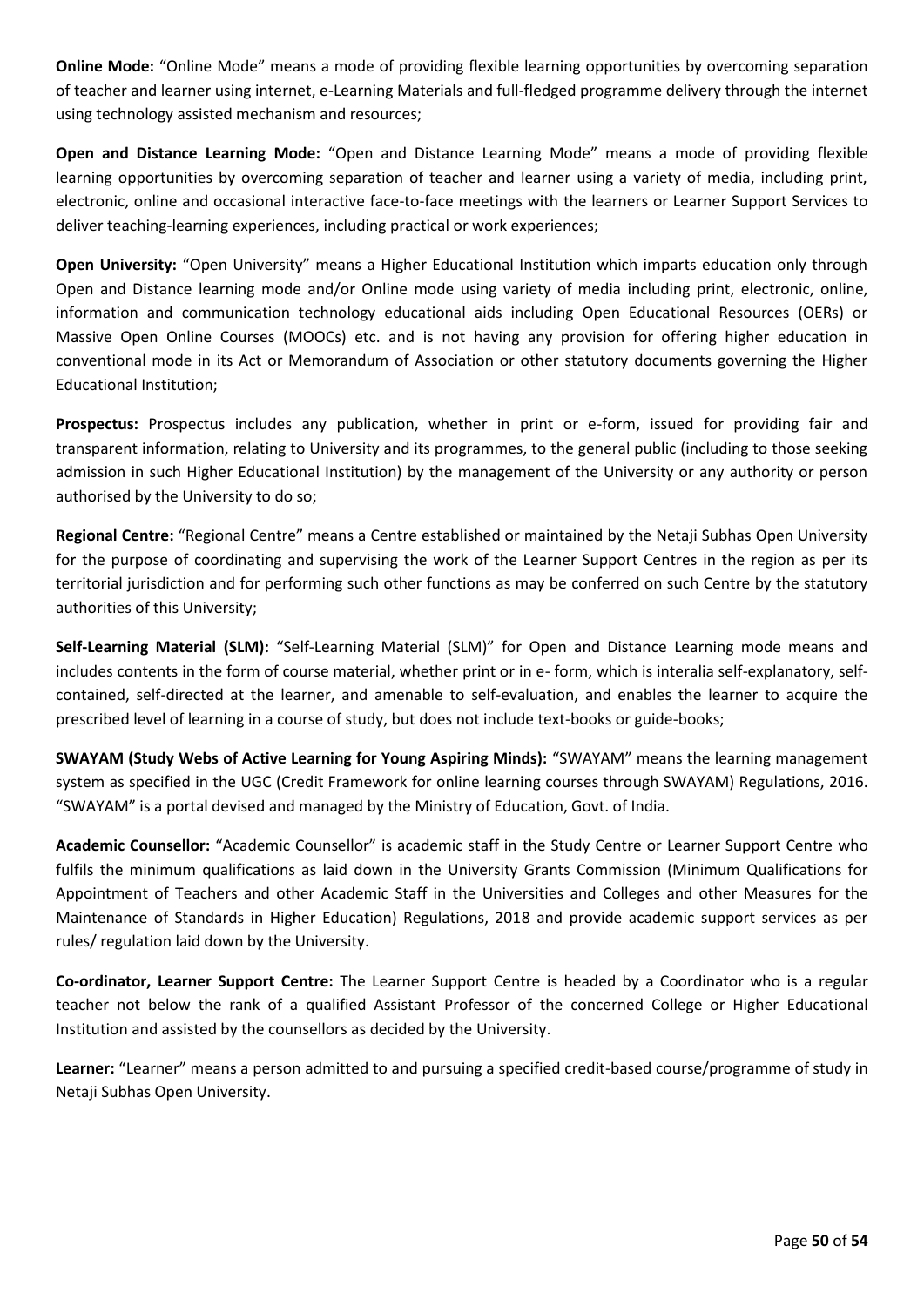**Online Mode:** "Online Mode" means a mode of providing flexible learning opportunities by overcoming separation of teacher and learner using internet, e-Learning Materials and full-fledged programme delivery through the internet using technology assisted mechanism and resources;

**Open and Distance Learning Mode:** "Open and Distance Learning Mode" means a mode of providing flexible learning opportunities by overcoming separation of teacher and learner using a variety of media, including print, electronic, online and occasional interactive face-to-face meetings with the learners or Learner Support Services to deliver teaching-learning experiences, including practical or work experiences;

**Open University:** "Open University" means a Higher Educational Institution which imparts education only through Open and Distance learning mode and/or Online mode using variety of media including print, electronic, online, information and communication technology educational aids including Open Educational Resources (OERs) or Massive Open Online Courses (MOOCs) etc. and is not having any provision for offering higher education in conventional mode in its Act or Memorandum of Association or other statutory documents governing the Higher Educational Institution;

**Prospectus:** Prospectus includes any publication, whether in print or e-form, issued for providing fair and transparent information, relating to University and its programmes, to the general public (including to those seeking admission in such Higher Educational Institution) by the management of the University or any authority or person authorised by the University to do so;

**Regional Centre:** "Regional Centre" means a Centre established or maintained by the Netaji Subhas Open University for the purpose of coordinating and supervising the work of the Learner Support Centres in the region as per its territorial jurisdiction and for performing such other functions as may be conferred on such Centre by the statutory authorities of this University;

**Self-Learning Material (SLM):** "Self-Learning Material (SLM)" for Open and Distance Learning mode means and includes contents in the form of course material, whether print or in e- form, which is interalia self-explanatory, self-contained, self-directed at the learner, and amenable to self-evaluation, and enables the learner to acquire the prescribed level of learning in a course of study, but does not include text-books or guide-books;

**SWAYAM (Study Webs of Active Learning for Young Aspiring Minds):** "SWAYAM" means the learning management system as specified in the UGC (Credit Framework for online learning courses through SWAYAM) Regulations, 2016. "SWAYAM" is a portal devised and managed by the Ministry of Education, Govt. of India.

**Academic Counsellor:** "Academic Counsellor" is academic staff in the Study Centre or Learner Support Centre who fulfils the minimum qualifications as laid down in the University Grants Commission (Minimum Qualifications for Appointment of Teachers and other Academic Staff in the Universities and Colleges and other Measures for the Maintenance of Standards in Higher Education) Regulations, 2018 and provide academic support services as per rules/ regulation laid down by the University.

**Co-ordinator, Learner Support Centre:** The Learner Support Centre is headed by a Coordinator who is a regular teacher not below the rank of a qualified Assistant Professor of the concerned College or Higher Educational Institution and assisted by the counsellors as decided by the University.

**Learner:** "Learner" means a person admitted to and pursuing a specified credit-based course/programme of study in Netaji Subhas Open University.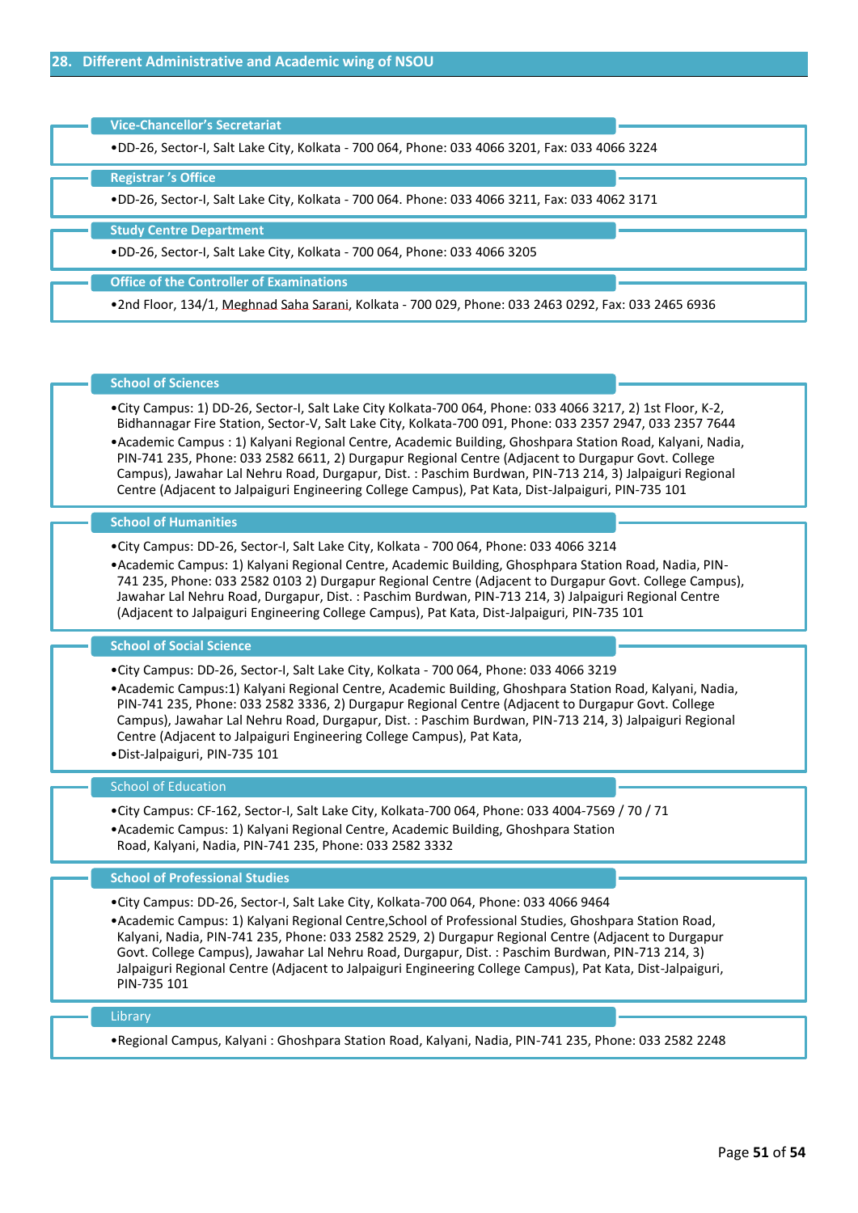## 28. Different Administrative and Academic wing of NSOU

### Vice-Chancellor's Secretariat

- DD-26, Sector-I, Salt Lake City, Kolkata - 700 064, Phone: 033 4066 3201, Fax: 033 4066 3224

### Registrar 's Office

- DD-26, Sector-I, Salt Lake City, Kolkata - 700 064. Phone: 033 4066 3211, Fax: 033 4062 3171

### Study Centre Department

- DD-26, Sector-I, Salt Lake City, Kolkata - 700 064, Phone: 033 4066 3205

### Office of the Controller of Examinations

- 2nd Floor, 134/1, Meghnad Saha Sarani, Kolkata - 700 029, Phone: 033 2463 0292, Fax: 033 2465 6936

### School of Sciences

- City Campus: 1) DD-26, Sector-I, Salt Lake City Kolkata-700 064, Phone: 033 4066 3217, 2) 1st Floor, K-2, Bidhannagar Fire Station, Sector-V, Salt Lake City, Kolkata-700 091, Phone: 033 2357 2947, 033 2357 7644
- Academic Campus : 1) Kalyani Regional Centre, Academic Building, Ghoshpara Station Road, Kalyani, Nadia, PIN-741 235, Phone: 033 2582 6611, 2) Durgapur Regional Centre (Adjacent to Durgapur Govt. College Campus), Jawahar Lal Nehru Road, Durgapur, Dist. : Paschim Burdwan, PIN-713 214, 3) Jalpaiguri Regional Centre (Adjacent to Jalpaiguri Engineering College Campus), Pat Kata, Dist-Jalpaiguri, PIN-735 101

### School of Humanities

- City Campus: DD-26, Sector-I, Salt Lake City, Kolkata - 700 064, Phone: 033 4066 3214
- Academic Campus: 1) Kalyani Regional Centre, Academic Building, Ghosphpara Station Road, Nadia, PIN-741 235, Phone: 033 2582 0103 2) Durgapur Regional Centre (Adjacent to Durgapur Govt. College Campus), Jawahar Lal Nehru Road, Durgapur, Dist. : Paschim Burdwan, PIN-713 214, 3) Jalpaiguri Regional Centre (Adjacent to Jalpaiguri Engineering College Campus), Pat Kata, Dist-Jalpaiguri, PIN-735 101

### School of Social Science

- City Campus: DD-26, Sector-I, Salt Lake City, Kolkata - 700 064, Phone: 033 4066 3219
- Academic Campus:1) Kalyani Regional Centre, Academic Building, Ghoshpara Station Road, Kalyani, Nadia, PIN-741 235, Phone: 033 2582 3336, 2) Durgapur Regional Centre (Adjacent to Durgapur Govt. College Campus), Jawahar Lal Nehru Road, Durgapur, Dist. : Paschim Burdwan, PIN-713 214, 3) Jalpaiguri Regional Centre (Adjacent to Jalpaiguri Engineering College Campus), Pat Kata,
- Dist-Jalpaiguri, PIN-735 101

### School of Education

- City Campus: CF-162, Sector-I, Salt Lake City, Kolkata-700 064, Phone: 033 4004-7569 / 70 / 71
- Academic Campus: 1) Kalyani Regional Centre, Academic Building, Ghoshpara Station Road, Kalyani, Nadia, PIN-741 235, Phone: 033 2582 3332

### School of Professional Studies

- City Campus: DD-26, Sector-I, Salt Lake City, Kolkata-700 064, Phone: 033 4066 9464
- Academic Campus: 1) Kalyani Regional Centre,School of Professional Studies, Ghoshpara Station Road, Kalyani, Nadia, PIN-741 235, Phone: 033 2582 2529, 2) Durgapur Regional Centre (Adjacent to Durgapur Govt. College Campus), Jawahar Lal Nehru Road, Durgapur, Dist. : Paschim Burdwan, PIN-713 214, 3) Jalpaiguri Regional Centre (Adjacent to Jalpaiguri Engineering College Campus), Pat Kata, Dist-Jalpaiguri, PIN-735 101

### Library

- Regional Campus, Kalyani : Ghoshpara Station Road, Kalyani, Nadia, PIN-741 235, Phone: 033 2582 2248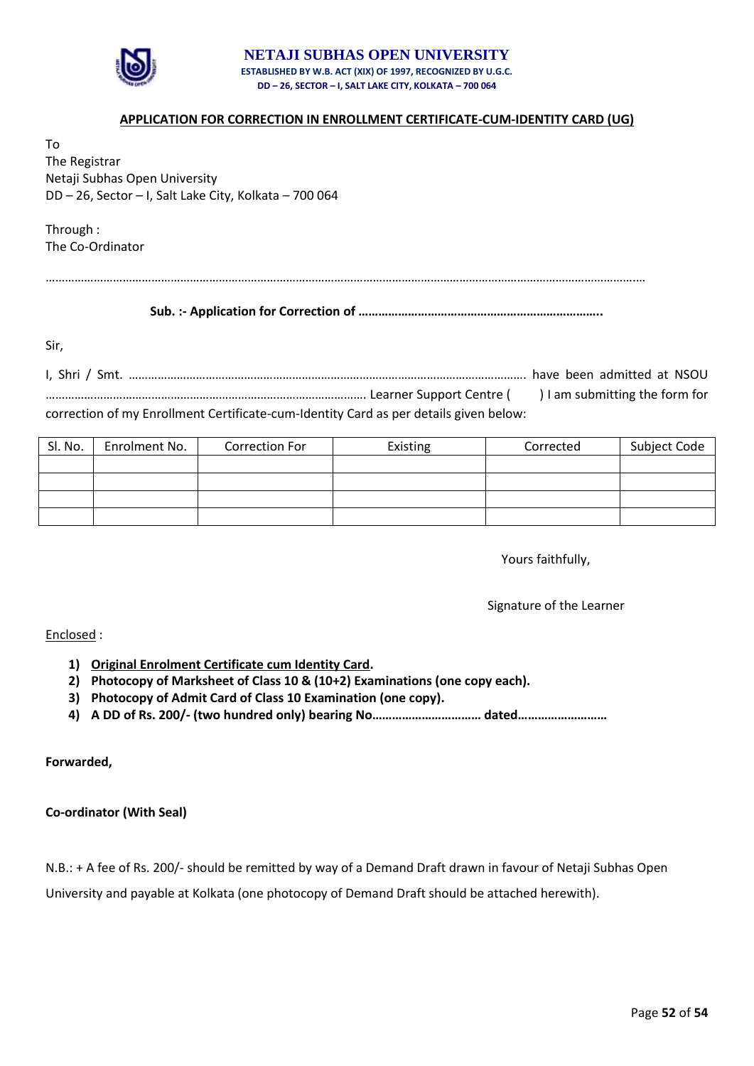**NETAJI SUBHAS OPEN UNIVERSITY**
**ESTABLISHED BY W.B. ACT (XIX) OF 1997, RECOGNIZED BY U.G.C.**
**DD – 26, SECTOR – I, SALT LAKE CITY, KOLKATA – 700 064**

## APPLICATION FOR CORRECTION IN ENROLLMENT CERTIFICATE-CUM-IDENTITY CARD (UG)

To
The Registrar
Netaji Subhas Open University
DD – 26, Sector – I, Salt Lake City, Kolkata – 700 064

Through :
The Co-Ordinator

……………………………………………………………………………………………………………………………………………………………

**Sub. :- Application for Correction of ………………………………………………………………..**

Sir,

I, Shri / Smt. ……………………………………………………………………………………………………………. have been admitted at NSOU ……………………………………………………………………………………. Learner Support Centre (      ) I am submitting the form for correction of my Enrollment Certificate-cum-Identity Card as per details given below:

| Sl. No. | Enrolment No. | Correction For | Existing | Corrected | Subject Code |
|---|---|---|---|---|---|
| | | | | | |
| | | | | | |
| | | | | | |
| | | | | | |

Yours faithfully,

Signature of the Learner

Enclosed :

1) **Original Enrolment Certificate cum Identity Card.**
2) **Photocopy of Marksheet of Class 10 & (10+2) Examinations (one copy each).**
3) **Photocopy of Admit Card of Class 10 Examination (one copy).**
4) **A DD of Rs. 200/- (two hundred only) bearing No…………………………… dated………………………**

**Forwarded,**

**Co-ordinator (With Seal)**

N.B.: + A fee of Rs. 200/- should be remitted by way of a Demand Draft drawn in favour of Netaji Subhas Open University and payable at Kolkata (one photocopy of Demand Draft should be attached herewith).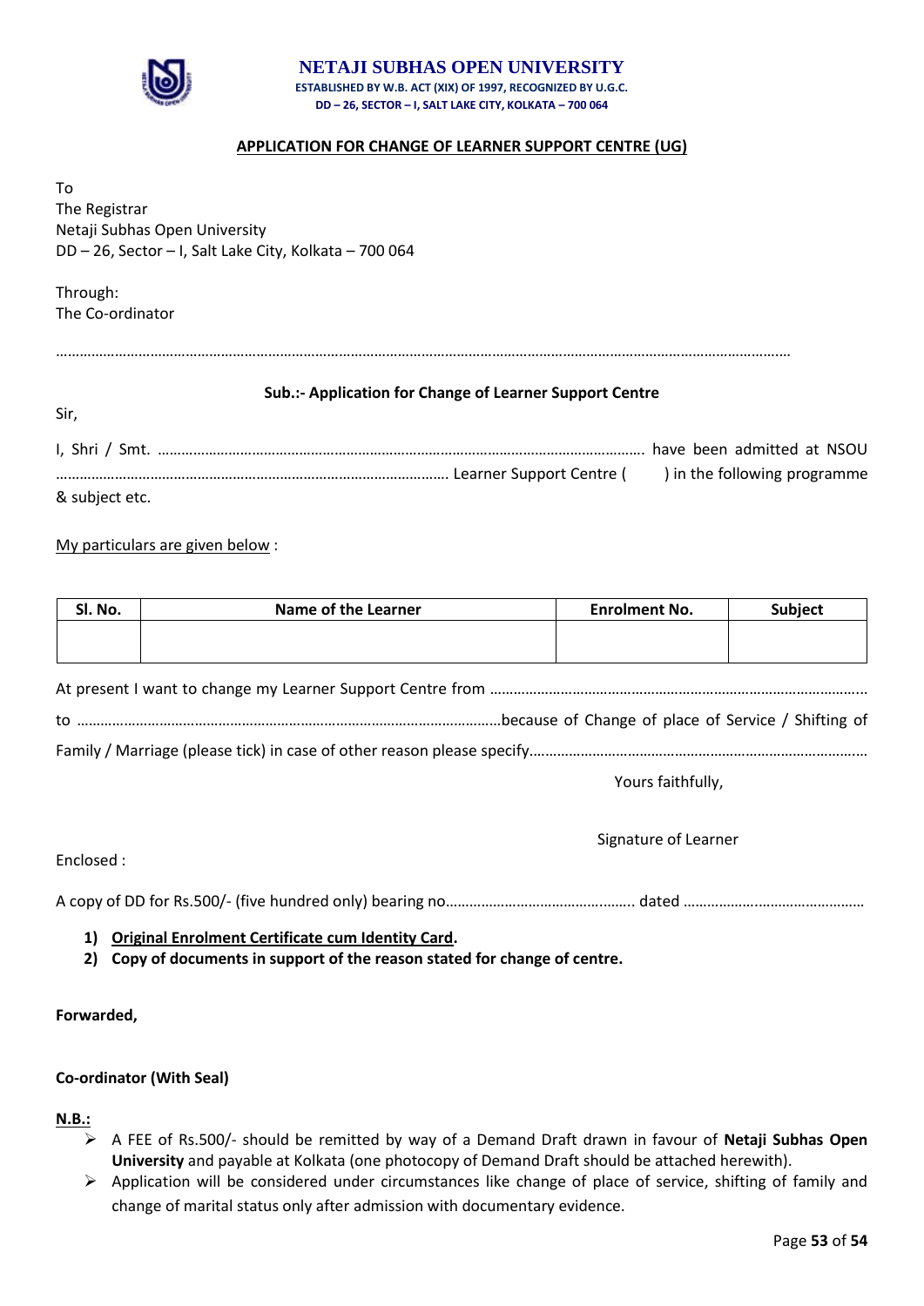**NETAJI SUBHAS OPEN UNIVERSITY**

**ESTABLISHED BY W.B. ACT (XIX) OF 1997, RECOGNIZED BY U.G.C.**

**DD – 26, SECTOR – I, SALT LAKE CITY, KOLKATA – 700 064**

**<u>APPLICATION FOR CHANGE OF LEARNER SUPPORT CENTRE (UG)</u>**

To
The Registrar
Netaji Subhas Open University
DD – 26, Sector – I, Salt Lake City, Kolkata – 700 064

Through:
The Co-ordinator

…………………………………………………………………………………………………………………………………………………………………

**Sub.:- Application for Change of Learner Support Centre**

Sir,

I, Shri / Smt. ……………………………………………………………………………………………………… have been admitted at NSOU ……………………………………………………………………………………… Learner Support Centre (      ) in the following programme & subject etc.

<u>My particulars are given below</u> :

| Sl. No. | Name of the Learner | Enrolment No. | Subject |
|---|---|---|---|
| | | | |

At present I want to change my Learner Support Centre from …………………………………………………………………………………… to ………………………………………………………………………………………because of Change of place of Service / Shifting of Family / Marriage (please tick) in case of other reason please specify…………………………………………………………………………

Yours faithfully,

Signature of Learner

Enclosed :

A copy of DD for Rs.500/- (five hundred only) bearing no……………………………………….. dated ……………..………………………

1) **<u>Original Enrolment Certificate cum Identity Card</u>.**
2) **Copy of documents in support of the reason stated for change of centre.**

**Forwarded,**

**Co-ordinator (With Seal)**

**<u>N.B.:</u>**

- A FEE of Rs.500/- should be remitted by way of a Demand Draft drawn in favour of **Netaji Subhas Open University** and payable at Kolkata (one photocopy of Demand Draft should be attached herewith).
- Application will be considered under circumstances like change of place of service, shifting of family and change of marital status only after admission with documentary evidence.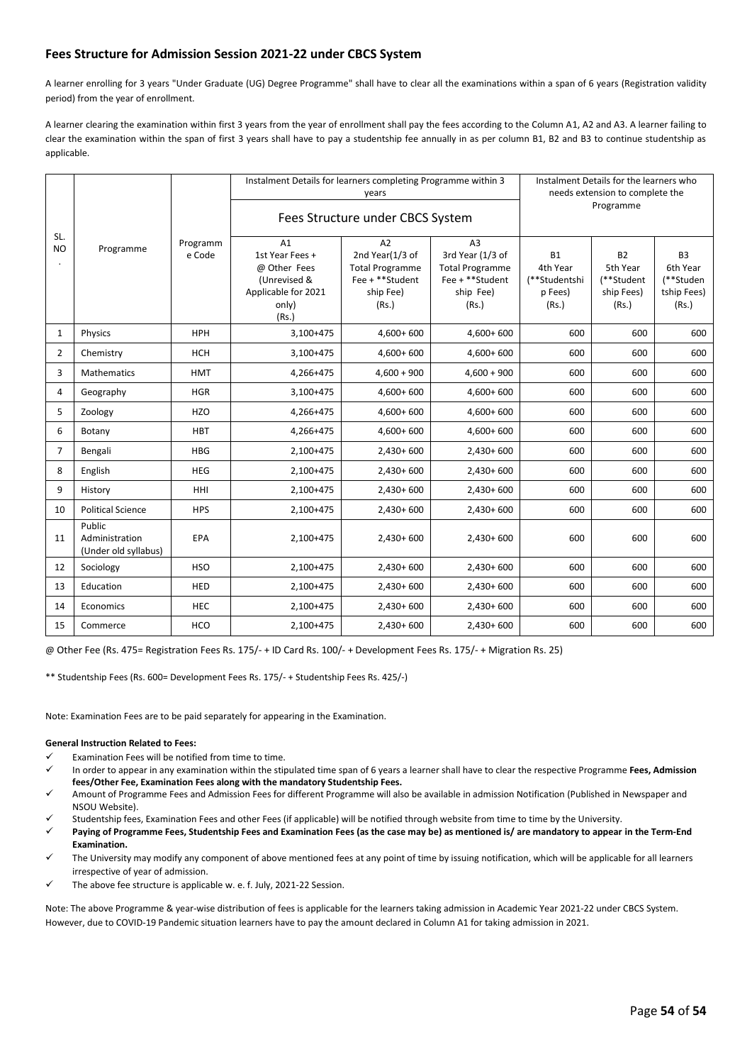## Fees Structure for Admission Session 2021-22 under CBCS System

A learner enrolling for 3 years "Under Graduate (UG) Degree Programme" shall have to clear all the examinations within a span of 6 years (Registration validity period) from the year of enrollment.

A learner clearing the examination within first 3 years from the year of enrollment shall pay the fees according to the Column A1, A2 and A3. A learner failing to clear the examination within the span of first 3 years shall have to pay a studentship fee annually in as per column B1, B2 and B3 to continue studentship as applicable.

| SL. NO. | Programme | Programme Code | Instalment Details for learners completing Programme within 3 years — Fees Structure under CBCS System | | | Instalment Details for the learners who needs extension to complete the Programme | | |
|---|---|---|---|---|---|---|---|---|
| | | | A1 1st Year Fees + @ Other Fees (Unrevised & Applicable for 2021 only) (Rs.) | A2 2nd Year(1/3 of Total Programme Fee + **Student ship Fee) (Rs.) | A3 3rd Year (1/3 of Total Programme Fee + **Student ship Fee) (Rs.) | B1 4th Year (**Studentship Fees) (Rs.) | B2 5th Year (**Student ship Fees) (Rs.) | B3 6th Year (**Studentship Fees) (Rs.) |
| 1 | Physics | HPH | 3,100+475 | 4,600+ 600 | 4,600+ 600 | 600 | 600 | 600 |
| 2 | Chemistry | HCH | 3,100+475 | 4,600+ 600 | 4,600+ 600 | 600 | 600 | 600 |
| 3 | Mathematics | HMT | 4,266+475 | 4,600 + 900 | 4,600 + 900 | 600 | 600 | 600 |
| 4 | Geography | HGR | 3,100+475 | 4,600+ 600 | 4,600+ 600 | 600 | 600 | 600 |
| 5 | Zoology | HZO | 4,266+475 | 4,600+ 600 | 4,600+ 600 | 600 | 600 | 600 |
| 6 | Botany | HBT | 4,266+475 | 4,600+ 600 | 4,600+ 600 | 600 | 600 | 600 |
| 7 | Bengali | HBG | 2,100+475 | 2,430+ 600 | 2,430+ 600 | 600 | 600 | 600 |
| 8 | English | HEG | 2,100+475 | 2,430+ 600 | 2,430+ 600 | 600 | 600 | 600 |
| 9 | History | HHI | 2,100+475 | 2,430+ 600 | 2,430+ 600 | 600 | 600 | 600 |
| 10 | Political Science | HPS | 2,100+475 | 2,430+ 600 | 2,430+ 600 | 600 | 600 | 600 |
| 11 | Public Administration (Under old syllabus) | EPA | 2,100+475 | 2,430+ 600 | 2,430+ 600 | 600 | 600 | 600 |
| 12 | Sociology | HSO | 2,100+475 | 2,430+ 600 | 2,430+ 600 | 600 | 600 | 600 |
| 13 | Education | HED | 2,100+475 | 2,430+ 600 | 2,430+ 600 | 600 | 600 | 600 |
| 14 | Economics | HEC | 2,100+475 | 2,430+ 600 | 2,430+ 600 | 600 | 600 | 600 |
| 15 | Commerce | HCO | 2,100+475 | 2,430+ 600 | 2,430+ 600 | 600 | 600 | 600 |

@ Other Fee (Rs. 475= Registration Fees Rs. 175/- + ID Card Rs. 100/- + Development Fees Rs. 175/- + Migration Rs. 25)

** Studentship Fees (Rs. 600= Development Fees Rs. 175/- + Studentship Fees Rs. 425/-)

Note: Examination Fees are to be paid separately for appearing in the Examination.

**General Instruction Related to Fees:**

- ✓ Examination Fees will be notified from time to time.
- ✓ In order to appear in any examination within the stipulated time span of 6 years a learner shall have to clear the respective Programme **Fees, Admission fees/Other Fee, Examination Fees along with the mandatory Studentship Fees.**
- ✓ Amount of Programme Fees and Admission Fees for different Programme will also be available in admission Notification (Published in Newspaper and NSOU Website).
- ✓ Studentship fees, Examination Fees and other Fees (if applicable) will be notified through website from time to time by the University.
- ✓ **Paying of Programme Fees, Studentship Fees and Examination Fees (as the case may be) as mentioned is/ are mandatory to appear in the Term-End Examination.**
- ✓ The University may modify any component of above mentioned fees at any point of time by issuing notification, which will be applicable for all learners irrespective of year of admission.
- ✓ The above fee structure is applicable w. e. f. July, 2021-22 Session.

Note: The above Programme & year-wise distribution of fees is applicable for the learners taking admission in Academic Year 2021-22 under CBCS System. However, due to COVID-19 Pandemic situation learners have to pay the amount declared in Column A1 for taking admission in 2021.